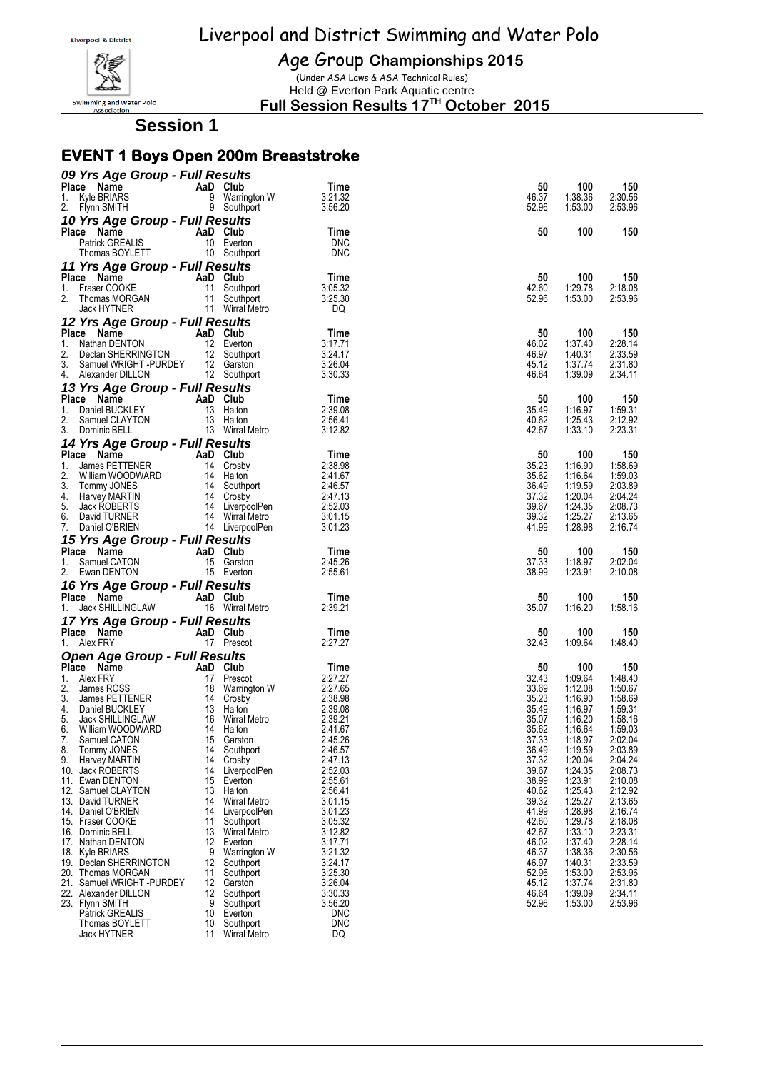# Liverpool and District Swimming and Water Polo

## Age Group Championships 2015

(Under ASA Laws & ASA Technical Rules)
Held @ Everton Park Aquatic centre
**Full Session Results 17TH October 2015**

## Session 1

## EVENT 1 Boys Open 200m Breaststroke

### 09 Yrs Age Group - Full Results

| Place | Name | AaD | Club | Time | 50 | 100 | 150 |
|---|---|---|---|---|---|---|---|
| 1. | Kyle BRIARS | 9 | Warrington W | 3:21.32 | 46.37 | 1:38.36 | 2:30.56 |
| 2. | Flynn SMITH | 9 | Southport | 3:56.20 | 52.96 | 1:53.00 | 2:53.96 |

### 10 Yrs Age Group - Full Results

| Place | Name | AaD | Club | Time | 50 | 100 | 150 |
|---|---|---|---|---|---|---|---|
| | Patrick GREALIS | 10 | Everton | DNC | | | |
| | Thomas BOYLETT | 10 | Southport | DNC | | | |

### 11 Yrs Age Group - Full Results

| Place | Name | AaD | Club | Time | 50 | 100 | 150 |
|---|---|---|---|---|---|---|---|
| 1. | Fraser COOKE | 11 | Southport | 3:05.32 | 42.60 | 1:29.78 | 2:18.08 |
| 2. | Thomas MORGAN | 11 | Southport | 3:25.30 | 52.96 | 1:53.00 | 2:53.96 |
| | Jack HYTNER | 11 | Wirral Metro | DQ | | | |

### 12 Yrs Age Group - Full Results

| Place | Name | AaD | Club | Time | 50 | 100 | 150 |
|---|---|---|---|---|---|---|---|
| 1. | Nathan DENTON | 12 | Everton | 3:17.71 | 46.02 | 1:37.40 | 2:28.14 |
| 2. | Declan SHERRINGTON | 12 | Southport | 3:24.17 | 46.97 | 1:40.31 | 2:33.59 |
| 3. | Samuel WRIGHT -PURDEY | 12 | Garston | 3:26.04 | 45.12 | 1:37.74 | 2:31.80 |
| 4. | Alexander DILLON | 12 | Southport | 3:30.33 | 46.64 | 1:39.09 | 2:34.11 |

### 13 Yrs Age Group - Full Results

| Place | Name | AaD | Club | Time | 50 | 100 | 150 |
|---|---|---|---|---|---|---|---|
| 1. | Daniel BUCKLEY | 13 | Halton | 2:39.08 | 35.49 | 1:16.97 | 1:59.31 |
| 2. | Samuel CLAYTON | 13 | Halton | 2:56.41 | 40.62 | 1:25.43 | 2:12.92 |
| 3. | Dominic BELL | 13 | Wirral Metro | 3:12.82 | 42.67 | 1:33.10 | 2:23.31 |

### 14 Yrs Age Group - Full Results

| Place | Name | AaD | Club | Time | 50 | 100 | 150 |
|---|---|---|---|---|---|---|---|
| 1. | James PETTENER | 14 | Crosby | 2:38.98 | 35.23 | 1:16.90 | 1:58.69 |
| 2. | William WOODWARD | 14 | Halton | 2:41.67 | 35.62 | 1:16.64 | 1:59.03 |
| 3. | Tommy JONES | 14 | Southport | 2:46.57 | 36.49 | 1:19.59 | 2:03.89 |
| 4. | Harvey MARTIN | 14 | Crosby | 2:47.13 | 37.32 | 1:20.04 | 2:04.24 |
| 5. | Jack ROBERTS | 14 | LiverpoolPen | 2:52.03 | 39.67 | 1:24.35 | 2:08.73 |
| 6. | David TURNER | 14 | Wirral Metro | 3:01.15 | 39.32 | 1:25.27 | 2:13.65 |
| 7. | Daniel O'BRIEN | 14 | LiverpoolPen | 3:01.23 | 41.99 | 1:28.98 | 2:16.74 |

### 15 Yrs Age Group - Full Results

| Place | Name | AaD | Club | Time | 50 | 100 | 150 |
|---|---|---|---|---|---|---|---|
| 1. | Samuel CATON | 15 | Garston | 2:45.26 | 37.33 | 1:18.97 | 2:02.04 |
| 2. | Ewan DENTON | 15 | Everton | 2:55.61 | 38.99 | 1:23.91 | 2:10.08 |

### 16 Yrs Age Group - Full Results

| Place | Name | AaD | Club | Time | 50 | 100 | 150 |
|---|---|---|---|---|---|---|---|
| 1. | Jack SHILLINGLAW | 16 | Wirral Metro | 2:39.21 | 35.07 | 1:16.20 | 1:58.16 |

### 17 Yrs Age Group - Full Results

| Place | Name | AaD | Club | Time | 50 | 100 | 150 |
|---|---|---|---|---|---|---|---|
| 1. | Alex FRY | 17 | Prescot | 2:27.27 | 32.43 | 1:09.64 | 1:48.40 |

### Open Age Group - Full Results

| Place | Name | AaD | Club | Time | 50 | 100 | 150 |
|---|---|---|---|---|---|---|---|
| 1. | Alex FRY | 17 | Prescot | 2:27.27 | 32.43 | 1:09.64 | 1:48.40 |
| 2. | James ROSS | 18 | Warrington W | 2:27.65 | 33.69 | 1:12.08 | 1:50.67 |
| 3. | James PETTENER | 14 | Crosby | 2:38.98 | 35.23 | 1:16.90 | 1:58.69 |
| 4. | Daniel BUCKLEY | 13 | Halton | 2:39.08 | 35.49 | 1:16.97 | 1:59.31 |
| 5. | Jack SHILLINGLAW | 16 | Wirral Metro | 2:39.21 | 35.07 | 1:16.20 | 1:58.16 |
| 6. | William WOODWARD | 14 | Halton | 2:41.67 | 35.62 | 1:16.64 | 1:59.03 |
| 7. | Samuel CATON | 15 | Garston | 2:45.26 | 37.33 | 1:18.97 | 2:02.04 |
| 8. | Tommy JONES | 14 | Southport | 2:46.57 | 36.49 | 1:19.59 | 2:03.89 |
| 9. | Harvey MARTIN | 14 | Crosby | 2:47.13 | 37.32 | 1:20.04 | 2:04.24 |
| 10. | Jack ROBERTS | 14 | LiverpoolPen | 2:52.03 | 39.67 | 1:24.35 | 2:08.73 |
| 11. | Ewan DENTON | 15 | Everton | 2:55.61 | 38.99 | 1:23.91 | 2:10.08 |
| 12. | Samuel CLAYTON | 13 | Halton | 2:56.41 | 40.62 | 1:25.43 | 2:12.92 |
| 13. | David TURNER | 14 | Wirral Metro | 3:01.15 | 39.32 | 1:25.27 | 2:13.65 |
| 14. | Daniel O'BRIEN | 14 | LiverpoolPen | 3:01.23 | 41.99 | 1:28.98 | 2:16.74 |
| 15. | Fraser COOKE | 11 | Southport | 3:05.32 | 42.60 | 1:29.78 | 2:18.08 |
| 16. | Dominic BELL | 13 | Wirral Metro | 3:12.82 | 42.67 | 1:33.10 | 2:23.31 |
| 17. | Nathan DENTON | 12 | Everton | 3:17.71 | 46.02 | 1:37.40 | 2:28.14 |
| 18. | Kyle BRIARS | 9 | Warrington W | 3:21.32 | 46.37 | 1:38.36 | 2:30.56 |
| 19. | Declan SHERRINGTON | 12 | Southport | 3:24.17 | 46.97 | 1:40.31 | 2:33.59 |
| 20. | Thomas MORGAN | 11 | Southport | 3:25.30 | 52.96 | 1:53.00 | 2:53.96 |
| 21. | Samuel WRIGHT -PURDEY | 12 | Garston | 3:26.04 | 45.12 | 1:37.74 | 2:31.80 |
| 22. | Alexander DILLON | 12 | Southport | 3:30.33 | 46.64 | 1:39.09 | 2:34.11 |
| 23. | Flynn SMITH | 9 | Southport | 3:56.20 | 52.96 | 1:53.00 | 2:53.96 |
| | Patrick GREALIS | 10 | Everton | DNC | | | |
| | Thomas BOYLETT | 10 | Southport | DNC | | | |
| | Jack HYTNER | 11 | Wirral Metro | DQ | | | |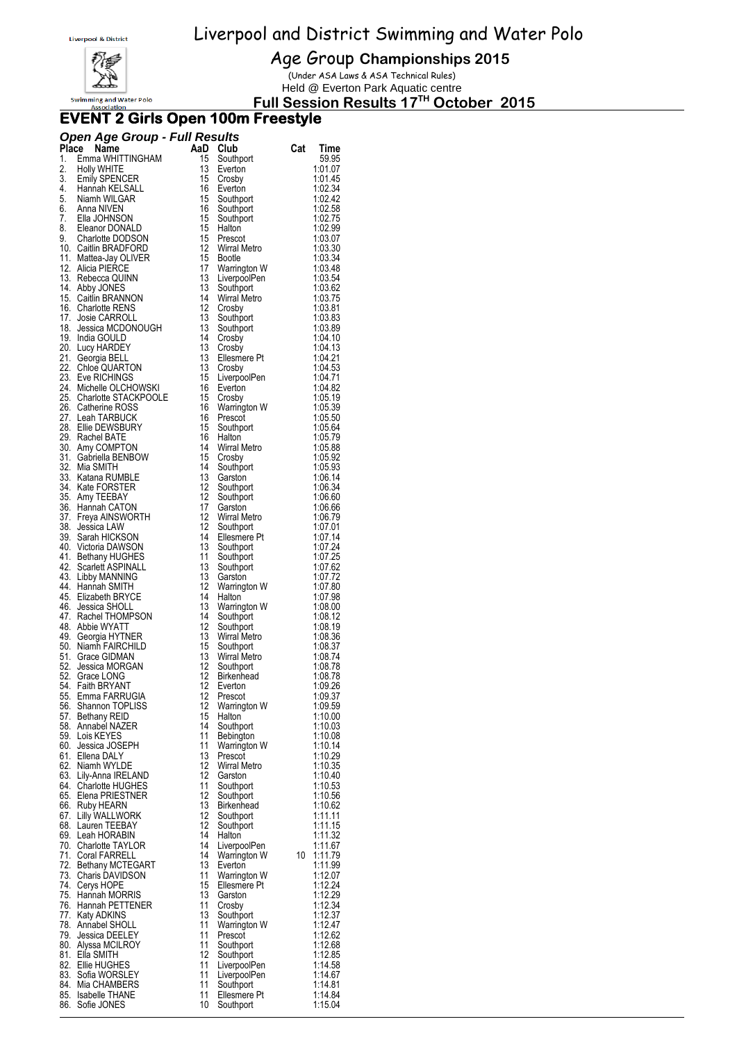# Liverpool and District Swimming and Water Polo

## Age Group Championships 2015

(Under ASA Laws & ASA Technical Rules)

Held @ Everton Park Aquatic centre

**Full Session Results 17TH October 2015**

## EVENT 2 Girls Open 100m Freestyle

### *Open Age Group - Full Results*

| Place | Name | AaD | Club | Cat | Time |
|---|---|---|---|---|---|
| 1. | Emma WHITTINGHAM | 15 | Southport | | 59.95 |
| 2. | Holly WHITE | 13 | Everton | | 1:01.07 |
| 3. | Emily SPENCER | 15 | Crosby | | 1:01.45 |
| 4. | Hannah KELSALL | 16 | Everton | | 1:02.34 |
| 5. | Niamh WILGAR | 15 | Southport | | 1:02.42 |
| 6. | Anna NIVEN | 16 | Southport | | 1:02.58 |
| 7. | Ella JOHNSON | 15 | Southport | | 1:02.75 |
| 8. | Eleanor DONALD | 15 | Halton | | 1:02.99 |
| 9. | Charlotte DODSON | 15 | Prescot | | 1:03.07 |
| 10. | Caitlin BRADFORD | 12 | Wirral Metro | | 1:03.30 |
| 11. | Mattea-Jay OLIVER | 15 | Bootle | | 1:03.34 |
| 12. | Alicia PIERCE | 17 | Warrington W | | 1:03.48 |
| 13. | Rebecca QUINN | 13 | LiverpoolPen | | 1:03.54 |
| 14. | Abby JONES | 13 | Southport | | 1:03.62 |
| 15. | Caitlin BRANNON | 14 | Wirral Metro | | 1:03.75 |
| 16. | Charlotte RENS | 12 | Crosby | | 1:03.81 |
| 17. | Josie CARROLL | 13 | Southport | | 1:03.83 |
| 18. | Jessica MCDONOUGH | 13 | Southport | | 1:03.89 |
| 19. | India GOULD | 14 | Crosby | | 1:04.10 |
| 20. | Lucy HARDEY | 13 | Crosby | | 1:04.13 |
| 21. | Georgia BELL | 13 | Ellesmere Pt | | 1:04.21 |
| 22. | Chloe QUARTON | 13 | Crosby | | 1:04.53 |
| 23. | Eve RICHINGS | 15 | LiverpoolPen | | 1:04.71 |
| 24. | Michelle OLCHOWSKI | 16 | Everton | | 1:04.82 |
| 25. | Charlotte STACKPOOLE | 15 | Crosby | | 1:05.19 |
| 26. | Catherine ROSS | 16 | Warrington W | | 1:05.39 |
| 27. | Leah TARBUCK | 16 | Prescot | | 1:05.50 |
| 28. | Ellie DEWSBURY | 15 | Southport | | 1:05.64 |
| 29. | Rachel BATE | 16 | Halton | | 1:05.79 |
| 30. | Amy COMPTON | 14 | Wirral Metro | | 1:05.88 |
| 31. | Gabriella BENBOW | 15 | Crosby | | 1:05.92 |
| 32. | Mia SMITH | 14 | Southport | | 1:05.93 |
| 33. | Katana RUMBLE | 13 | Garston | | 1:06.14 |
| 34. | Kate FORSTER | 12 | Southport | | 1:06.34 |
| 35. | Amy TEEBAY | 12 | Southport | | 1:06.60 |
| 36. | Hannah CATON | 17 | Garston | | 1:06.66 |
| 37. | Freya AINSWORTH | 12 | Wirral Metro | | 1:06.79 |
| 38. | Jessica LAW | 12 | Southport | | 1:07.01 |
| 39. | Sarah HICKSON | 14 | Ellesmere Pt | | 1:07.14 |
| 40. | Victoria DAWSON | 13 | Southport | | 1:07.24 |
| 41. | Bethany HUGHES | 11 | Southport | | 1:07.25 |
| 42. | Scarlett ASPINALL | 13 | Southport | | 1:07.62 |
| 43. | Libby MANNING | 13 | Garston | | 1:07.72 |
| 44. | Hannah SMITH | 12 | Warrington W | | 1:07.80 |
| 45. | Elizabeth BRYCE | 14 | Halton | | 1:07.98 |
| 46. | Jessica SHOLL | 13 | Warrington W | | 1:08.00 |
| 47. | Rachel THOMPSON | 14 | Southport | | 1:08.12 |
| 48. | Abbie WYATT | 12 | Southport | | 1:08.19 |
| 49. | Georgia HYTNER | 13 | Wirral Metro | | 1:08.36 |
| 50. | Niamh FAIRCHILD | 15 | Southport | | 1:08.37 |
| 51. | Grace GIDMAN | 13 | Wirral Metro | | 1:08.74 |
| 52. | Jessica MORGAN | 12 | Southport | | 1:08.78 |
| 52. | Grace LONG | 12 | Birkenhead | | 1:08.78 |
| 54. | Faith BRYANT | 12 | Everton | | 1:09.26 |
| 55. | Emma FARRUGIA | 12 | Prescot | | 1:09.37 |
| 56. | Shannon TOPLISS | 12 | Warrington W | | 1:09.59 |
| 57. | Bethany REID | 15 | Halton | | 1:10.00 |
| 58. | Annabel NAZER | 14 | Southport | | 1:10.03 |
| 59. | Lois KEYES | 11 | Bebington | | 1:10.08 |
| 60. | Jessica JOSEPH | 11 | Warrington W | | 1:10.14 |
| 61. | Ellena DALY | 13 | Prescot | | 1:10.29 |
| 62. | Niamh WYLDE | 12 | Wirral Metro | | 1:10.35 |
| 63. | Lily-Anna IRELAND | 12 | Garston | | 1:10.40 |
| 64. | Charlotte HUGHES | 11 | Southport | | 1:10.53 |
| 65. | Elena PRIESTNER | 12 | Southport | | 1:10.56 |
| 66. | Ruby HEARN | 13 | Birkenhead | | 1:10.62 |
| 67. | Lilly WALLWORK | 12 | Southport | | 1:11.11 |
| 68. | Lauren TEEBAY | 12 | Southport | | 1:11.15 |
| 69. | Leah HORABIN | 14 | Halton | | 1:11.32 |
| 70. | Charlotte TAYLOR | 14 | LiverpoolPen | | 1:11.67 |
| 71. | Coral FARRELL | 14 | Warrington W | 10 | 1:11.79 |
| 72. | Bethany MCTEGART | 13 | Everton | | 1:11.99 |
| 73. | Charis DAVIDSON | 11 | Warrington W | | 1:12.07 |
| 74. | Cerys HOPE | 15 | Ellesmere Pt | | 1:12.24 |
| 75. | Hannah MORRIS | 13 | Garston | | 1:12.29 |
| 76. | Hannah PETTENER | 11 | Crosby | | 1:12.34 |
| 77. | Katy ADKINS | 13 | Southport | | 1:12.37 |
| 78. | Annabel SHOLL | 11 | Warrington W | | 1:12.47 |
| 79. | Jessica DEELEY | 11 | Prescot | | 1:12.62 |
| 80. | Alyssa MCILROY | 11 | Southport | | 1:12.68 |
| 81. | Ella SMITH | 12 | Southport | | 1:12.85 |
| 82. | Ellie HUGHES | 11 | LiverpoolPen | | 1:14.58 |
| 83. | Sofia WORSLEY | 11 | LiverpoolPen | | 1:14.67 |
| 84. | Mia CHAMBERS | 11 | Southport | | 1:14.81 |
| 85. | Isabelle THANE | 11 | Ellesmere Pt | | 1:14.84 |
| 86. | Sofie JONES | 10 | Southport | | 1:15.04 |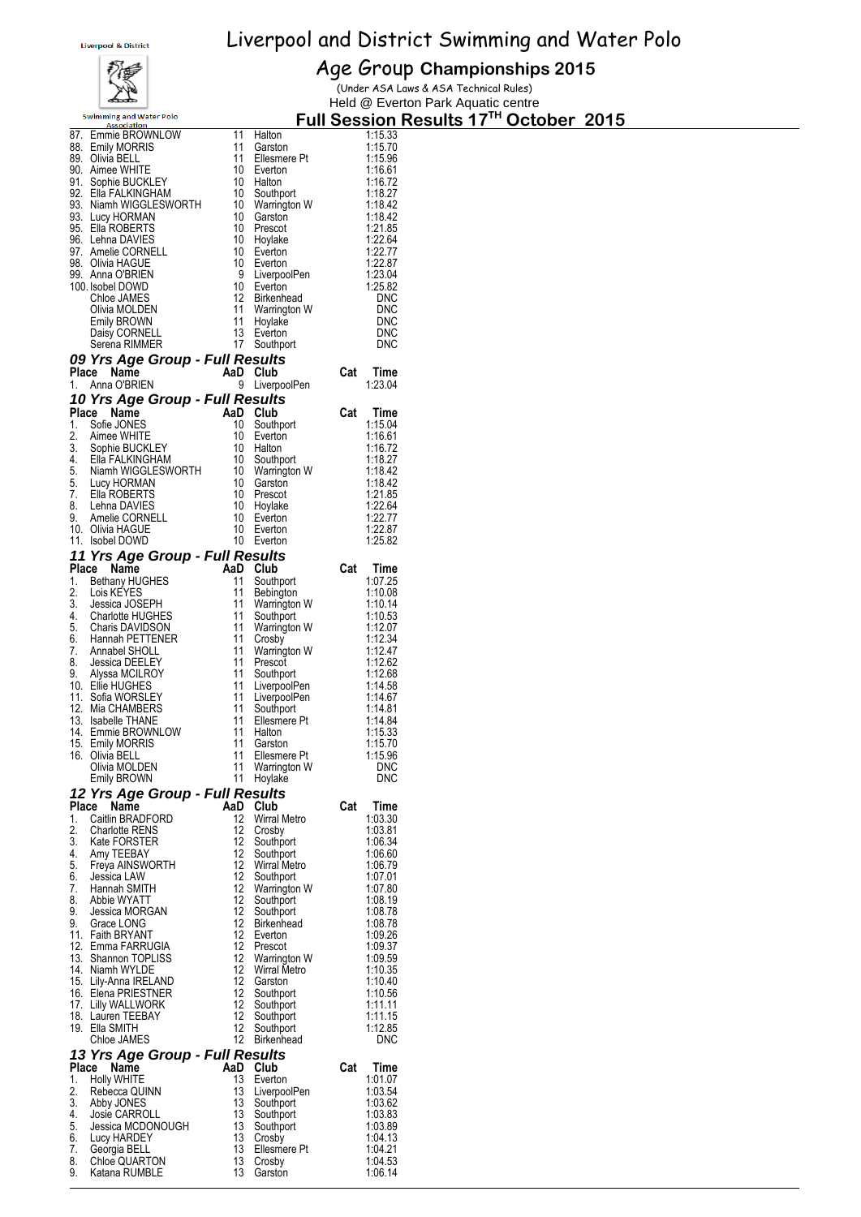# Liverpool and District Swimming and Water Polo

## Age Group Championships 2015

(Under ASA Laws & ASA Technical Rules)

Held @ Everton Park Aquatic centre

### Full Session Results 17TH October 2015

| Place | Name | AaD | Club | Cat | Time |
|---|---|---|---|---|---|
| 87. | Emmie BROWNLOW | 11 | Halton | | 1:15.33 |
| 88. | Emily MORRIS | 11 | Garston | | 1:15.70 |
| 89. | Olivia BELL | 11 | Ellesmere Pt | | 1:15.96 |
| 90. | Aimee WHITE | 10 | Everton | | 1:16.61 |
| 91. | Sophie BUCKLEY | 10 | Halton | | 1:16.72 |
| 92. | Ella FALKINGHAM | 10 | Southport | | 1:18.27 |
| 93. | Niamh WIGGLESWORTH | 10 | Warrington W | | 1:18.42 |
| 93. | Lucy HORMAN | 10 | Garston | | 1:18.42 |
| 95. | Ella ROBERTS | 10 | Prescot | | 1:21.85 |
| 96. | Lehna DAVIES | 10 | Hoylake | | 1:22.64 |
| 97. | Amelie CORNELL | 10 | Everton | | 1:22.77 |
| 98. | Olivia HAGUE | 10 | Everton | | 1:22.87 |
| 99. | Anna O'BRIEN | 9 | LiverpoolPen | | 1:23.04 |
| 100. | Isobel DOWD | 10 | Everton | | 1:25.82 |
| | Chloe JAMES | 12 | Birkenhead | | DNC |
| | Olivia MOLDEN | 11 | Warrington W | | DNC |
| | Emily BROWN | 11 | Hoylake | | DNC |
| | Daisy CORNELL | 13 | Everton | | DNC |
| | Serena RIMMER | 17 | Southport | | DNC |

### 09 Yrs Age Group - Full Results

| Place | Name | AaD | Club | Cat | Time |
|---|---|---|---|---|---|
| 1. | Anna O'BRIEN | 9 | LiverpoolPen | | 1:23.04 |

### 10 Yrs Age Group - Full Results

| Place | Name | AaD | Club | Cat | Time |
|---|---|---|---|---|---|
| 1. | Sofie JONES | 10 | Southport | | 1:15.04 |
| 2. | Aimee WHITE | 10 | Everton | | 1:16.61 |
| 3. | Sophie BUCKLEY | 10 | Halton | | 1:16.72 |
| 4. | Ella FALKINGHAM | 10 | Southport | | 1:18.27 |
| 5. | Niamh WIGGLESWORTH | 10 | Warrington W | | 1:18.42 |
| 5. | Lucy HORMAN | 10 | Garston | | 1:18.42 |
| 7. | Ella ROBERTS | 10 | Prescot | | 1:21.85 |
| 8. | Lehna DAVIES | 10 | Hoylake | | 1:22.64 |
| 9. | Amelie CORNELL | 10 | Everton | | 1:22.77 |
| 10. | Olivia HAGUE | 10 | Everton | | 1:22.87 |
| 11. | Isobel DOWD | 10 | Everton | | 1:25.82 |

### 11 Yrs Age Group - Full Results

| Place | Name | AaD | Club | Cat | Time |
|---|---|---|---|---|---|
| 1. | Bethany HUGHES | 11 | Southport | | 1:07.25 |
| 2. | Lois KEYES | 11 | Bebington | | 1:10.08 |
| 3. | Jessica JOSEPH | 11 | Warrington W | | 1:10.14 |
| 4. | Charlotte HUGHES | 11 | Southport | | 1:10.53 |
| 5. | Charis DAVIDSON | 11 | Warrington W | | 1:12.07 |
| 6. | Hannah PETTENER | 11 | Crosby | | 1:12.34 |
| 7. | Annabel SHOLL | 11 | Warrington W | | 1:12.47 |
| 8. | Jessica DEELEY | 11 | Prescot | | 1:12.62 |
| 9. | Alyssa MCILROY | 11 | Southport | | 1:12.68 |
| 10. | Ellie HUGHES | 11 | LiverpoolPen | | 1:14.58 |
| 11. | Sofia WORSLEY | 11 | LiverpoolPen | | 1:14.67 |
| 12. | Mia CHAMBERS | 11 | Southport | | 1:14.81 |
| 13. | Isabelle THANE | 11 | Ellesmere Pt | | 1:14.84 |
| 14. | Emmie BROWNLOW | 11 | Halton | | 1:15.33 |
| 15. | Emily MORRIS | 11 | Garston | | 1:15.70 |
| 16. | Olivia BELL | 11 | Ellesmere Pt | | 1:15.96 |
| | Olivia MOLDEN | 11 | Warrington W | | DNC |
| | Emily BROWN | 11 | Hoylake | | DNC |

### 12 Yrs Age Group - Full Results

| Place | Name | AaD | Club | Cat | Time |
|---|---|---|---|---|---|
| 1. | Caitlin BRADFORD | 12 | Wirral Metro | | 1:03.30 |
| 2. | Charlotte RENS | 12 | Crosby | | 1:03.81 |
| 3. | Kate FORSTER | 12 | Southport | | 1:06.34 |
| 4. | Amy TEEBAY | 12 | Southport | | 1:06.60 |
| 5. | Freya AINSWORTH | 12 | Wirral Metro | | 1:06.79 |
| 6. | Jessica LAW | 12 | Southport | | 1:07.01 |
| 7. | Hannah SMITH | 12 | Warrington W | | 1:07.80 |
| 8. | Abbie WYATT | 12 | Southport | | 1:08.19 |
| 9. | Jessica MORGAN | 12 | Southport | | 1:08.78 |
| 9. | Grace LONG | 12 | Birkenhead | | 1:08.78 |
| 11. | Faith BRYANT | 12 | Everton | | 1:09.26 |
| 12. | Emma FARRUGIA | 12 | Prescot | | 1:09.37 |
| 13. | Shannon TOPLISS | 12 | Warrington W | | 1:09.59 |
| 14. | Niamh WYLDE | 12 | Wirral Metro | | 1:10.35 |
| 15. | Lily-Anna IRELAND | 12 | Garston | | 1:10.40 |
| 16. | Elena PRIESTNER | 12 | Southport | | 1:10.56 |
| 17. | Lilly WALLWORK | 12 | Southport | | 1:11.11 |
| 18. | Lauren TEEBAY | 12 | Southport | | 1:11.15 |
| 19. | Ella SMITH | 12 | Southport | | 1:12.85 |
| | Chloe JAMES | 12 | Birkenhead | | DNC |

### 13 Yrs Age Group - Full Results

| Place | Name | AaD | Club | Cat | Time |
|---|---|---|---|---|---|
| 1. | Holly WHITE | 13 | Everton | | 1:01.07 |
| 2. | Rebecca QUINN | 13 | LiverpoolPen | | 1:03.54 |
| 3. | Abby JONES | 13 | Southport | | 1:03.62 |
| 4. | Josie CARROLL | 13 | Southport | | 1:03.83 |
| 5. | Jessica MCDONOUGH | 13 | Southport | | 1:03.89 |
| 6. | Lucy HARDEY | 13 | Crosby | | 1:04.13 |
| 7. | Georgia BELL | 13 | Ellesmere Pt | | 1:04.21 |
| 8. | Chloe QUARTON | 13 | Crosby | | 1:04.53 |
| 9. | Katana RUMBLE | 13 | Garston | | 1:06.14 |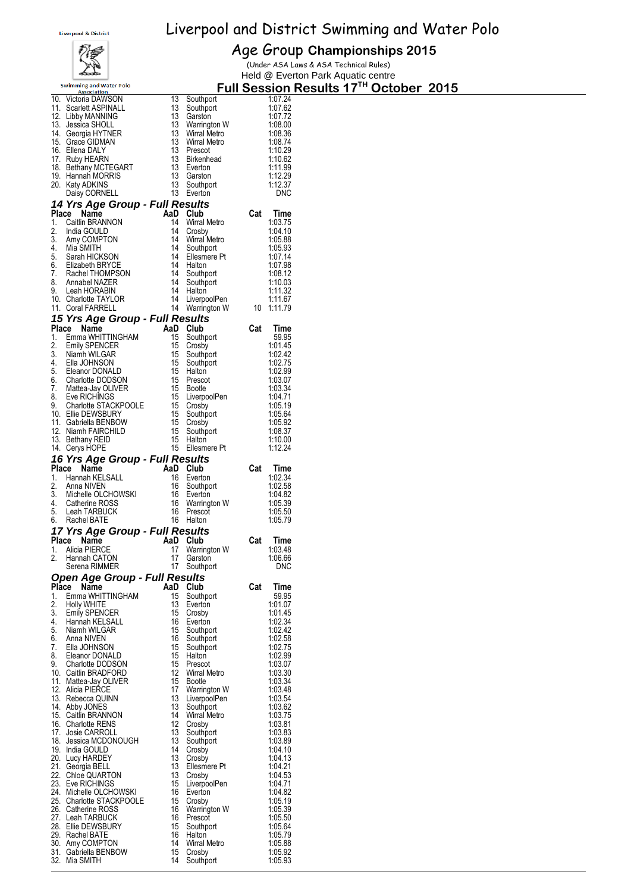# Liverpool and District Swimming and Water Polo

## Age Group Championships 2015

(Under ASA Laws & ASA Technical Rules)

Held @ Everton Park Aquatic centre

## Full Session Results 17TH October 2015

| Place | Name | AaD | Club | Cat | Time |
|---|---|---|---|---|---|
| 10. | Victoria DAWSON | 13 | Southport | | 1:07.24 |
| 11. | Scarlett ASPINALL | 13 | Southport | | 1:07.62 |
| 12. | Libby MANNING | 13 | Garston | | 1:07.72 |
| 13. | Jessica SHOLL | 13 | Warrington W | | 1:08.00 |
| 14. | Georgia HYTNER | 13 | Wirral Metro | | 1:08.36 |
| 15. | Grace GIDMAN | 13 | Wirral Metro | | 1:08.74 |
| 16. | Ellena DALY | 13 | Prescot | | 1:10.29 |
| 17. | Ruby HEARN | 13 | Birkenhead | | 1:10.62 |
| 18. | Bethany MCTEGART | 13 | Everton | | 1:11.99 |
| 19. | Hannah MORRIS | 13 | Garston | | 1:12.29 |
| 20. | Katy ADKINS | 13 | Southport | | 1:12.37 |
| | Daisy CORNELL | 13 | Everton | | DNC |

### 14 Yrs Age Group - Full Results

| Place | Name | AaD | Club | Cat | Time |
|---|---|---|---|---|---|
| 1. | Caitlin BRANNON | 14 | Wirral Metro | | 1:03.75 |
| 2. | India GOULD | 14 | Crosby | | 1:04.10 |
| 3. | Amy COMPTON | 14 | Wirral Metro | | 1:05.88 |
| 4. | Mia SMITH | 14 | Southport | | 1:05.93 |
| 5. | Sarah HICKSON | 14 | Ellesmere Pt | | 1:07.14 |
| 6. | Elizabeth BRYCE | 14 | Halton | | 1:07.98 |
| 7. | Rachel THOMPSON | 14 | Southport | | 1:08.12 |
| 8. | Annabel NAZER | 14 | Southport | | 1:10.03 |
| 9. | Leah HORABIN | 14 | Halton | | 1:11.32 |
| 10. | Charlotte TAYLOR | 14 | LiverpoolPen | | 1:11.67 |
| 11. | Coral FARRELL | 14 | Warrington W | 10 | 1:11.79 |

### 15 Yrs Age Group - Full Results

| Place | Name | AaD | Club | Cat | Time |
|---|---|---|---|---|---|
| 1. | Emma WHITTINGHAM | 15 | Southport | | 59.95 |
| 2. | Emily SPENCER | 15 | Crosby | | 1:01.45 |
| 3. | Niamh WILGAR | 15 | Southport | | 1:02.42 |
| 4. | Ella JOHNSON | 15 | Southport | | 1:02.75 |
| 5. | Eleanor DONALD | 15 | Halton | | 1:02.99 |
| 6. | Charlotte DODSON | 15 | Prescot | | 1:03.07 |
| 7. | Mattea-Jay OLIVER | 15 | Bootle | | 1:03.34 |
| 8. | Eve RICHINGS | 15 | LiverpoolPen | | 1:04.71 |
| 9. | Charlotte STACKPOOLE | 15 | Crosby | | 1:05.19 |
| 10. | Ellie DEWSBURY | 15 | Southport | | 1:05.64 |
| 11. | Gabriella BENBOW | 15 | Crosby | | 1:05.92 |
| 12. | Niamh FAIRCHILD | 15 | Southport | | 1:08.37 |
| 13. | Bethany REID | 15 | Halton | | 1:10.00 |
| 14. | Cerys HOPE | 15 | Ellesmere Pt | | 1:12.24 |

### 16 Yrs Age Group - Full Results

| Place | Name | AaD | Club | Cat | Time |
|---|---|---|---|---|---|
| 1. | Hannah KELSALL | 16 | Everton | | 1:02.34 |
| 2. | Anna NIVEN | 16 | Southport | | 1:02.58 |
| 3. | Michelle OLCHOWSKI | 16 | Everton | | 1:04.82 |
| 4. | Catherine ROSS | 16 | Warrington W | | 1:05.39 |
| 5. | Leah TARBUCK | 16 | Prescot | | 1:05.50 |
| 6. | Rachel BATE | 16 | Halton | | 1:05.79 |

### 17 Yrs Age Group - Full Results

| Place | Name | AaD | Club | Cat | Time |
|---|---|---|---|---|---|
| 1. | Alicia PIERCE | 17 | Warrington W | | 1:03.48 |
| 2. | Hannah CATON | 17 | Garston | | 1:06.66 |
| | Serena RIMMER | 17 | Southport | | DNC |

### Open Age Group - Full Results

| Place | Name | AaD | Club | Cat | Time |
|---|---|---|---|---|---|
| 1. | Emma WHITTINGHAM | 15 | Southport | | 59.95 |
| 2. | Holly WHITE | 13 | Everton | | 1:01.07 |
| 3. | Emily SPENCER | 15 | Crosby | | 1:01.45 |
| 4. | Hannah KELSALL | 16 | Everton | | 1:02.34 |
| 5. | Niamh WILGAR | 15 | Southport | | 1:02.42 |
| 6. | Anna NIVEN | 16 | Southport | | 1:02.58 |
| 7. | Ella JOHNSON | 15 | Southport | | 1:02.75 |
| 8. | Eleanor DONALD | 15 | Halton | | 1:02.99 |
| 9. | Charlotte DODSON | 15 | Prescot | | 1:03.07 |
| 10. | Caitlin BRADFORD | 12 | Wirral Metro | | 1:03.30 |
| 11. | Mattea-Jay OLIVER | 15 | Bootle | | 1:03.34 |
| 12. | Alicia PIERCE | 17 | Warrington W | | 1:03.48 |
| 13. | Rebecca QUINN | 13 | LiverpoolPen | | 1:03.54 |
| 14. | Abby JONES | 13 | Southport | | 1:03.62 |
| 15. | Caitlin BRANNON | 14 | Wirral Metro | | 1:03.75 |
| 16. | Charlotte RENS | 12 | Crosby | | 1:03.81 |
| 17. | Josie CARROLL | 13 | Southport | | 1:03.83 |
| 18. | Jessica MCDONOUGH | 13 | Southport | | 1:03.89 |
| 19. | India GOULD | 14 | Crosby | | 1:04.10 |
| 20. | Lucy HARDEY | 13 | Crosby | | 1:04.13 |
| 21. | Georgia BELL | 13 | Ellesmere Pt | | 1:04.21 |
| 22. | Chloe QUARTON | 13 | Crosby | | 1:04.53 |
| 23. | Eve RICHINGS | 15 | LiverpoolPen | | 1:04.71 |
| 24. | Michelle OLCHOWSKI | 16 | Everton | | 1:04.82 |
| 25. | Charlotte STACKPOOLE | 15 | Crosby | | 1:05.19 |
| 26. | Catherine ROSS | 16 | Warrington W | | 1:05.39 |
| 27. | Leah TARBUCK | 16 | Prescot | | 1:05.50 |
| 28. | Ellie DEWSBURY | 15 | Southport | | 1:05.64 |
| 29. | Rachel BATE | 16 | Halton | | 1:05.79 |
| 30. | Amy COMPTON | 14 | Wirral Metro | | 1:05.88 |
| 31. | Gabriella BENBOW | 15 | Crosby | | 1:05.92 |
| 32. | Mia SMITH | 14 | Southport | | 1:05.93 |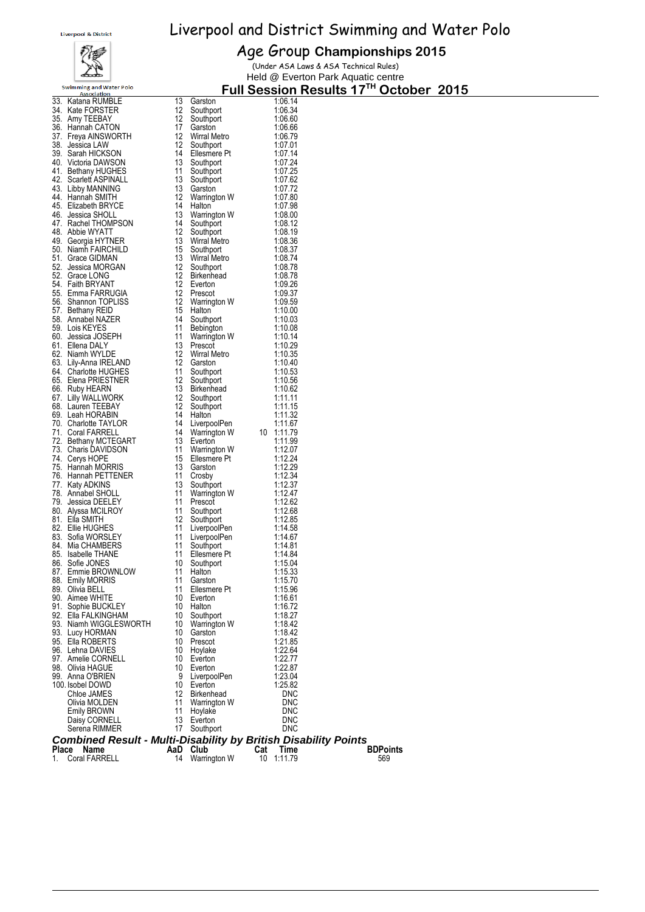# Liverpool and District Swimming and Water Polo

## Age Group Championships 2015

(Under ASA Laws & ASA Technical Rules)

Held @ Everton Park Aquatic centre

### Full Session Results 17TH October 2015

| Place | Name | AaD | Club | Cat | Time |
|---|---|---|---|---|---|
| 33. | Katana RUMBLE | 13 | Garston | | 1:06.14 |
| 34. | Kate FORSTER | 12 | Southport | | 1:06.34 |
| 35. | Amy TEEBAY | 12 | Southport | | 1:06.60 |
| 36. | Hannah CATON | 17 | Garston | | 1:06.66 |
| 37. | Freya AINSWORTH | 12 | Wirral Metro | | 1:06.79 |
| 38. | Jessica LAW | 12 | Southport | | 1:07.01 |
| 39. | Sarah HICKSON | 14 | Ellesmere Pt | | 1:07.14 |
| 40. | Victoria DAWSON | 13 | Southport | | 1:07.24 |
| 41. | Bethany HUGHES | 11 | Southport | | 1:07.25 |
| 42. | Scarlett ASPINALL | 13 | Southport | | 1:07.62 |
| 43. | Libby MANNING | 13 | Garston | | 1:07.72 |
| 44. | Hannah SMITH | 12 | Warrington W | | 1:07.80 |
| 45. | Elizabeth BRYCE | 14 | Halton | | 1:07.98 |
| 46. | Jessica SHOLL | 13 | Warrington W | | 1:08.00 |
| 47. | Rachel THOMPSON | 14 | Southport | | 1:08.12 |
| 48. | Abbie WYATT | 12 | Southport | | 1:08.19 |
| 49. | Georgia HYTNER | 13 | Wirral Metro | | 1:08.36 |
| 50. | Niamh FAIRCHILD | 15 | Southport | | 1:08.37 |
| 51. | Grace GIDMAN | 13 | Wirral Metro | | 1:08.74 |
| 52. | Jessica MORGAN | 12 | Southport | | 1:08.78 |
| 52. | Grace LONG | 12 | Birkenhead | | 1:08.78 |
| 54. | Faith BRYANT | 12 | Everton | | 1:09.26 |
| 55. | Emma FARRUGIA | 12 | Prescot | | 1:09.37 |
| 56. | Shannon TOPLISS | 12 | Warrington W | | 1:09.59 |
| 57. | Bethany REID | 15 | Halton | | 1:10.00 |
| 58. | Annabel NAZER | 14 | Southport | | 1:10.03 |
| 59. | Lois KEYES | 11 | Bebington | | 1:10.08 |
| 60. | Jessica JOSEPH | 11 | Warrington W | | 1:10.14 |
| 61. | Ellena DALY | 13 | Prescot | | 1:10.29 |
| 62. | Niamh WYLDE | 12 | Wirral Metro | | 1:10.35 |
| 63. | Lily-Anna IRELAND | 12 | Garston | | 1:10.40 |
| 64. | Charlotte HUGHES | 11 | Southport | | 1:10.53 |
| 65. | Elena PRIESTNER | 12 | Southport | | 1:10.56 |
| 66. | Ruby HEARN | 13 | Birkenhead | | 1:10.62 |
| 67. | Lilly WALLWORK | 12 | Southport | | 1:11.11 |
| 68. | Lauren TEEBAY | 12 | Southport | | 1:11.15 |
| 69. | Leah HORABIN | 14 | Halton | | 1:11.32 |
| 70. | Charlotte TAYLOR | 14 | LiverpoolPen | | 1:11.67 |
| 71. | Coral FARRELL | 14 | Warrington W | 10 | 1:11.79 |
| 72. | Bethany MCTEGART | 13 | Everton | | 1:11.99 |
| 73. | Charis DAVIDSON | 11 | Warrington W | | 1:12.07 |
| 74. | Cerys HOPE | 15 | Ellesmere Pt | | 1:12.24 |
| 75. | Hannah MORRIS | 13 | Garston | | 1:12.29 |
| 76. | Hannah PETTENER | 11 | Crosby | | 1:12.34 |
| 77. | Katy ADKINS | 13 | Southport | | 1:12.37 |
| 78. | Annabel SHOLL | 11 | Warrington W | | 1:12.47 |
| 79. | Jessica DEELEY | 11 | Prescot | | 1:12.62 |
| 80. | Alyssa MCILROY | 11 | Southport | | 1:12.68 |
| 81. | Ella SMITH | 12 | Southport | | 1:12.85 |
| 82. | Ellie HUGHES | 11 | LiverpoolPen | | 1:14.58 |
| 83. | Sofia WORSLEY | 11 | LiverpoolPen | | 1:14.67 |
| 84. | Mia CHAMBERS | 11 | Southport | | 1:14.81 |
| 85. | Isabelle THANE | 11 | Ellesmere Pt | | 1:14.84 |
| 86. | Sofie JONES | 10 | Southport | | 1:15.04 |
| 87. | Emmie BROWNLOW | 11 | Halton | | 1:15.33 |
| 88. | Emily MORRIS | 11 | Garston | | 1:15.70 |
| 89. | Olivia BELL | 11 | Ellesmere Pt | | 1:15.96 |
| 90. | Aimee WHITE | 10 | Everton | | 1:16.61 |
| 91. | Sophie BUCKLEY | 10 | Halton | | 1:16.72 |
| 92. | Ella FALKINGHAM | 10 | Southport | | 1:18.27 |
| 93. | Niamh WIGGLESWORTH | 10 | Warrington W | | 1:18.42 |
| 93. | Lucy HORMAN | 10 | Garston | | 1:18.42 |
| 95. | Ella ROBERTS | 10 | Prescot | | 1:21.85 |
| 96. | Lehna DAVIES | 10 | Hoylake | | 1:22.64 |
| 97. | Amelie CORNELL | 10 | Everton | | 1:22.77 |
| 98. | Olivia HAGUE | 10 | Everton | | 1:22.87 |
| 99. | Anna O'BRIEN | 9 | LiverpoolPen | | 1:23.04 |
| 100. | Isobel DOWD | 10 | Everton | | 1:25.82 |
| | Chloe JAMES | 12 | Birkenhead | | DNC |
| | Olivia MOLDEN | 11 | Warrington W | | DNC |
| | Emily BROWN | 11 | Hoylake | | DNC |
| | Daisy CORNELL | 13 | Everton | | DNC |
| | Serena RIMMER | 17 | Southport | | DNC |

### *Combined Result - Multi-Disability by British Disability Points*

| Place | Name | AaD | Club | Cat | Time | BDPoints |
|---|---|---|---|---|---|---|
| 1. | Coral FARRELL | 14 | Warrington W | 10 | 1:11.79 | 569 |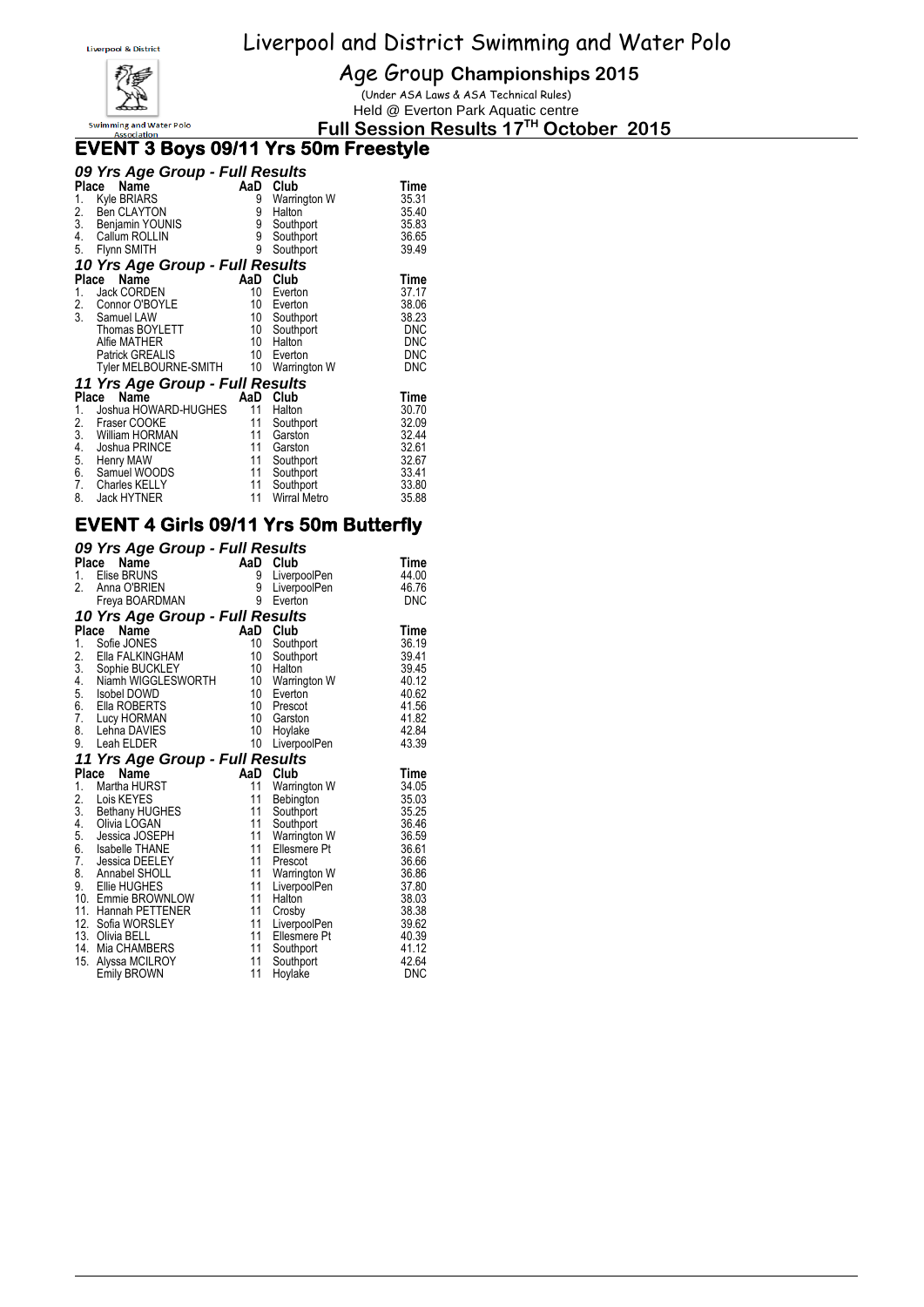# Liverpool and District Swimming and Water Polo

## Age Group Championships 2015

(Under ASA Laws & ASA Technical Rules)

Held @ Everton Park Aquatic centre

**Full Session Results 17TH October 2015**

## EVENT 3 Boys 09/11 Yrs 50m Freestyle

### 09 Yrs Age Group - Full Results

| Place | Name | AaD | Club | Time |
|---|---|---|---|---|
| 1. | Kyle BRIARS | 9 | Warrington W | 35.31 |
| 2. | Ben CLAYTON | 9 | Halton | 35.40 |
| 3. | Benjamin YOUNIS | 9 | Southport | 35.83 |
| 4. | Callum ROLLIN | 9 | Southport | 36.65 |
| 5. | Flynn SMITH | 9 | Southport | 39.49 |

### 10 Yrs Age Group - Full Results

| Place | Name | AaD | Club | Time |
|---|---|---|---|---|
| 1. | Jack CORDEN | 10 | Everton | 37.17 |
| 2. | Connor O'BOYLE | 10 | Everton | 38.06 |
| 3. | Samuel LAW | 10 | Southport | 38.23 |
| | Thomas BOYLETT | 10 | Southport | DNC |
| | Alfie MATHER | 10 | Halton | DNC |
| | Patrick GREALIS | 10 | Everton | DNC |
| | Tyler MELBOURNE-SMITH | 10 | Warrington W | DNC |

### 11 Yrs Age Group - Full Results

| Place | Name | AaD | Club | Time |
|---|---|---|---|---|
| 1. | Joshua HOWARD-HUGHES | 11 | Halton | 30.70 |
| 2. | Fraser COOKE | 11 | Southport | 32.09 |
| 3. | William HORMAN | 11 | Garston | 32.44 |
| 4. | Joshua PRINCE | 11 | Garston | 32.61 |
| 5. | Henry MAW | 11 | Southport | 32.67 |
| 6. | Samuel WOODS | 11 | Southport | 33.41 |
| 7. | Charles KELLY | 11 | Southport | 33.80 |
| 8. | Jack HYTNER | 11 | Wirral Metro | 35.88 |

## EVENT 4 Girls 09/11 Yrs 50m Butterfly

### 09 Yrs Age Group - Full Results

| Place | Name | AaD | Club | Time |
|---|---|---|---|---|
| 1. | Elise BRUNS | 9 | LiverpoolPen | 44.00 |
| 2. | Anna O'BRIEN | 9 | LiverpoolPen | 46.76 |
| | Freya BOARDMAN | 9 | Everton | DNC |

### 10 Yrs Age Group - Full Results

| Place | Name | AaD | Club | Time |
|---|---|---|---|---|
| 1. | Sofie JONES | 10 | Southport | 36.19 |
| 2. | Ella FALKINGHAM | 10 | Southport | 39.41 |
| 3. | Sophie BUCKLEY | 10 | Halton | 39.45 |
| 4. | Niamh WIGGLESWORTH | 10 | Warrington W | 40.12 |
| 5. | Isobel DOWD | 10 | Everton | 40.62 |
| 6. | Ella ROBERTS | 10 | Prescot | 41.56 |
| 7. | Lucy HORMAN | 10 | Garston | 41.82 |
| 8. | Lehna DAVIES | 10 | Hoylake | 42.84 |
| 9. | Leah ELDER | 10 | LiverpoolPen | 43.39 |

### 11 Yrs Age Group - Full Results

| Place | Name | AaD | Club | Time |
|---|---|---|---|---|
| 1. | Martha HURST | 11 | Warrington W | 34.05 |
| 2. | Lois KEYES | 11 | Bebington | 35.03 |
| 3. | Bethany HUGHES | 11 | Southport | 35.25 |
| 4. | Olivia LOGAN | 11 | Southport | 36.46 |
| 5. | Jessica JOSEPH | 11 | Warrington W | 36.59 |
| 6. | Isabelle THANE | 11 | Ellesmere Pt | 36.61 |
| 7. | Jessica DEELEY | 11 | Prescot | 36.66 |
| 8. | Annabel SHOLL | 11 | Warrington W | 36.86 |
| 9. | Ellie HUGHES | 11 | LiverpoolPen | 37.80 |
| 10. | Emmie BROWNLOW | 11 | Halton | 38.03 |
| 11. | Hannah PETTENER | 11 | Crosby | 38.38 |
| 12. | Sofia WORSLEY | 11 | LiverpoolPen | 39.62 |
| 13. | Olivia BELL | 11 | Ellesmere Pt | 40.39 |
| 14. | Mia CHAMBERS | 11 | Southport | 41.12 |
| 15. | Alyssa MCILROY | 11 | Southport | 42.64 |
| | Emily BROWN | 11 | Hoylake | DNC |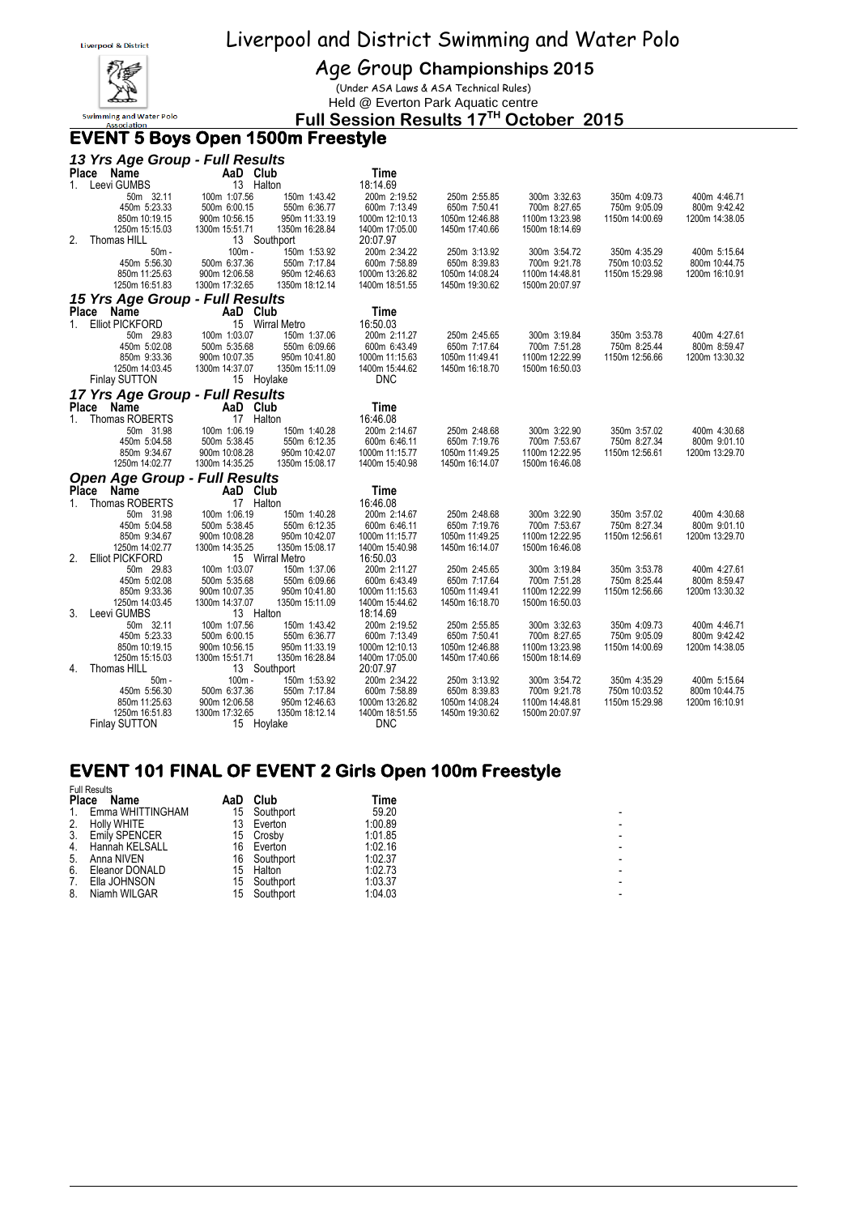# Liverpool and District Swimming and Water Polo

## Age Group Championships 2015

(Under ASA Laws & ASA Technical Rules)

Held @ Everton Park Aquatic centre

**Full Session Results 17TH October 2015**

## EVENT 5 Boys Open 1500m Freestyle

### 13 Yrs Age Group - Full Results

| Place | Name | AaD | Club | Time |
|---|---|---|---|---|
| 1. | Leevi GUMBS | 13 | Halton | 18:14.69 |

50m 32.11, 100m 1:07.56, 150m 1:43.42, 200m 2:19.52, 250m 2:55.85, 300m 3:32.63, 350m 4:09.73, 400m 4:46.71, 450m 5:23.33, 500m 6:00.15, 550m 6:36.77, 600m 7:13.49, 650m 7:50.41, 700m 8:27.65, 750m 9:05.09, 800m 9:42.42, 850m 10:19.15, 900m 10:56.15, 950m 11:33.19, 1000m 12:10.13, 1050m 12:46.88, 1100m 13:23.98, 1150m 14:00.69, 1200m 14:38.05, 1250m 15:15.03, 1300m 15:51.71, 1350m 16:28.84, 1400m 17:05.00, 1450m 17:40.66, 1500m 18:14.69

| Place | Name | AaD | Club | Time |
|---|---|---|---|---|
| 2. | Thomas HILL | 13 | Southport | 20:07.97 |

50m -, 100m -, 150m 1:53.92, 200m 2:34.22, 250m 3:13.92, 300m 3:54.72, 350m 4:35.29, 400m 5:15.64, 450m 5:56.30, 500m 6:37.36, 550m 7:17.84, 600m 7:58.89, 650m 8:39.83, 700m 9:21.78, 750m 10:03.52, 800m 10:44.75, 850m 11:25.63, 900m 12:06.58, 950m 12:46.63, 1000m 13:26.82, 1050m 14:08.24, 1100m 14:48.81, 1150m 15:29.98, 1200m 16:10.91, 1250m 16:51.83, 1300m 17:32.65, 1350m 18:12.14, 1400m 18:51.55, 1450m 19:30.62, 1500m 20:07.97

### 15 Yrs Age Group - Full Results

| Place | Name | AaD | Club | Time |
|---|---|---|---|---|
| 1. | Elliot PICKFORD | 15 | Wirral Metro | 16:50.03 |

50m 29.83, 100m 1:03.07, 150m 1:37.06, 200m 2:11.27, 250m 2:45.65, 300m 3:19.84, 350m 3:53.78, 400m 4:27.61, 450m 5:02.08, 500m 5:35.68, 550m 6:09.66, 600m 6:43.49, 650m 7:17.64, 700m 7:51.28, 750m 8:25.44, 800m 8:59.47, 850m 9:33.36, 900m 10:07.35, 950m 10:41.80, 1000m 11:15.63, 1050m 11:49.41, 1100m 12:22.99, 1150m 12:56.66, 1200m 13:30.32, 1250m 14:03.45, 1300m 14:37.07, 1350m 15:11.09, 1400m 15:44.62, 1450m 16:18.70, 1500m 16:50.03

| Place | Name | AaD | Club | Time |
|---|---|---|---|---|
| | Finlay SUTTON | 15 | Hoylake | DNC |

### 17 Yrs Age Group - Full Results

| Place | Name | AaD | Club | Time |
|---|---|---|---|---|
| 1. | Thomas ROBERTS | 17 | Halton | 16:46.08 |

50m 31.98, 100m 1:06.19, 150m 1:40.28, 200m 2:14.67, 250m 2:48.68, 300m 3:22.90, 350m 3:57.02, 400m 4:30.68, 450m 5:04.58, 500m 5:38.45, 550m 6:12.35, 600m 6:46.11, 650m 7:19.76, 700m 7:53.67, 750m 8:27.34, 800m 9:01.10, 850m 9:34.67, 900m 10:08.28, 950m 10:42.07, 1000m 11:15.77, 1050m 11:49.25, 1100m 12:22.95, 1150m 12:56.61, 1200m 13:29.70, 1250m 14:02.77, 1300m 14:35.25, 1350m 15:08.17, 1400m 15:40.98, 1450m 16:14.07, 1500m 16:46.08

### Open Age Group - Full Results

| Place | Name | AaD | Club | Time |
|---|---|---|---|---|
| 1. | Thomas ROBERTS | 17 | Halton | 16:46.08 |

50m 31.98, 100m 1:06.19, 150m 1:40.28, 200m 2:14.67, 250m 2:48.68, 300m 3:22.90, 350m 3:57.02, 400m 4:30.68, 450m 5:04.58, 500m 5:38.45, 550m 6:12.35, 600m 6:46.11, 650m 7:19.76, 700m 7:53.67, 750m 8:27.34, 800m 9:01.10, 850m 9:34.67, 900m 10:08.28, 950m 10:42.07, 1000m 11:15.77, 1050m 11:49.25, 1100m 12:22.95, 1150m 12:56.61, 1200m 13:29.70, 1250m 14:02.77, 1300m 14:35.25, 1350m 15:08.17, 1400m 15:40.98, 1450m 16:14.07, 1500m 16:46.08

| Place | Name | AaD | Club | Time |
|---|---|---|---|---|
| 2. | Elliot PICKFORD | 15 | Wirral Metro | 16:50.03 |

50m 29.83, 100m 1:03.07, 150m 1:37.06, 200m 2:11.27, 250m 2:45.65, 300m 3:19.84, 350m 3:53.78, 400m 4:27.61, 450m 5:02.08, 500m 5:35.68, 550m 6:09.66, 600m 6:43.49, 650m 7:17.64, 700m 7:51.28, 750m 8:25.44, 800m 8:59.47, 850m 9:33.36, 900m 10:07.35, 950m 10:41.80, 1000m 11:15.63, 1050m 11:49.41, 1100m 12:22.99, 1150m 12:56.66, 1200m 13:30.32, 1250m 14:03.45, 1300m 14:37.07, 1350m 15:11.09, 1400m 15:44.62, 1450m 16:18.70, 1500m 16:50.03

| Place | Name | AaD | Club | Time |
|---|---|---|---|---|
| 3. | Leevi GUMBS | 13 | Halton | 18:14.69 |

50m 32.11, 100m 1:07.56, 150m 1:43.42, 200m 2:19.52, 250m 2:55.85, 300m 3:32.63, 350m 4:09.73, 400m 4:46.71, 450m 5:23.33, 500m 6:00.15, 550m 6:36.77, 600m 7:13.49, 650m 7:50.41, 700m 8:27.65, 750m 9:05.09, 800m 9:42.42, 850m 10:19.15, 900m 10:56.15, 950m 11:33.19, 1000m 12:10.13, 1050m 12:46.88, 1100m 13:23.98, 1150m 14:00.69, 1200m 14:38.05, 1250m 15:15.03, 1300m 15:51.71, 1350m 16:28.84, 1400m 17:05.00, 1450m 17:40.66, 1500m 18:14.69

| Place | Name | AaD | Club | Time |
|---|---|---|---|---|
| 4. | Thomas HILL | 13 | Southport | 20:07.97 |

50m -, 100m -, 150m 1:53.92, 200m 2:34.22, 250m 3:13.92, 300m 3:54.72, 350m 4:35.29, 400m 5:15.64, 450m 5:56.30, 500m 6:37.36, 550m 7:17.84, 600m 7:58.89, 650m 8:39.83, 700m 9:21.78, 750m 10:03.52, 800m 10:44.75, 850m 11:25.63, 900m 12:06.58, 950m 12:46.63, 1000m 13:26.82, 1050m 14:08.24, 1100m 14:48.81, 1150m 15:29.98, 1200m 16:10.91, 1250m 16:51.83, 1300m 17:32.65, 1350m 18:12.14, 1400m 18:51.55, 1450m 19:30.62, 1500m 20:07.97

| Place | Name | AaD | Club | Time |
|---|---|---|---|---|
| | Finlay SUTTON | 15 | Hoylake | DNC |

## EVENT 101 FINAL OF EVENT 2 Girls Open 100m Freestyle

Full Results

| Place | Name | AaD | Club | Time | |
|---|---|---|---|---|---|
| 1. | Emma WHITTINGHAM | 15 | Southport | 59.20 | - |
| 2. | Holly WHITE | 13 | Everton | 1:00.89 | - |
| 3. | Emily SPENCER | 15 | Crosby | 1:01.85 | - |
| 4. | Hannah KELSALL | 16 | Everton | 1:02.16 | - |
| 5. | Anna NIVEN | 16 | Southport | 1:02.37 | - |
| 6. | Eleanor DONALD | 15 | Halton | 1:02.73 | - |
| 7. | Ella JOHNSON | 15 | Southport | 1:03.37 | - |
| 8. | Niamh WILGAR | 15 | Southport | 1:04.03 | - |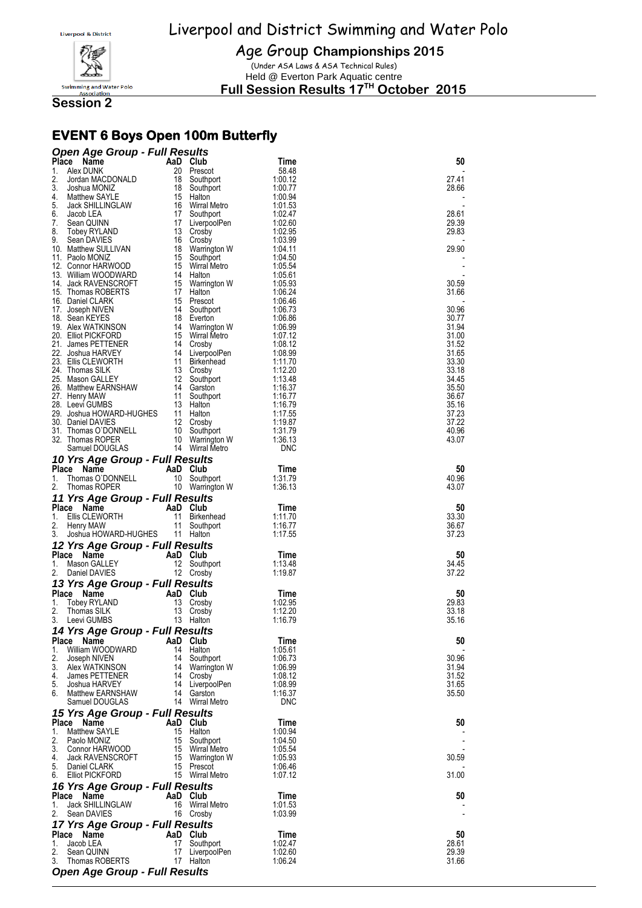# Liverpool and District Swimming and Water Polo

## Age Group Championships 2015

(Under ASA Laws & ASA Technical Rules)
Held @ Everton Park Aquatic centre

**Full Session Results 17TH October 2015**

**Session 2**

## EVENT 6 Boys Open 100m Butterfly

### Open Age Group - Full Results

| Place | Name | AaD | Club | Time | 50 |
|---|---|---|---|---|---|
| 1. | Alex DUNK | 20 | Prescot | 58.48 | - |
| 2. | Jordan MACDONALD | 18 | Southport | 1:00.12 | 27.41 |
| 3. | Joshua MONIZ | 18 | Southport | 1:00.77 | 28.66 |
| 4. | Matthew SAYLE | 15 | Halton | 1:00.94 | - |
| 5. | Jack SHILLINGLAW | 16 | Wirral Metro | 1:01.53 | - |
| 6. | Jacob LEA | 17 | Southport | 1:02.47 | 28.61 |
| 7. | Sean QUINN | 17 | LiverpoolPen | 1:02.60 | 29.39 |
| 8. | Tobey RYLAND | 13 | Crosby | 1:02.95 | 29.83 |
| 9. | Sean DAVIES | 16 | Crosby | 1:03.99 | - |
| 10. | Matthew SULLIVAN | 18 | Warrington W | 1:04.11 | 29.90 |
| 11. | Paolo MONIZ | 15 | Southport | 1:04.50 | - |
| 12. | Connor HARWOOD | 15 | Wirral Metro | 1:05.54 | - |
| 13. | William WOODWARD | 14 | Halton | 1:05.61 | - |
| 14. | Jack RAVENSCROFT | 15 | Warrington W | 1:05.93 | 30.59 |
| 15. | Thomas ROBERTS | 17 | Halton | 1:06.24 | 31.66 |
| 16. | Daniel CLARK | 15 | Prescot | 1:06.46 | - |
| 17. | Joseph NIVEN | 14 | Southport | 1:06.73 | 30.96 |
| 18. | Sean KEYES | 18 | Everton | 1:06.86 | 30.77 |
| 19. | Alex WATKINSON | 14 | Warrington W | 1:06.99 | 31.94 |
| 20. | Elliot PICKFORD | 15 | Wirral Metro | 1:07.12 | 31.00 |
| 21. | James PETTENER | 14 | Crosby | 1:08.12 | 31.52 |
| 22. | Joshua HARVEY | 14 | LiverpoolPen | 1:08.99 | 31.65 |
| 23. | Ellis CLEWORTH | 11 | Birkenhead | 1:11.70 | 33.30 |
| 24. | Thomas SILK | 13 | Crosby | 1:12.20 | 33.18 |
| 25. | Mason GALLEY | 12 | Southport | 1:13.48 | 34.45 |
| 26. | Matthew EARNSHAW | 14 | Garston | 1:16.37 | 35.50 |
| 27. | Henry MAW | 11 | Southport | 1:16.77 | 36.67 |
| 28. | Leevi GUMBS | 13 | Halton | 1:16.79 | 35.16 |
| 29. | Joshua HOWARD-HUGHES | 11 | Halton | 1:17.55 | 37.23 |
| 30. | Daniel DAVIES | 12 | Crosby | 1:19.87 | 37.22 |
| 31. | Thomas O`DONNELL | 10 | Southport | 1:31.79 | 40.96 |
| 32. | Thomas ROPER | 10 | Warrington W | 1:36.13 | 43.07 |
| | Samuel DOUGLAS | 14 | Wirral Metro | DNC | |

### 10 Yrs Age Group - Full Results

| Place | Name | AaD | Club | Time | 50 |
|---|---|---|---|---|---|
| 1. | Thomas O`DONNELL | 10 | Southport | 1:31.79 | 40.96 |
| 2. | Thomas ROPER | 10 | Warrington W | 1:36.13 | 43.07 |

### 11 Yrs Age Group - Full Results

| Place | Name | AaD | Club | Time | 50 |
|---|---|---|---|---|---|
| 1. | Ellis CLEWORTH | 11 | Birkenhead | 1:11.70 | 33.30 |
| 2. | Henry MAW | 11 | Southport | 1:16.77 | 36.67 |
| 3. | Joshua HOWARD-HUGHES | 11 | Halton | 1:17.55 | 37.23 |

### 12 Yrs Age Group - Full Results

| Place | Name | AaD | Club | Time | 50 |
|---|---|---|---|---|---|
| 1. | Mason GALLEY | 12 | Southport | 1:13.48 | 34.45 |
| 2. | Daniel DAVIES | 12 | Crosby | 1:19.87 | 37.22 |

### 13 Yrs Age Group - Full Results

| Place | Name | AaD | Club | Time | 50 |
|---|---|---|---|---|---|
| 1. | Tobey RYLAND | 13 | Crosby | 1:02.95 | 29.83 |
| 2. | Thomas SILK | 13 | Crosby | 1:12.20 | 33.18 |
| 3. | Leevi GUMBS | 13 | Halton | 1:16.79 | 35.16 |

### 14 Yrs Age Group - Full Results

| Place | Name | AaD | Club | Time | 50 |
|---|---|---|---|---|---|
| 1. | William WOODWARD | 14 | Halton | 1:05.61 | - |
| 2. | Joseph NIVEN | 14 | Southport | 1:06.73 | 30.96 |
| 3. | Alex WATKINSON | 14 | Warrington W | 1:06.99 | 31.94 |
| 4. | James PETTENER | 14 | Crosby | 1:08.12 | 31.52 |
| 5. | Joshua HARVEY | 14 | LiverpoolPen | 1:08.99 | 31.65 |
| 6. | Matthew EARNSHAW | 14 | Garston | 1:16.37 | 35.50 |
| | Samuel DOUGLAS | 14 | Wirral Metro | DNC | |

### 15 Yrs Age Group - Full Results

| Place | Name | AaD | Club | Time | 50 |
|---|---|---|---|---|---|
| 1. | Matthew SAYLE | 15 | Halton | 1:00.94 | - |
| 2. | Paolo MONIZ | 15 | Southport | 1:04.50 | - |
| 3. | Connor HARWOOD | 15 | Wirral Metro | 1:05.54 | - |
| 4. | Jack RAVENSCROFT | 15 | Warrington W | 1:05.93 | 30.59 |
| 5. | Daniel CLARK | 15 | Prescot | 1:06.46 | - |
| 6. | Elliot PICKFORD | 15 | Wirral Metro | 1:07.12 | 31.00 |

### 16 Yrs Age Group - Full Results

| Place | Name | AaD | Club | Time | 50 |
|---|---|---|---|---|---|
| 1. | Jack SHILLINGLAW | 16 | Wirral Metro | 1:01.53 | - |
| 2. | Sean DAVIES | 16 | Crosby | 1:03.99 | - |

### 17 Yrs Age Group - Full Results

| Place | Name | AaD | Club | Time | 50 |
|---|---|---|---|---|---|
| 1. | Jacob LEA | 17 | Southport | 1:02.47 | 28.61 |
| 2. | Sean QUINN | 17 | LiverpoolPen | 1:02.60 | 29.39 |
| 3. | Thomas ROBERTS | 17 | Halton | 1:06.24 | 31.66 |

### Open Age Group - Full Results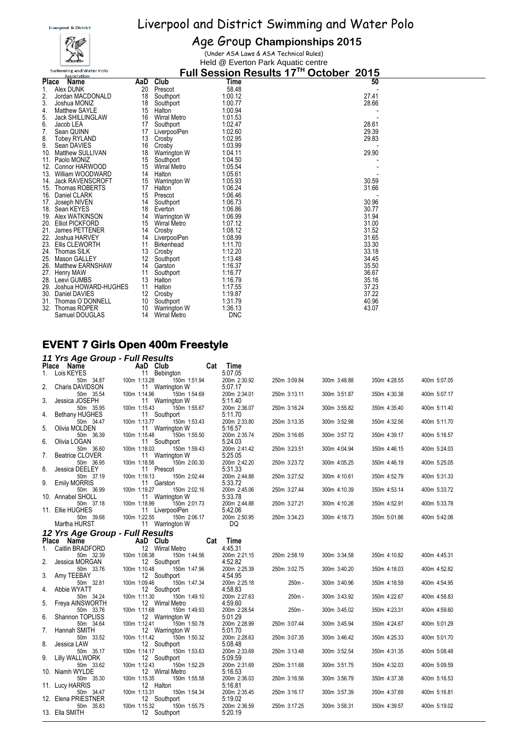# Liverpool and District Swimming and Water Polo

## Age Group Championships 2015

(Under ASA Laws & ASA Technical Rules)

Held @ Everton Park Aquatic centre

### Full Session Results 17TH October 2015

| Place | Name | AaD | Club | Time | 50 |
|---|---|---|---|---|---|
| 1. | Alex DUNK | 20 | Prescot | 58.48 | - |
| 2. | Jordan MACDONALD | 18 | Southport | 1:00.12 | 27.41 |
| 3. | Joshua MONIZ | 18 | Southport | 1:00.77 | 28.66 |
| 4. | Matthew SAYLE | 15 | Halton | 1:00.94 | - |
| 5. | Jack SHILLINGLAW | 16 | Wirral Metro | 1:01.53 | - |
| 6. | Jacob LEA | 17 | Southport | 1:02.47 | 28.61 |
| 7. | Sean QUINN | 17 | LiverpoolPen | 1:02.60 | 29.39 |
| 8. | Tobey RYLAND | 13 | Crosby | 1:02.95 | 29.83 |
| 9. | Sean DAVIES | 16 | Crosby | 1:03.99 | - |
| 10. | Matthew SULLIVAN | 18 | Warrington W | 1:04.11 | 29.90 |
| 11. | Paolo MONIZ | 15 | Southport | 1:04.50 | - |
| 12. | Connor HARWOOD | 15 | Wirral Metro | 1:05.54 | - |
| 13. | William WOODWARD | 14 | Halton | 1:05.61 | - |
| 14. | Jack RAVENSCROFT | 15 | Warrington W | 1:05.93 | 30.59 |
| 15. | Thomas ROBERTS | 17 | Halton | 1:06.24 | 31.66 |
| 16. | Daniel CLARK | 15 | Prescot | 1:06.46 | - |
| 17. | Joseph NIVEN | 14 | Southport | 1:06.73 | 30.96 |
| 18. | Sean KEYES | 18 | Everton | 1:06.86 | 30.77 |
| 19. | Alex WATKINSON | 14 | Warrington W | 1:06.99 | 31.94 |
| 20. | Elliot PICKFORD | 15 | Wirral Metro | 1:07.12 | 31.00 |
| 21. | James PETTENER | 14 | Crosby | 1:08.12 | 31.52 |
| 22. | Joshua HARVEY | 14 | LiverpoolPen | 1:08.99 | 31.65 |
| 23. | Ellis CLEWORTH | 11 | Birkenhead | 1:11.70 | 33.30 |
| 24. | Thomas SILK | 13 | Crosby | 1:12.20 | 33.18 |
| 25. | Mason GALLEY | 12 | Southport | 1:13.48 | 34.45 |
| 26. | Matthew EARNSHAW | 14 | Garston | 1:16.37 | 35.50 |
| 27. | Henry MAW | 11 | Southport | 1:16.77 | 36.67 |
| 28. | Leevi GUMBS | 13 | Halton | 1:16.79 | 35.16 |
| 29. | Joshua HOWARD-HUGHES | 11 | Halton | 1:17.55 | 37.23 |
| 30. | Daniel DAVIES | 12 | Crosby | 1:19.87 | 37.22 |
| 31. | Thomas O'DONNELL | 10 | Southport | 1:31.79 | 40.96 |
| 32. | Thomas ROPER | 10 | Warrington W | 1:36.13 | 43.07 |
| | Samuel DOUGLAS | 14 | Wirral Metro | DNC | |

## EVENT 7 Girls Open 400m Freestyle

### *11 Yrs Age Group - Full Results*

| Place | Name | AaD | Club | Time | 50m | 100m | 150m | 200m | 250m | 300m | 350m | 400m |
|---|---|---|---|---|---|---|---|---|---|---|---|---|
| 1. | Lois KEYES | 11 | Bebington | 5:07.05 | 34.87 | 1:13.28 | 1:51.94 | 2:30.92 | 3:09.84 | 3:48.88 | 4:28.55 | 5:07.05 |
| 2. | Charis DAVIDSON | 11 | Warrington W | 5:07.17 | 35.54 | 1:14.96 | 1:54.69 | 2:34.01 | 3:13.11 | 3:51.87 | 4:30.38 | 5:07.17 |
| 3. | Jessica JOSEPH | 11 | Warrington W | 5:11.40 | 35.95 | 1:15.43 | 1:55.67 | 2:36.07 | 3:16.24 | 3:55.82 | 4:35.40 | 5:11.40 |
| 4. | Bethany HUGHES | 11 | Southport | 5:11.70 | 34.47 | 1:13.77 | 1:53.43 | 2:33.80 | 3:13.35 | 3:52.98 | 4:32.56 | 5:11.70 |
| 5. | Olivia MOLDEN | 11 | Warrington W | 5:16.57 | 36.39 | 1:15.48 | 1:55.50 | 2:35.74 | 3:16.65 | 3:57.72 | 4:39.17 | 5:16.57 |
| 6. | Olivia LOGAN | 11 | Southport | 5:24.03 | 36.60 | 1:18.03 | 1:59.43 | 2:41.42 | 3:23.51 | 4:04.94 | 4:46.15 | 5:24.03 |
| 7. | Beatrice CLOVER | 11 | Warrington W | 5:25.05 | 36.95 | 1:18.56 | 2:00.30 | 2:42.20 | 3:23.72 | 4:05.25 | 4:46.19 | 5:25.05 |
| 8. | Jessica DEELEY | 11 | Prescot | 5:31.33 | 37.19 | 1:19.13 | 2:02.44 | 2:44.88 | 3:27.52 | 4:10.61 | 4:52.79 | 5:31.33 |
| 9. | Emily MORRIS | 11 | Garston | 5:33.72 | 36.99 | 1:19.27 | 2:02.16 | 2:45.06 | 3:27.44 | 4:10.39 | 4:53.14 | 5:33.72 |
| 10. | Annabel SHOLL | 11 | Warrington W | 5:33.78 | 37.18 | 1:18.99 | 2:01.73 | 2:44.88 | 3:27.21 | 4:10.26 | 4:52.91 | 5:33.78 |
| 11. | Ellie HUGHES | 11 | LiverpoolPen | 5:42.06 | 39.68 | 1:22.55 | 2:06.17 | 2:50.95 | 3:34.23 | 4:18.73 | 5:01.86 | 5:42.06 |
| | Martha HURST | 11 | Warrington W | DQ | | | | | | | | |

### *12 Yrs Age Group - Full Results*

| Place | Name | AaD | Club | Time | 50m | 100m | 150m | 200m | 250m | 300m | 350m | 400m |
|---|---|---|---|---|---|---|---|---|---|---|---|---|
| 1. | Caitlin BRADFORD | 12 | Wirral Metro | 4:45.31 | 32.39 | 1:08.38 | 1:44.56 | 2:21.15 | 2:58.19 | 3:34.58 | 4:10.82 | 4:45.31 |
| 2. | Jessica MORGAN | 12 | Southport | 4:52.82 | 33.76 | 1:10.48 | 1:47.96 | 2:25.39 | 3:02.75 | 3:40.20 | 4:18.03 | 4:52.82 |
| 3. | Amy TEEBAY | 12 | Southport | 4:54.95 | 32.81 | 1:09.46 | 1:47.34 | 2:25.18 | - | 3:40.96 | 4:18.59 | 4:54.95 |
| 4. | Abbie WYATT | 12 | Southport | 4:58.83 | 34.24 | 1:11.30 | 1:49.10 | 2:27.63 | - | 3:43.92 | 4:22.67 | 4:58.83 |
| 5. | Freya AINSWORTH | 12 | Wirral Metro | 4:59.60 | 33.76 | 1:11.68 | 1:49.93 | 2:28.54 | - | 3:45.02 | 4:23.31 | 4:59.60 |
| 6. | Shannon TOPLISS | 12 | Warrington W | 5:01.29 | 34.64 | 1:12.41 | 1:50.78 | 2:28.99 | 3:07.44 | 3:45.94 | 4:24.67 | 5:01.29 |
| 7. | Hannah SMITH | 12 | Warrington W | 5:01.70 | 33.52 | 1:11.42 | 1:50.32 | 2:28.63 | 3:07.35 | 3:46.42 | 4:25.33 | 5:01.70 |
| 8. | Jessica LAW | 12 | Southport | 5:08.48 | 35.17 | 1:14.17 | 1:53.63 | 2:33.69 | 3:13.48 | 3:52.54 | 4:31.35 | 5:08.48 |
| 9. | Lilly WALLWORK | 12 | Southport | 5:09.59 | 33.62 | 1:12.43 | 1:52.29 | 2:31.69 | 3:11.68 | 3:51.75 | 4:32.03 | 5:09.59 |
| 10. | Niamh WYLDE | 12 | Wirral Metro | 5:16.53 | 35.30 | 1:15.35 | 1:55.58 | 2:36.03 | 3:16.56 | 3:56.79 | 4:37.38 | 5:16.53 |
| 11. | Lucy HARRIS | 12 | Halton | 5:16.81 | 34.47 | 1:13.31 | 1:54.34 | 2:35.45 | 3:16.17 | 3:57.39 | 4:37.69 | 5:16.81 |
| 12. | Elena PRIESTNER | 12 | Southport | 5:19.02 | 35.83 | 1:15.32 | 1:55.75 | 2:36.59 | 3:17.25 | 3:58.31 | 4:39.57 | 5:19.02 |
| 13. | Ella SMITH | 12 | Southport | 5:20.19 | | | | | | | | |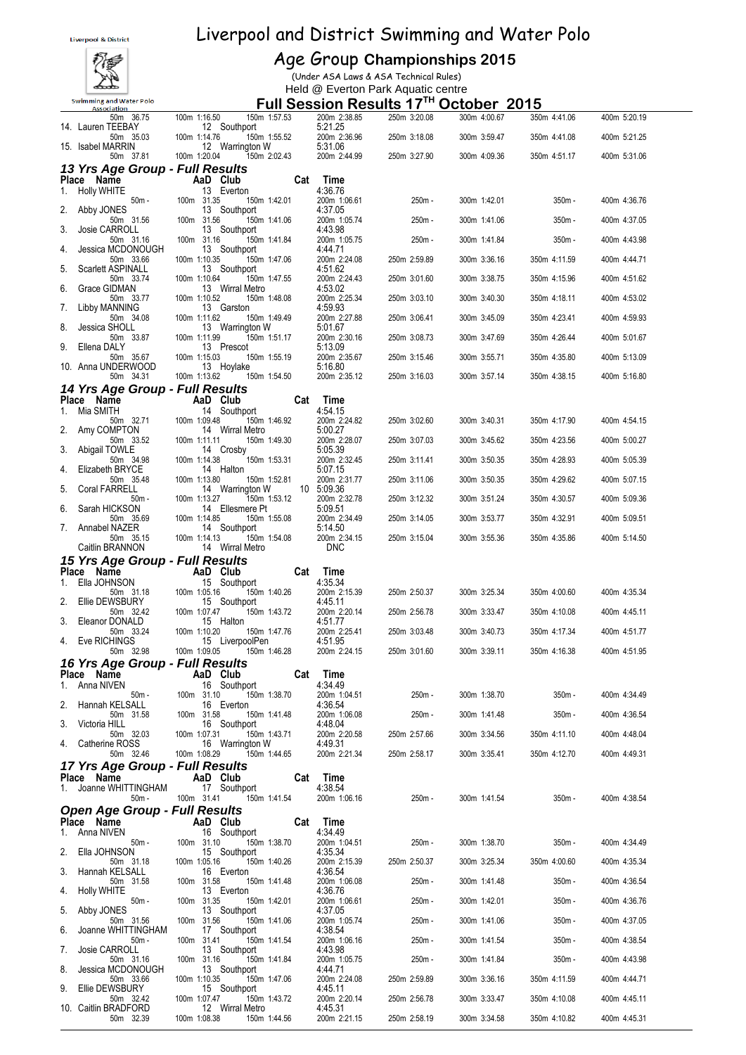# Liverpool and District Swimming and Water Polo

## Age Group Championships 2015

(Under ASA Laws & ASA Technical Rules)

Held @ Everton Park Aquatic centre

## Full Session Results 17TH October 2015

| Place | Name | AaD | Club | Cat | Time | | | | | |
|---|---|---|---|---|---|---|---|---|---|---|
| | 50m 36.75 | 100m 1:16.50 | 150m 1:57.53 | | 200m 2:38.85 | 250m 3:20.08 | 300m 4:00.67 | 350m 4:41.06 | 400m 5:20.19 | |
| 14. | Lauren TEEBAY | 12 | Southport | | 5:21.25 | | | | | |
| | 50m 35.03 | 100m 1:14.76 | 150m 1:55.52 | | 200m 2:36.96 | 250m 3:18.08 | 300m 3:59.47 | 350m 4:41.08 | 400m 5:21.25 | |
| 15. | Isabel MARRIN | 12 | Warrington W | | 5:31.06 | | | | | |
| | 50m 37.81 | 100m 1:20.04 | 150m 2:02.43 | | 200m 2:44.99 | 250m 3:27.90 | 300m 4:09.36 | 350m 4:51.17 | 400m 5:31.06 | |

### 13 Yrs Age Group - Full Results

| Place | Name | AaD | Club | Cat | Time | | | | | |
|---|---|---|---|---|---|---|---|---|---|---|
| 1. | Holly WHITE | 13 | Everton | | 4:36.76 | | | | | |
| | 50m - | 100m 31.35 | 150m 1:42.01 | | 200m 1:06.61 | 250m - | 300m 1:42.01 | 350m - | 400m 4:36.76 | |
| 2. | Abby JONES | 13 | Southport | | 4:37.05 | | | | | |
| | 50m 31.56 | 100m 31.56 | 150m 1:41.06 | | 200m 1:05.74 | 250m - | 300m 1:41.06 | 350m - | 400m 4:37.05 | |
| 3. | Josie CARROLL | 13 | Southport | | 4:43.98 | | | | | |
| | 50m 31.16 | 100m 31.16 | 150m 1:41.84 | | 200m 1:05.75 | 250m - | 300m 1:41.84 | 350m - | 400m 4:43.98 | |
| 4. | Jessica MCDONOUGH | 13 | Southport | | 4:44.71 | | | | | |
| | 50m 33.66 | 100m 1:10.35 | 150m 1:47.06 | | 200m 2:24.08 | 250m 2:59.89 | 300m 3:36.16 | 350m 4:11.59 | 400m 4:44.71 | |
| 5. | Scarlett ASPINALL | 13 | Southport | | 4:51.62 | | | | | |
| | 50m 33.74 | 100m 1:10.64 | 150m 1:47.55 | | 200m 2:24.43 | 250m 3:01.60 | 300m 3:38.75 | 350m 4:15.96 | 400m 4:51.62 | |
| 6. | Grace GIDMAN | 13 | Wirral Metro | | 4:53.02 | | | | | |
| | 50m 33.77 | 100m 1:10.52 | 150m 1:48.08 | | 200m 2:25.34 | 250m 3:03.10 | 300m 3:40.30 | 350m 4:18.11 | 400m 4:53.02 | |
| 7. | Libby MANNING | 13 | Garston | | 4:59.93 | | | | | |
| | 50m 34.08 | 100m 1:11.62 | 150m 1:49.49 | | 200m 2:27.88 | 250m 3:06.41 | 300m 3:45.09 | 350m 4:23.41 | 400m 4:59.93 | |
| 8. | Jessica SHOLL | 13 | Warrington W | | 5:01.67 | | | | | |
| | 50m 33.87 | 100m 1:11.99 | 150m 1:51.17 | | 200m 2:30.16 | 250m 3:08.73 | 300m 3:47.69 | 350m 4:26.44 | 400m 5:01.67 | |
| 9. | Ellena DALY | 13 | Prescot | | 5:13.09 | | | | | |
| | 50m 35.67 | 100m 1:15.03 | 150m 1:55.19 | | 200m 2:35.67 | 250m 3:15.46 | 300m 3:55.71 | 350m 4:35.80 | 400m 5:13.09 | |
| 10. | Anna UNDERWOOD | 13 | Hoylake | | 5:16.80 | | | | | |
| | 50m 34.31 | 100m 1:13.62 | 150m 1:54.50 | | 200m 2:35.12 | 250m 3:16.03 | 300m 3:57.14 | 350m 4:38.15 | 400m 5:16.80 | |

### 14 Yrs Age Group - Full Results

| Place | Name | AaD | Club | Cat | Time | | | | | |
|---|---|---|---|---|---|---|---|---|---|---|
| 1. | Mia SMITH | 14 | Southport | | 4:54.15 | | | | | |
| | 50m 32.71 | 100m 1:09.48 | 150m 1:46.92 | | 200m 2:24.82 | 250m 3:02.60 | 300m 3:40.31 | 350m 4:17.90 | 400m 4:54.15 | |
| 2. | Amy COMPTON | 14 | Wirral Metro | | 5:00.27 | | | | | |
| | 50m 33.52 | 100m 1:11.11 | 150m 1:49.30 | | 200m 2:28.07 | 250m 3:07.03 | 300m 3:45.62 | 350m 4:23.56 | 400m 5:00.27 | |
| 3. | Abigail TOWLE | 14 | Crosby | | 5:05.39 | | | | | |
| | 50m 34.98 | 100m 1:14.38 | 150m 1:53.31 | | 200m 2:32.45 | 250m 3:11.41 | 300m 3:50.35 | 350m 4:28.93 | 400m 5:05.39 | |
| 4. | Elizabeth BRYCE | 14 | Halton | | 5:07.15 | | | | | |
| | 50m 35.48 | 100m 1:13.80 | 150m 1:52.81 | | 200m 2:31.77 | 250m 3:11.06 | 300m 3:50.35 | 350m 4:29.62 | 400m 5:07.15 | |
| 5. | Coral FARRELL | 14 | Warrington W | 10 | 5:09.36 | | | | | |
| | 50m - | 100m 1:13.27 | 150m 1:53.12 | | 200m 2:32.78 | 250m 3:12.32 | 300m 3:51.24 | 350m 4:30.57 | 400m 5:09.36 | |
| 6. | Sarah HICKSON | 14 | Ellesmere Pt | | 5:09.51 | | | | | |
| | 50m 35.69 | 100m 1:14.85 | 150m 1:55.08 | | 200m 2:34.49 | 250m 3:14.05 | 300m 3:53.77 | 350m 4:32.91 | 400m 5:09.51 | |
| 7. | Annabel NAZER | 14 | Southport | | 5:14.50 | | | | | |
| | 50m 35.15 | 100m 1:14.13 | 150m 1:54.08 | | 200m 2:34.15 | 250m 3:15.04 | 300m 3:55.36 | 350m 4:35.86 | 400m 5:14.50 | |
| | Caitlin BRANNON | 14 | Wirral Metro | | DNC | | | | | |

### 15 Yrs Age Group - Full Results

| Place | Name | AaD | Club | Cat | Time | | | | | |
|---|---|---|---|---|---|---|---|---|---|---|
| 1. | Ella JOHNSON | 15 | Southport | | 4:35.34 | | | | | |
| | 50m 31.18 | 100m 1:05.16 | 150m 1:40.26 | | 200m 2:15.39 | 250m 2:50.37 | 300m 3:25.34 | 350m 4:00.60 | 400m 4:35.34 | |
| 2. | Ellie DEWSBURY | 15 | Southport | | 4:45.11 | | | | | |
| | 50m 32.42 | 100m 1:07.47 | 150m 1:43.72 | | 200m 2:20.14 | 250m 2:56.78 | 300m 3:33.47 | 350m 4:10.08 | 400m 4:45.11 | |
| 3. | Eleanor DONALD | 15 | Halton | | 4:51.77 | | | | | |
| | 50m 33.24 | 100m 1:10.20 | 150m 1:47.76 | | 200m 2:25.41 | 250m 3:03.48 | 300m 3:40.73 | 350m 4:17.34 | 400m 4:51.77 | |
| 4. | Eve RICHINGS | 15 | LiverpoolPen | | 4:51.95 | | | | | |
| | 50m 32.98 | 100m 1:09.05 | 150m 1:46.28 | | 200m 2:24.15 | 250m 3:01.60 | 300m 3:39.11 | 350m 4:16.38 | 400m 4:51.95 | |

### 16 Yrs Age Group - Full Results

| Place | Name | AaD | Club | Cat | Time | | | | | |
|---|---|---|---|---|---|---|---|---|---|---|
| 1. | Anna NIVEN | 16 | Southport | | 4:34.49 | | | | | |
| | 50m - | 100m 31.10 | 150m 1:38.70 | | 200m 1:04.51 | 250m - | 300m 1:38.70 | 350m - | 400m 4:34.49 | |
| 2. | Hannah KELSALL | 16 | Everton | | 4:36.54 | | | | | |
| | 50m 31.58 | 100m 31.58 | 150m 1:41.48 | | 200m 1:06.08 | 250m - | 300m 1:41.48 | 350m - | 400m 4:36.54 | |
| 3. | Victoria HILL | 16 | Southport | | 4:48.04 | | | | | |
| | 50m 32.03 | 100m 1:07.31 | 150m 1:43.71 | | 200m 2:20.58 | 250m 2:57.66 | 300m 3:34.56 | 350m 4:11.10 | 400m 4:48.04 | |
| 4. | Catherine ROSS | 16 | Warrington W | | 4:49.31 | | | | | |
| | 50m 32.46 | 100m 1:08.29 | 150m 1:44.65 | | 200m 2:21.34 | 250m 2:58.17 | 300m 3:35.41 | 350m 4:12.70 | 400m 4:49.31 | |

### 17 Yrs Age Group - Full Results

| Place | Name | AaD | Club | Cat | Time | | | | | |
|---|---|---|---|---|---|---|---|---|---|---|
| 1. | Joanne WHITTINGHAM | 17 | Southport | | 4:38.54 | | | | | |
| | 50m - | 100m 31.41 | 150m 1:41.54 | | 200m 1:06.16 | 250m - | 300m 1:41.54 | 350m - | 400m 4:38.54 | |

### Open Age Group - Full Results

| Place | Name | AaD | Club | Cat | Time | | | | | |
|---|---|---|---|---|---|---|---|---|---|---|
| 1. | Anna NIVEN | 16 | Southport | | 4:34.49 | | | | | |
| | 50m - | 100m 31.10 | 150m 1:38.70 | | 200m 1:04.51 | 250m - | 300m 1:38.70 | 350m - | 400m 4:34.49 | |
| 2. | Ella JOHNSON | 15 | Southport | | 4:35.34 | | | | | |
| | 50m 31.18 | 100m 1:05.16 | 150m 1:40.26 | | 200m 2:15.39 | 250m 2:50.37 | 300m 3:25.34 | 350m 4:00.60 | 400m 4:35.34 | |
| 3. | Hannah KELSALL | 16 | Everton | | 4:36.54 | | | | | |
| | 50m 31.58 | 100m 31.58 | 150m 1:41.48 | | 200m 1:06.08 | 250m - | 300m 1:41.48 | 350m - | 400m 4:36.54 | |
| 4. | Holly WHITE | 13 | Everton | | 4:36.76 | | | | | |
| | 50m - | 100m 31.35 | 150m 1:42.01 | | 200m 1:06.61 | 250m - | 300m 1:42.01 | 350m - | 400m 4:36.76 | |
| 5. | Abby JONES | 13 | Southport | | 4:37.05 | | | | | |
| | 50m 31.56 | 100m 31.56 | 150m 1:41.06 | | 200m 1:05.74 | 250m - | 300m 1:41.06 | 350m - | 400m 4:37.05 | |
| 6. | Joanne WHITTINGHAM | 17 | Southport | | 4:38.54 | | | | | |
| | 50m - | 100m 31.41 | 150m 1:41.54 | | 200m 1:06.16 | 250m - | 300m 1:41.54 | 350m - | 400m 4:38.54 | |
| 7. | Josie CARROLL | 13 | Southport | | 4:43.98 | | | | | |
| | 50m 31.16 | 100m 31.16 | 150m 1:41.84 | | 200m 1:05.75 | 250m - | 300m 1:41.84 | 350m - | 400m 4:43.98 | |
| 8. | Jessica MCDONOUGH | 13 | Southport | | 4:44.71 | | | | | |
| | 50m 33.66 | 100m 1:10.35 | 150m 1:47.06 | | 200m 2:24.08 | 250m 2:59.89 | 300m 3:36.16 | 350m 4:11.59 | 400m 4:44.71 | |
| 9. | Ellie DEWSBURY | 15 | Southport | | 4:45.11 | | | | | |
| | 50m 32.42 | 100m 1:07.47 | 150m 1:43.72 | | 200m 2:20.14 | 250m 2:56.78 | 300m 3:33.47 | 350m 4:10.08 | 400m 4:45.11 | |
| 10. | Caitlin BRADFORD | 12 | Wirral Metro | | 4:45.31 | | | | | |
| | 50m 32.39 | 100m 1:08.38 | 150m 1:44.56 | | 200m 2:21.15 | 250m 2:58.19 | 300m 3:34.58 | 350m 4:10.82 | 400m 4:45.31 | |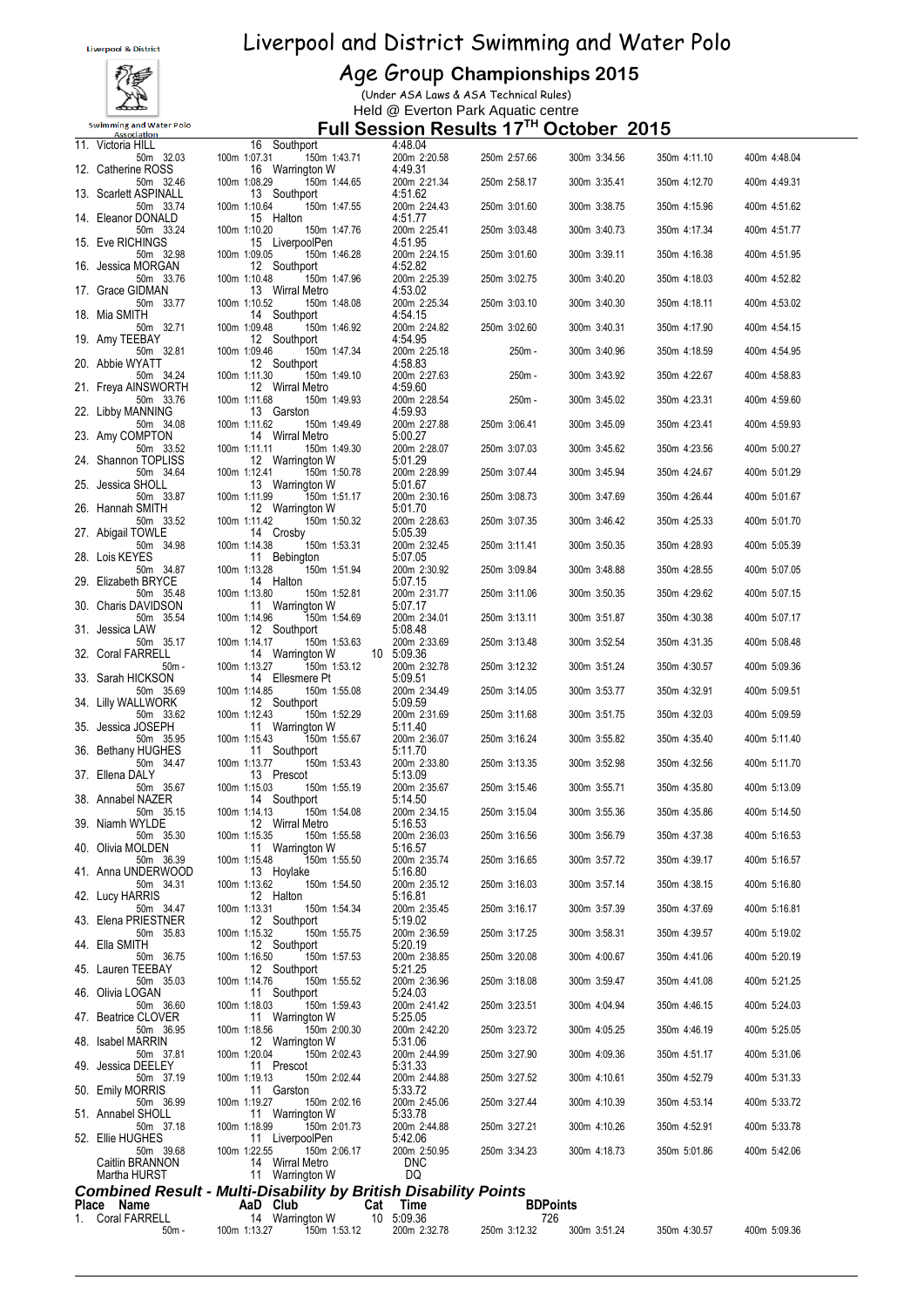# Liverpool and District Swimming and Water Polo

## Age Group Championships 2015

(Under ASA Laws & ASA Technical Rules)

Held @ Everton Park Aquatic centre

### Full Session Results 17TH October 2015

| Place | Name | AaD | Club | Cat | Time | 50m | 100m | 150m | 200m | 250m | 300m | 350m | 400m |
|---|---|---|---|---|---|---|---|---|---|---|---|---|---|
| 11. | Victoria HILL | 16 | Southport | | 4:48.04 | 32.03 | 1:07.31 | 1:43.71 | 2:20.58 | 2:57.66 | 3:34.56 | 4:11.10 | 4:48.04 |
| 12. | Catherine ROSS | 16 | Warrington W | | 4:49.31 | 32.46 | 1:08.29 | 1:44.65 | 2:21.34 | 2:58.17 | 3:35.41 | 4:12.70 | 4:49.31 |
| 13. | Scarlett ASPINALL | 13 | Southport | | 4:51.62 | 33.74 | 1:10.64 | 1:47.55 | 2:24.43 | 3:01.60 | 3:38.75 | 4:15.96 | 4:51.62 |
| 14. | Eleanor DONALD | 15 | Halton | | 4:51.77 | 33.24 | 1:10.20 | 1:47.76 | 2:25.41 | 3:03.48 | 3:40.73 | 4:17.34 | 4:51.77 |
| 15. | Eve RICHINGS | 15 | LiverpoolPen | | 4:51.95 | 32.98 | 1:09.05 | 1:46.28 | 2:24.15 | 3:01.60 | 3:39.11 | 4:16.38 | 4:51.95 |
| 16. | Jessica MORGAN | 12 | Southport | | 4:52.82 | 33.76 | 1:10.48 | 1:47.96 | 2:25.39 | 3:02.75 | 3:40.20 | 4:18.03 | 4:52.82 |
| 17. | Grace GIDMAN | 13 | Wirral Metro | | 4:53.02 | 33.77 | 1:10.52 | 1:48.08 | 2:25.34 | 3:03.10 | 3:40.30 | 4:18.11 | 4:53.02 |
| 18. | Mia SMITH | 14 | Southport | | 4:54.15 | 32.71 | 1:09.48 | 1:46.92 | 2:24.82 | 3:02.60 | 3:40.31 | 4:17.90 | 4:54.15 |
| 19. | Amy TEEBAY | 12 | Southport | | 4:54.95 | 32.81 | 1:09.46 | 1:47.34 | 2:25.18 | - | 3:40.96 | 4:18.59 | 4:54.95 |
| 20. | Abbie WYATT | 12 | Southport | | 4:58.83 | 34.24 | 1:11.30 | 1:49.10 | 2:27.63 | - | 3:43.92 | 4:22.67 | 4:58.83 |
| 21. | Freya AINSWORTH | 12 | Wirral Metro | | 4:59.60 | 33.76 | 1:11.68 | 1:49.93 | 2:28.54 | - | 3:45.02 | 4:23.31 | 4:59.60 |
| 22. | Libby MANNING | 13 | Garston | | 4:59.93 | 34.08 | 1:11.62 | 1:49.49 | 2:27.88 | 3:06.41 | 3:45.09 | 4:23.41 | 4:59.93 |
| 23. | Amy COMPTON | 14 | Wirral Metro | | 5:00.27 | 33.52 | 1:11.11 | 1:49.30 | 2:28.07 | 3:07.03 | 3:45.62 | 4:23.56 | 5:00.27 |
| 24. | Shannon TOPLISS | 12 | Warrington W | | 5:01.29 | 34.64 | 1:12.41 | 1:50.78 | 2:28.99 | 3:07.44 | 3:45.94 | 4:24.67 | 5:01.29 |
| 25. | Jessica SHOLL | 13 | Warrington W | | 5:01.67 | 33.87 | 1:11.99 | 1:51.17 | 2:30.16 | 3:08.73 | 3:47.69 | 4:26.44 | 5:01.67 |
| 26. | Hannah SMITH | 12 | Warrington W | | 5:01.70 | 33.52 | 1:11.42 | 1:50.32 | 2:28.63 | 3:07.35 | 3:46.42 | 4:25.33 | 5:01.70 |
| 27. | Abigail TOWLE | 14 | Crosby | | 5:05.39 | 34.98 | 1:14.38 | 1:53.31 | 2:32.45 | 3:11.41 | 3:50.35 | 4:28.93 | 5:05.39 |
| 28. | Lois KEYES | 11 | Bebington | | 5:07.05 | 34.87 | 1:13.28 | 1:51.94 | 2:30.92 | 3:09.84 | 3:48.88 | 4:28.55 | 5:07.05 |
| 29. | Elizabeth BRYCE | 14 | Halton | | 5:07.15 | 35.48 | 1:13.80 | 1:52.81 | 2:31.77 | 3:11.06 | 3:50.35 | 4:29.62 | 5:07.15 |
| 30. | Charis DAVIDSON | 11 | Warrington W | | 5:07.17 | 35.54 | 1:14.96 | 1:54.69 | 2:34.01 | 3:13.11 | 3:51.87 | 4:30.38 | 5:07.17 |
| 31. | Jessica LAW | 12 | Southport | | 5:08.48 | 35.17 | 1:14.17 | 1:53.63 | 2:33.69 | 3:13.48 | 3:52.54 | 4:31.35 | 5:08.48 |
| 32. | Coral FARRELL | 14 | Warrington W | 10 | 5:09.36 | - | 1:13.27 | 1:53.12 | 2:32.78 | 3:12.32 | 3:51.24 | 4:30.57 | 5:09.36 |
| 33. | Sarah HICKSON | 14 | Ellesmere Pt | | 5:09.51 | 35.69 | 1:14.85 | 1:55.08 | 2:34.49 | 3:14.05 | 3:53.77 | 4:32.91 | 5:09.51 |
| 34. | Lilly WALLWORK | 12 | Southport | | 5:09.59 | 33.62 | 1:12.43 | 1:52.29 | 2:31.69 | 3:11.68 | 3:51.75 | 4:32.03 | 5:09.59 |
| 35. | Jessica JOSEPH | 11 | Warrington W | | 5:11.40 | 35.95 | 1:15.43 | 1:55.67 | 2:36.07 | 3:16.24 | 3:55.82 | 4:35.40 | 5:11.40 |
| 36. | Bethany HUGHES | 11 | Southport | | 5:11.70 | 34.47 | 1:13.77 | 1:53.43 | 2:33.80 | 3:13.35 | 3:52.98 | 4:32.56 | 5:11.70 |
| 37. | Ellena DALY | 13 | Prescot | | 5:13.09 | 35.67 | 1:15.03 | 1:55.19 | 2:35.67 | 3:15.46 | 3:55.71 | 4:35.80 | 5:13.09 |
| 38. | Annabel NAZER | 14 | Southport | | 5:14.50 | 35.15 | 1:14.13 | 1:54.08 | 2:34.15 | 3:15.04 | 3:55.36 | 4:35.86 | 5:14.50 |
| 39. | Niamh WYLDE | 12 | Wirral Metro | | 5:16.53 | 35.30 | 1:15.35 | 1:55.58 | 2:36.03 | 3:16.56 | 3:56.79 | 4:37.38 | 5:16.53 |
| 40. | Olivia MOLDEN | 11 | Warrington W | | 5:16.57 | 36.39 | 1:15.48 | 1:55.50 | 2:35.74 | 3:16.65 | 3:57.72 | 4:39.17 | 5:16.57 |
| 41. | Anna UNDERWOOD | 13 | Hoylake | | 5:16.80 | 34.31 | 1:13.62 | 1:54.50 | 2:35.12 | 3:16.03 | 3:57.14 | 4:38.15 | 5:16.80 |
| 42. | Lucy HARRIS | 12 | Halton | | 5:16.81 | 34.47 | 1:13.31 | 1:54.34 | 2:35.45 | 3:16.17 | 3:57.39 | 4:37.69 | 5:16.81 |
| 43. | Elena PRIESTNER | 12 | Southport | | 5:19.02 | 35.83 | 1:15.32 | 1:55.75 | 2:36.59 | 3:17.25 | 3:58.31 | 4:39.57 | 5:19.02 |
| 44. | Ella SMITH | 12 | Southport | | 5:20.19 | 36.75 | 1:16.50 | 1:57.53 | 2:38.85 | 3:20.08 | 4:00.67 | 4:41.06 | 5:20.19 |
| 45. | Lauren TEEBAY | 12 | Southport | | 5:21.25 | 35.03 | 1:14.76 | 1:55.52 | 2:36.96 | 3:18.08 | 3:59.47 | 4:41.08 | 5:21.25 |
| 46. | Olivia LOGAN | 11 | Southport | | 5:24.03 | 36.60 | 1:18.03 | 1:59.43 | 2:41.42 | 3:23.51 | 4:04.94 | 4:46.15 | 5:24.03 |
| 47. | Beatrice CLOVER | 11 | Warrington W | | 5:25.05 | 36.95 | 1:18.56 | 2:00.30 | 2:42.20 | 3:23.72 | 4:05.25 | 4:46.19 | 5:25.05 |
| 48. | Isabel MARRIN | 12 | Warrington W | | 5:31.06 | 37.81 | 1:20.04 | 2:02.43 | 2:44.99 | 3:27.90 | 4:09.36 | 4:51.17 | 5:31.06 |
| 49. | Jessica DEELEY | 11 | Prescot | | 5:31.33 | 37.19 | 1:19.13 | 2:02.44 | 2:44.88 | 3:27.52 | 4:10.61 | 4:52.79 | 5:31.33 |
| 50. | Emily MORRIS | 11 | Garston | | 5:33.72 | 36.99 | 1:19.27 | 2:02.16 | 2:45.06 | 3:27.44 | 4:10.39 | 4:53.14 | 5:33.72 |
| 51. | Annabel SHOLL | 11 | Warrington W | | 5:33.78 | 37.18 | 1:18.99 | 2:01.73 | 2:44.88 | 3:27.21 | 4:10.26 | 4:52.91 | 5:33.78 |
| 52. | Ellie HUGHES | 11 | LiverpoolPen | | 5:42.06 | 39.68 | 1:22.55 | 2:06.17 | 2:50.95 | 3:34.23 | 4:18.73 | 5:01.86 | 5:42.06 |
| | Caitlin BRANNON | 14 | Wirral Metro | | DNC | | | | | | | | |
| | Martha HURST | 11 | Warrington W | | DQ | | | | | | | | |

### *Combined Result - Multi-Disability by British Disability Points*

| Place | Name | AaD | Club | Cat | Time | BDPoints | 50m | 100m | 150m | 200m | 250m | 300m | 350m | 400m |
|---|---|---|---|---|---|---|---|---|---|---|---|---|---|---|
| 1. | Coral FARRELL | 14 | Warrington W | 10 | 5:09.36 | 726 | - | 1:13.27 | 1:53.12 | 2:32.78 | 3:12.32 | 3:51.24 | 4:30.57 | 5:09.36 |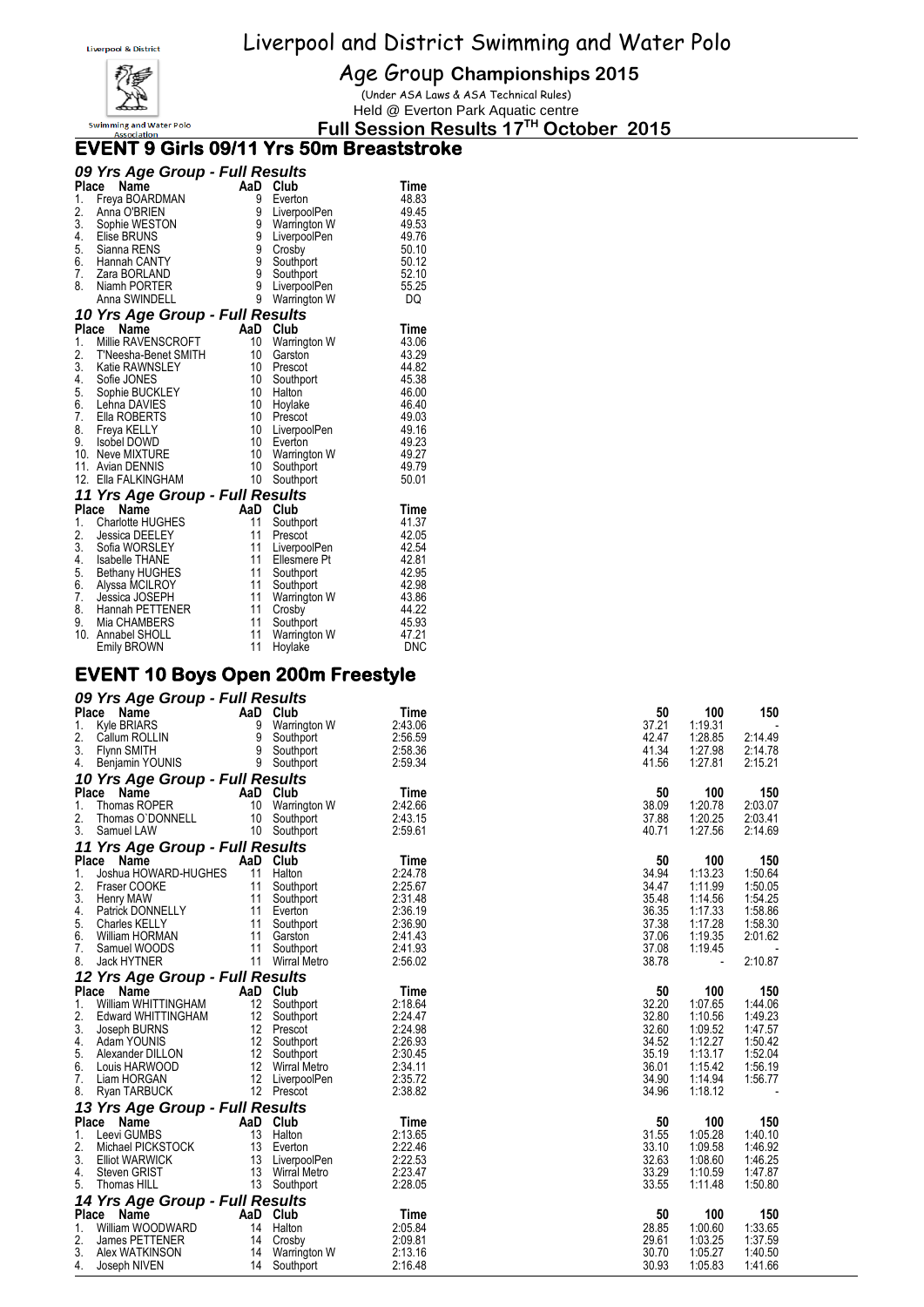# Liverpool and District Swimming and Water Polo

## Age Group Championships 2015

(Under ASA Laws & ASA Technical Rules)

Held @ Everton Park Aquatic centre

**Full Session Results 17TH October 2015**

## EVENT 9 Girls 09/11 Yrs 50m Breaststroke

### 09 Yrs Age Group - Full Results

| Place | Name | AaD | Club | Time |
|---|---|---|---|---|
| 1. | Freya BOARDMAN | 9 | Everton | 48.83 |
| 2. | Anna O'BRIEN | 9 | LiverpoolPen | 49.45 |
| 3. | Sophie WESTON | 9 | Warrington W | 49.53 |
| 4. | Elise BRUNS | 9 | LiverpoolPen | 49.76 |
| 5. | Sianna RENS | 9 | Crosby | 50.10 |
| 6. | Hannah CANTY | 9 | Southport | 50.12 |
| 7. | Zara BORLAND | 9 | Southport | 52.10 |
| 8. | Niamh PORTER | 9 | LiverpoolPen | 55.25 |
| | Anna SWINDELL | 9 | Warrington W | DQ |

### 10 Yrs Age Group - Full Results

| Place | Name | AaD | Club | Time |
|---|---|---|---|---|
| 1. | Millie RAVENSCROFT | 10 | Warrington W | 43.06 |
| 2. | T'Neesha-Benet SMITH | 10 | Garston | 43.29 |
| 3. | Katie RAWNSLEY | 10 | Prescot | 44.82 |
| 4. | Sofie JONES | 10 | Southport | 45.38 |
| 5. | Sophie BUCKLEY | 10 | Halton | 46.00 |
| 6. | Lehna DAVIES | 10 | Hoylake | 46.40 |
| 7. | Ella ROBERTS | 10 | Prescot | 49.03 |
| 8. | Freya KELLY | 10 | LiverpoolPen | 49.16 |
| 9. | Isobel DOWD | 10 | Everton | 49.23 |
| 10. | Neve MIXTURE | 10 | Warrington W | 49.27 |
| 11. | Avian DENNIS | 10 | Southport | 49.79 |
| 12. | Ella FALKINGHAM | 10 | Southport | 50.01 |

### 11 Yrs Age Group - Full Results

| Place | Name | AaD | Club | Time |
|---|---|---|---|---|
| 1. | Charlotte HUGHES | 11 | Southport | 41.37 |
| 2. | Jessica DEELEY | 11 | Prescot | 42.05 |
| 3. | Sofia WORSLEY | 11 | LiverpoolPen | 42.54 |
| 4. | Isabelle THANE | 11 | Ellesmere Pt | 42.81 |
| 5. | Bethany HUGHES | 11 | Southport | 42.95 |
| 6. | Alyssa MCILROY | 11 | Southport | 42.98 |
| 7. | Jessica JOSEPH | 11 | Warrington W | 43.86 |
| 8. | Hannah PETTENER | 11 | Crosby | 44.22 |
| 9. | Mia CHAMBERS | 11 | Southport | 45.93 |
| 10. | Annabel SHOLL | 11 | Warrington W | 47.21 |
| | Emily BROWN | 11 | Hoylake | DNC |

## EVENT 10 Boys Open 200m Freestyle

### 09 Yrs Age Group - Full Results

| Place | Name | AaD | Club | Time | 50 | 100 | 150 |
|---|---|---|---|---|---|---|---|
| 1. | Kyle BRIARS | 9 | Warrington W | 2:43.06 | 37.21 | 1:19.31 | - |
| 2. | Callum ROLLIN | 9 | Southport | 2:56.59 | 42.47 | 1:28.85 | 2:14.49 |
| 3. | Flynn SMITH | 9 | Southport | 2:58.36 | 41.34 | 1:27.98 | 2:14.78 |
| 4. | Benjamin YOUNIS | 9 | Southport | 2:59.34 | 41.56 | 1:27.81 | 2:15.21 |

### 10 Yrs Age Group - Full Results

| Place | Name | AaD | Club | Time | 50 | 100 | 150 |
|---|---|---|---|---|---|---|---|
| 1. | Thomas ROPER | 10 | Warrington W | 2:42.66 | 38.09 | 1:20.78 | 2:03.07 |
| 2. | Thomas O'DONNELL | 10 | Southport | 2:43.15 | 37.88 | 1:20.25 | 2:03.41 |
| 3. | Samuel LAW | 10 | Southport | 2:59.61 | 40.71 | 1:27.56 | 2:14.69 |

### 11 Yrs Age Group - Full Results

| Place | Name | AaD | Club | Time | 50 | 100 | 150 |
|---|---|---|---|---|---|---|---|
| 1. | Joshua HOWARD-HUGHES | 11 | Halton | 2:24.78 | 34.94 | 1:13.23 | 1:50.64 |
| 2. | Fraser COOKE | 11 | Southport | 2:25.67 | 34.47 | 1:11.99 | 1:50.05 |
| 3. | Henry MAW | 11 | Southport | 2:31.48 | 35.48 | 1:14.56 | 1:54.25 |
| 4. | Patrick DONNELLY | 11 | Everton | 2:36.19 | 36.35 | 1:17.33 | 1:58.86 |
| 5. | Charles KELLY | 11 | Southport | 2:36.90 | 37.38 | 1:17.28 | 1:58.30 |
| 6. | William HORMAN | 11 | Garston | 2:41.43 | 37.06 | 1:19.35 | 2:01.62 |
| 7. | Samuel WOODS | 11 | Southport | 2:41.93 | 37.08 | 1:19.45 | - |
| 8. | Jack HYTNER | 11 | Wirral Metro | 2:56.02 | 38.78 | - | 2:10.87 |

### 12 Yrs Age Group - Full Results

| Place | Name | AaD | Club | Time | 50 | 100 | 150 |
|---|---|---|---|---|---|---|---|
| 1. | William WHITTINGHAM | 12 | Southport | 2:18.64 | 32.20 | 1:07.65 | 1:44.06 |
| 2. | Edward WHITTINGHAM | 12 | Southport | 2:24.47 | 32.80 | 1:10.56 | 1:49.23 |
| 3. | Joseph BURNS | 12 | Prescot | 2:24.98 | 32.60 | 1:09.52 | 1:47.57 |
| 4. | Adam YOUNIS | 12 | Southport | 2:26.93 | 34.52 | 1:12.27 | 1:50.42 |
| 5. | Alexander DILLON | 12 | Southport | 2:30.45 | 35.19 | 1:13.17 | 1:52.04 |
| 6. | Louis HARWOOD | 12 | Wirral Metro | 2:34.11 | 36.01 | 1:15.42 | 1:56.19 |
| 7. | Liam HORGAN | 12 | LiverpoolPen | 2:35.72 | 34.90 | 1:14.94 | 1:56.77 |
| 8. | Ryan TARBUCK | 12 | Prescot | 2:38.82 | 34.96 | 1:18.12 | - |

### 13 Yrs Age Group - Full Results

| Place | Name | AaD | Club | Time | 50 | 100 | 150 |
|---|---|---|---|---|---|---|---|
| 1. | Leevi GUMBS | 13 | Halton | 2:13.65 | 31.55 | 1:05.28 | 1:40.10 |
| 2. | Michael PICKSTOCK | 13 | Everton | 2:22.46 | 33.10 | 1:09.58 | 1:46.92 |
| 3. | Elliot WARWICK | 13 | LiverpoolPen | 2:22.53 | 32.63 | 1:08.60 | 1:46.25 |
| 4. | Steven GRIST | 13 | Wirral Metro | 2:23.47 | 33.29 | 1:10.59 | 1:47.87 |
| 5. | Thomas HILL | 13 | Southport | 2:28.05 | 33.55 | 1:11.48 | 1:50.80 |

### 14 Yrs Age Group - Full Results

| Place | Name | AaD | Club | Time | 50 | 100 | 150 |
|---|---|---|---|---|---|---|---|
| 1. | William WOODWARD | 14 | Halton | 2:05.84 | 28.85 | 1:00.60 | 1:33.65 |
| 2. | James PETTENER | 14 | Crosby | 2:09.81 | 29.61 | 1:03.25 | 1:37.59 |
| 3. | Alex WATKINSON | 14 | Warrington W | 2:13.16 | 30.70 | 1:05.27 | 1:40.50 |
| 4. | Joseph NIVEN | 14 | Southport | 2:16.48 | 30.93 | 1:05.83 | 1:41.66 |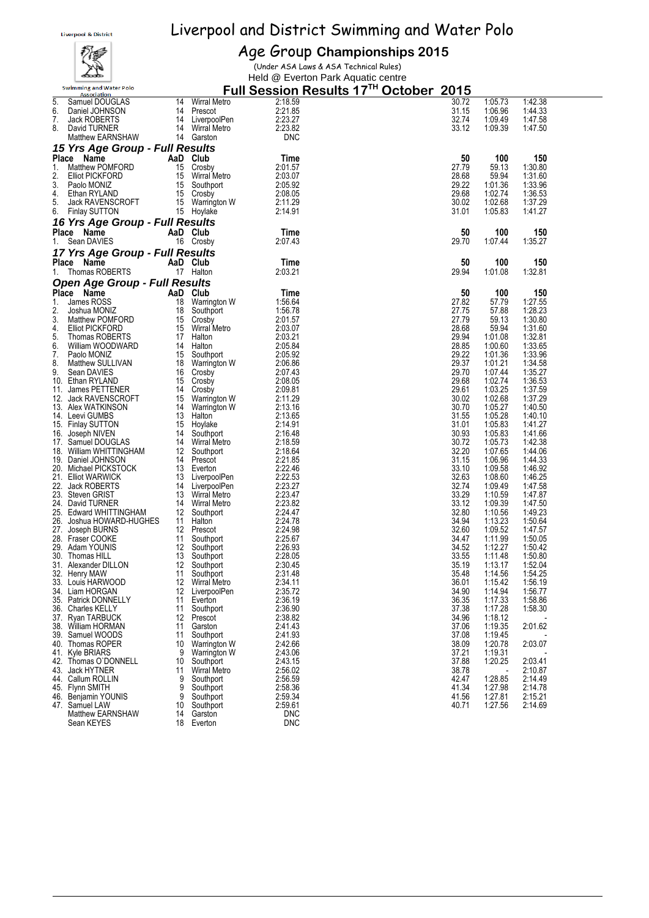# Liverpool and District Swimming and Water Polo

## Age Group Championships 2015

(Under ASA Laws & ASA Technical Rules)

Held @ Everton Park Aquatic centre

### Full Session Results 17TH October 2015

| Place | Name | AaD | Club | Time | 50 | 100 | 150 |
|---|---|---|---|---|---|---|---|
| 5. | Samuel DOUGLAS | 14 | Wirral Metro | 2:18.59 | 30.72 | 1:05.73 | 1:42.38 |
| 6. | Daniel JOHNSON | 14 | Prescot | 2:21.85 | 31.15 | 1:06.96 | 1:44.33 |
| 7. | Jack ROBERTS | 14 | LiverpoolPen | 2:23.27 | 32.74 | 1:09.49 | 1:47.58 |
| 8. | David TURNER | 14 | Wirral Metro | 2:23.82 | 33.12 | 1:09.39 | 1:47.50 |
| | Matthew EARNSHAW | 14 | Garston | DNC | | | |

### 15 Yrs Age Group - Full Results

| Place | Name | AaD | Club | Time | 50 | 100 | 150 |
|---|---|---|---|---|---|---|---|
| 1. | Matthew POMFORD | 15 | Crosby | 2:01.57 | 27.79 | 59.13 | 1:30.80 |
| 2. | Elliot PICKFORD | 15 | Wirral Metro | 2:03.07 | 28.68 | 59.94 | 1:31.60 |
| 3. | Paolo MONIZ | 15 | Southport | 2:05.92 | 29.22 | 1:01.36 | 1:33.96 |
| 4. | Ethan RYLAND | 15 | Crosby | 2:08.05 | 29.68 | 1:02.74 | 1:36.53 |
| 5. | Jack RAVENSCROFT | 15 | Warrington W | 2:11.29 | 30.02 | 1:02.68 | 1:37.29 |
| 6. | Finlay SUTTON | 15 | Hoylake | 2:14.91 | 31.01 | 1:05.83 | 1:41.27 |

### 16 Yrs Age Group - Full Results

| Place | Name | AaD | Club | Time | 50 | 100 | 150 |
|---|---|---|---|---|---|---|---|
| 1. | Sean DAVIES | 16 | Crosby | 2:07.43 | 29.70 | 1:07.44 | 1:35.27 |

### 17 Yrs Age Group - Full Results

| Place | Name | AaD | Club | Time | 50 | 100 | 150 |
|---|---|---|---|---|---|---|---|
| 1. | Thomas ROBERTS | 17 | Halton | 2:03.21 | 29.94 | 1:01.08 | 1:32.81 |

### Open Age Group - Full Results

| Place | Name | AaD | Club | Time | 50 | 100 | 150 |
|---|---|---|---|---|---|---|---|
| 1. | James ROSS | 18 | Warrington W | 1:56.64 | 27.82 | 57.79 | 1:27.55 |
| 2. | Joshua MONIZ | 18 | Southport | 1:56.78 | 27.75 | 57.88 | 1:28.23 |
| 3. | Matthew POMFORD | 15 | Crosby | 2:01.57 | 27.79 | 59.13 | 1:30.80 |
| 4. | Elliot PICKFORD | 15 | Wirral Metro | 2:03.07 | 28.68 | 59.94 | 1:31.60 |
| 5. | Thomas ROBERTS | 17 | Halton | 2:03.21 | 29.94 | 1:01.08 | 1:32.81 |
| 6. | William WOODWARD | 14 | Halton | 2:05.84 | 28.85 | 1:00.60 | 1:33.65 |
| 7. | Paolo MONIZ | 15 | Southport | 2:05.92 | 29.22 | 1:01.36 | 1:33.96 |
| 8. | Matthew SULLIVAN | 18 | Warrington W | 2:06.86 | 29.37 | 1:01.21 | 1:34.58 |
| 9. | Sean DAVIES | 16 | Crosby | 2:07.43 | 29.70 | 1:07.44 | 1:35.27 |
| 10. | Ethan RYLAND | 15 | Crosby | 2:08.05 | 29.68 | 1:02.74 | 1:36.53 |
| 11. | James PETTENER | 14 | Crosby | 2:09.81 | 29.61 | 1:03.25 | 1:37.59 |
| 12. | Jack RAVENSCROFT | 15 | Warrington W | 2:11.29 | 30.02 | 1:02.68 | 1:37.29 |
| 13. | Alex WATKINSON | 14 | Warrington W | 2:13.16 | 30.70 | 1:05.27 | 1:40.50 |
| 14. | Leevi GUMBS | 13 | Halton | 2:13.65 | 31.55 | 1:05.28 | 1:40.10 |
| 15. | Finlay SUTTON | 15 | Hoylake | 2:14.91 | 31.01 | 1:05.83 | 1:41.27 |
| 16. | Joseph NIVEN | 14 | Southport | 2:16.48 | 30.93 | 1:05.83 | 1:41.66 |
| 17. | Samuel DOUGLAS | 14 | Wirral Metro | 2:18.59 | 30.72 | 1:05.73 | 1:42.38 |
| 18. | William WHITTINGHAM | 12 | Southport | 2:18.64 | 32.20 | 1:07.65 | 1:44.06 |
| 19. | Daniel JOHNSON | 14 | Prescot | 2:21.85 | 31.15 | 1:06.96 | 1:44.33 |
| 20. | Michael PICKSTOCK | 13 | Everton | 2:22.46 | 33.10 | 1:09.58 | 1:46.92 |
| 21. | Elliot WARWICK | 13 | LiverpoolPen | 2:22.53 | 32.63 | 1:08.60 | 1:46.25 |
| 22. | Jack ROBERTS | 14 | LiverpoolPen | 2:23.27 | 32.74 | 1:09.49 | 1:47.58 |
| 23. | Steven GRIST | 13 | Wirral Metro | 2:23.47 | 33.29 | 1:10.59 | 1:47.87 |
| 24. | David TURNER | 14 | Wirral Metro | 2:23.82 | 33.12 | 1:09.39 | 1:47.50 |
| 25. | Edward WHITTINGHAM | 12 | Southport | 2:24.47 | 32.80 | 1:10.56 | 1:49.23 |
| 26. | Joshua HOWARD-HUGHES | 11 | Halton | 2:24.78 | 34.94 | 1:13.23 | 1:50.64 |
| 27. | Joseph BURNS | 12 | Prescot | 2:24.98 | 32.60 | 1:09.52 | 1:47.57 |
| 28. | Fraser COOKE | 11 | Southport | 2:25.67 | 34.47 | 1:11.99 | 1:50.05 |
| 29. | Adam YOUNIS | 12 | Southport | 2:26.93 | 34.52 | 1:12.27 | 1:50.42 |
| 30. | Thomas HILL | 13 | Southport | 2:28.05 | 33.55 | 1:11.48 | 1:50.80 |
| 31. | Alexander DILLON | 12 | Southport | 2:30.45 | 35.19 | 1:13.17 | 1:52.04 |
| 32. | Henry MAW | 11 | Southport | 2:31.48 | 35.48 | 1:14.56 | 1:54.25 |
| 33. | Louis HARWOOD | 12 | Wirral Metro | 2:34.11 | 36.01 | 1:15.42 | 1:56.19 |
| 34. | Liam HORGAN | 12 | LiverpoolPen | 2:35.72 | 34.90 | 1:14.94 | 1:56.77 |
| 35. | Patrick DONNELLY | 11 | Everton | 2:36.19 | 36.35 | 1:17.33 | 1:58.86 |
| 36. | Charles KELLY | 11 | Southport | 2:36.90 | 37.38 | 1:17.28 | 1:58.30 |
| 37. | Ryan TARBUCK | 12 | Prescot | 2:38.82 | 34.96 | 1:18.12 | - |
| 38. | William HORMAN | 11 | Garston | 2:41.43 | 37.06 | 1:19.35 | 2:01.62 |
| 39. | Samuel WOODS | 11 | Southport | 2:41.93 | 37.08 | 1:19.45 | - |
| 40. | Thomas ROPER | 10 | Warrington W | 2:42.66 | 38.09 | 1:20.78 | 2:03.07 |
| 41. | Kyle BRIARS | 9 | Warrington W | 2:43.06 | 37.21 | 1:19.31 | - |
| 42. | Thomas O`DONNELL | 10 | Southport | 2:43.15 | 37.88 | 1:20.25 | 2:03.41 |
| 43. | Jack HYTNER | 11 | Wirral Metro | 2:56.02 | 38.78 | - | 2:10.87 |
| 44. | Callum ROLLIN | 9 | Southport | 2:56.59 | 42.47 | 1:28.85 | 2:14.49 |
| 45. | Flynn SMITH | 9 | Southport | 2:58.36 | 41.34 | 1:27.98 | 2:14.78 |
| 46. | Benjamin YOUNIS | 9 | Southport | 2:59.34 | 41.56 | 1:27.81 | 2:15.21 |
| 47. | Samuel LAW | 10 | Southport | 2:59.61 | 40.71 | 1:27.56 | 2:14.69 |
| | Matthew EARNSHAW | 14 | Garston | DNC | | | |
| | Sean KEYES | 18 | Everton | DNC | | | |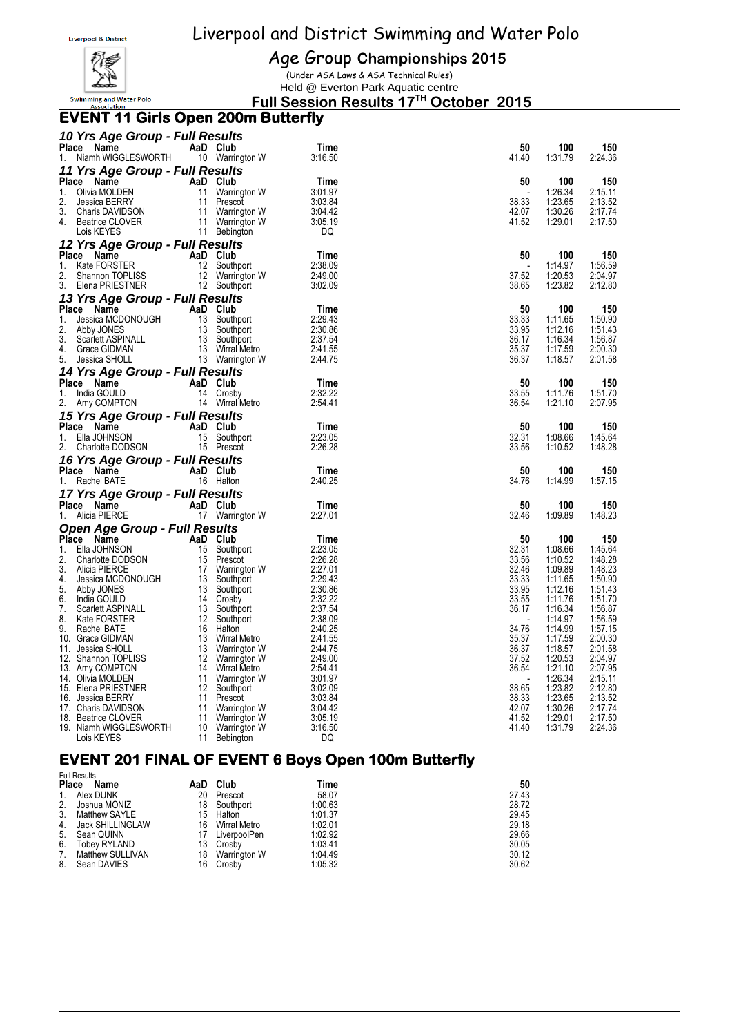# Liverpool and District Swimming and Water Polo

## Age Group Championships 2015

(Under ASA Laws & ASA Technical Rules)

Held @ Everton Park Aquatic centre

**Full Session Results 17TH October 2015**

## EVENT 11 Girls Open 200m Butterfly

### 10 Yrs Age Group - Full Results

| Place | Name | AaD | Club | Time | 50 | 100 | 150 |
|---|---|---|---|---|---|---|---|
| 1. | Niamh WIGGLESWORTH | 10 | Warrington W | 3:16.50 | 41.40 | 1:31.79 | 2:24.36 |

### 11 Yrs Age Group - Full Results

| Place | Name | AaD | Club | Time | 50 | 100 | 150 |
|---|---|---|---|---|---|---|---|
| 1. | Olivia MOLDEN | 11 | Warrington W | 3:01.97 | - | 1:26.34 | 2:15.11 |
| 2. | Jessica BERRY | 11 | Prescot | 3:03.84 | 38.33 | 1:23.65 | 2:13.52 |
| 3. | Charis DAVIDSON | 11 | Warrington W | 3:04.42 | 42.07 | 1:30.26 | 2:17.74 |
| 4. | Beatrice CLOVER | 11 | Warrington W | 3:05.19 | 41.52 | 1:29.01 | 2:17.50 |
| | Lois KEYES | 11 | Bebington | DQ | | | |

### 12 Yrs Age Group - Full Results

| Place | Name | AaD | Club | Time | 50 | 100 | 150 |
|---|---|---|---|---|---|---|---|
| 1. | Kate FORSTER | 12 | Southport | 2:38.09 | - | 1:14.97 | 1:56.59 |
| 2. | Shannon TOPLISS | 12 | Warrington W | 2:49.00 | 37.52 | 1:20.53 | 2:04.97 |
| 3. | Elena PRIESTNER | 12 | Southport | 3:02.09 | 38.65 | 1:23.82 | 2:12.80 |

### 13 Yrs Age Group - Full Results

| Place | Name | AaD | Club | Time | 50 | 100 | 150 |
|---|---|---|---|---|---|---|---|
| 1. | Jessica MCDONOUGH | 13 | Southport | 2:29.43 | 33.33 | 1:11.65 | 1:50.90 |
| 2. | Abby JONES | 13 | Southport | 2:30.86 | 33.95 | 1:12.16 | 1:51.43 |
| 3. | Scarlett ASPINALL | 13 | Southport | 2:37.54 | 36.17 | 1:16.34 | 1:56.87 |
| 4. | Grace GIDMAN | 13 | Wirral Metro | 2:41.55 | 35.37 | 1:17.59 | 2:00.30 |
| 5. | Jessica SHOLL | 13 | Warrington W | 2:44.75 | 36.37 | 1:18.57 | 2:01.58 |

### 14 Yrs Age Group - Full Results

| Place | Name | AaD | Club | Time | 50 | 100 | 150 |
|---|---|---|---|---|---|---|---|
| 1. | India GOULD | 14 | Crosby | 2:32.22 | 33.55 | 1:11.76 | 1:51.70 |
| 2. | Amy COMPTON | 14 | Wirral Metro | 2:54.41 | 36.54 | 1:21.10 | 2:07.95 |

### 15 Yrs Age Group - Full Results

| Place | Name | AaD | Club | Time | 50 | 100 | 150 |
|---|---|---|---|---|---|---|---|
| 1. | Ella JOHNSON | 15 | Southport | 2:23.05 | 32.31 | 1:08.66 | 1:45.64 |
| 2. | Charlotte DODSON | 15 | Prescot | 2:26.28 | 33.56 | 1:10.52 | 1:48.28 |

### 16 Yrs Age Group - Full Results

| Place | Name | AaD | Club | Time | 50 | 100 | 150 |
|---|---|---|---|---|---|---|---|
| 1. | Rachel BATE | 16 | Halton | 2:40.25 | 34.76 | 1:14.99 | 1:57.15 |

### 17 Yrs Age Group - Full Results

| Place | Name | AaD | Club | Time | 50 | 100 | 150 |
|---|---|---|---|---|---|---|---|
| 1. | Alicia PIERCE | 17 | Warrington W | 2:27.01 | 32.46 | 1:09.89 | 1:48.23 |

### Open Age Group - Full Results

| Place | Name | AaD | Club | Time | 50 | 100 | 150 |
|---|---|---|---|---|---|---|---|
| 1. | Ella JOHNSON | 15 | Southport | 2:23.05 | 32.31 | 1:08.66 | 1:45.64 |
| 2. | Charlotte DODSON | 15 | Prescot | 2:26.28 | 33.56 | 1:10.52 | 1:48.28 |
| 3. | Alicia PIERCE | 17 | Warrington W | 2:27.01 | 32.46 | 1:09.89 | 1:48.23 |
| 4. | Jessica MCDONOUGH | 13 | Southport | 2:29.43 | 33.33 | 1:11.65 | 1:50.90 |
| 5. | Abby JONES | 13 | Southport | 2:30.86 | 33.95 | 1:12.16 | 1:51.43 |
| 6. | India GOULD | 14 | Crosby | 2:32.22 | 33.55 | 1:11.76 | 1:51.70 |
| 7. | Scarlett ASPINALL | 13 | Southport | 2:37.54 | 36.17 | 1:16.34 | 1:56.87 |
| 8. | Kate FORSTER | 12 | Southport | 2:38.09 | - | 1:14.97 | 1:56.59 |
| 9. | Rachel BATE | 16 | Halton | 2:40.25 | 34.76 | 1:14.99 | 1:57.15 |
| 10. | Grace GIDMAN | 13 | Wirral Metro | 2:41.55 | 35.37 | 1:17.59 | 2:00.30 |
| 11. | Jessica SHOLL | 13 | Warrington W | 2:44.75 | 36.37 | 1:18.57 | 2:01.58 |
| 12. | Shannon TOPLISS | 12 | Warrington W | 2:49.00 | 37.52 | 1:20.53 | 2:04.97 |
| 13. | Amy COMPTON | 14 | Wirral Metro | 2:54.41 | 36.54 | 1:21.10 | 2:07.95 |
| 14. | Olivia MOLDEN | 11 | Warrington W | 3:01.97 | - | 1:26.34 | 2:15.11 |
| 15. | Elena PRIESTNER | 12 | Southport | 3:02.09 | 38.65 | 1:23.82 | 2:12.80 |
| 16. | Jessica BERRY | 11 | Prescot | 3:03.84 | 38.33 | 1:23.65 | 2:13.52 |
| 17. | Charis DAVIDSON | 11 | Warrington W | 3:04.42 | 42.07 | 1:30.26 | 2:17.74 |
| 18. | Beatrice CLOVER | 11 | Warrington W | 3:05.19 | 41.52 | 1:29.01 | 2:17.50 |
| 19. | Niamh WIGGLESWORTH | 10 | Warrington W | 3:16.50 | 41.40 | 1:31.79 | 2:24.36 |
| | Lois KEYES | 11 | Bebington | DQ | | | |

## EVENT 201 FINAL OF EVENT 6 Boys Open 100m Butterfly

Full Results

| Place | Name | AaD | Club | Time | 50 |
|---|---|---|---|---|---|
| 1. | Alex DUNK | 20 | Prescot | 58.07 | 27.43 |
| 2. | Joshua MONIZ | 18 | Southport | 1:00.63 | 28.72 |
| 3. | Matthew SAYLE | 15 | Halton | 1:01.37 | 29.45 |
| 4. | Jack SHILLINGLAW | 16 | Wirral Metro | 1:02.01 | 29.18 |
| 5. | Sean QUINN | 17 | LiverpoolPen | 1:02.92 | 29.66 |
| 6. | Tobey RYLAND | 13 | Crosby | 1:03.41 | 30.05 |
| 7. | Matthew SULLIVAN | 18 | Warrington W | 1:04.49 | 30.12 |
| 8. | Sean DAVIES | 16 | Crosby | 1:05.32 | 30.62 |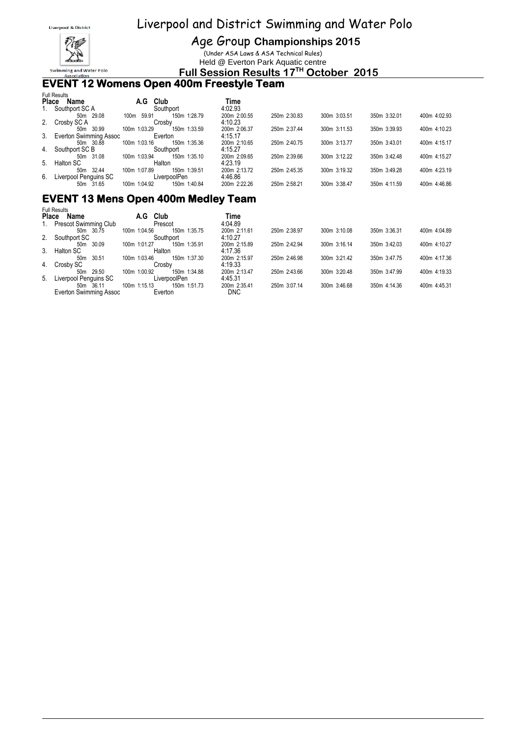# Liverpool and District Swimming and Water Polo

## Age Group Championships 2015

(Under ASA Laws & ASA Technical Rules)

Held @ Everton Park Aquatic centre

**Full Session Results 17TH October 2015**

## EVENT 12 Womens Open 400m Freestyle Team

Full Results

| Place | Name | A.G | Club | Time | | | | |
|---|---|---|---|---|---|---|---|---|
| 1. | Southport SC A | | Southport | 4:02.93 | | | | |
| | 50m 29.08 | 100m 59.91 | 150m 1:28.79 | 200m 2:00.55 | 250m 2:30.83 | 300m 3:03.51 | 350m 3:32.01 | 400m 4:02.93 |
| 2. | Crosby SC A | | Crosby | 4:10.23 | | | | |
| | 50m 30.99 | 100m 1:03.29 | 150m 1:33.59 | 200m 2:06.37 | 250m 2:37.44 | 300m 3:11.53 | 350m 3:39.93 | 400m 4:10.23 |
| 3. | Everton Swimming Assoc | | Everton | 4:15.17 | | | | |
| | 50m 30.88 | 100m 1:03.16 | 150m 1:35.36 | 200m 2:10.65 | 250m 2:40.75 | 300m 3:13.77 | 350m 3:43.01 | 400m 4:15.17 |
| 4. | Southport SC B | | Southport | 4:15.27 | | | | |
| | 50m 31.08 | 100m 1:03.94 | 150m 1:35.10 | 200m 2:09.65 | 250m 2:39.66 | 300m 3:12.22 | 350m 3:42.48 | 400m 4:15.27 |
| 5. | Halton SC | | Halton | 4:23.19 | | | | |
| | 50m 32.44 | 100m 1:07.89 | 150m 1:39.51 | 200m 2:13.72 | 250m 2:45.35 | 300m 3:19.32 | 350m 3:49.28 | 400m 4:23.19 |
| 6. | Liverpool Penguins SC | | LiverpoolPen | 4:46.86 | | | | |
| | 50m 31.65 | 100m 1:04.92 | 150m 1:40.84 | 200m 2:22.26 | 250m 2:58.21 | 300m 3:38.47 | 350m 4:11.59 | 400m 4:46.86 |

## EVENT 13 Mens Open 400m Medley Team

Full Results

| Place | Name | A.G | Club | Time | | | | |
|---|---|---|---|---|---|---|---|---|
| 1. | Prescot Swimming Club | | Prescot | 4:04.89 | | | | |
| | 50m 30.75 | 100m 1:04.56 | 150m 1:35.75 | 200m 2:11.61 | 250m 2:38.97 | 300m 3:10.08 | 350m 3:36.31 | 400m 4:04.89 |
| 2. | Southport SC | | Southport | 4:10.27 | | | | |
| | 50m 30.09 | 100m 1:01.27 | 150m 1:35.91 | 200m 2:15.89 | 250m 2:42.94 | 300m 3:16.14 | 350m 3:42.03 | 400m 4:10.27 |
| 3. | Halton SC | | Halton | 4:17.36 | | | | |
| | 50m 30.51 | 100m 1:03.46 | 150m 1:37.30 | 200m 2:15.97 | 250m 2:46.98 | 300m 3:21.42 | 350m 3:47.75 | 400m 4:17.36 |
| 4. | Crosby SC | | Crosby | 4:19.33 | | | | |
| | 50m 29.50 | 100m 1:00.92 | 150m 1:34.88 | 200m 2:13.47 | 250m 2:43.66 | 300m 3:20.48 | 350m 3:47.99 | 400m 4:19.33 |
| 5. | Liverpool Penguins SC | | LiverpoolPen | 4:45.31 | | | | |
| | 50m 36.11 | 100m 1:15.13 | 150m 1:51.73 | 200m 2:35.41 | 250m 3:07.14 | 300m 3:46.68 | 350m 4:14.36 | 400m 4:45.31 |
| | Everton Swimming Assoc | | Everton | DNC | | | | |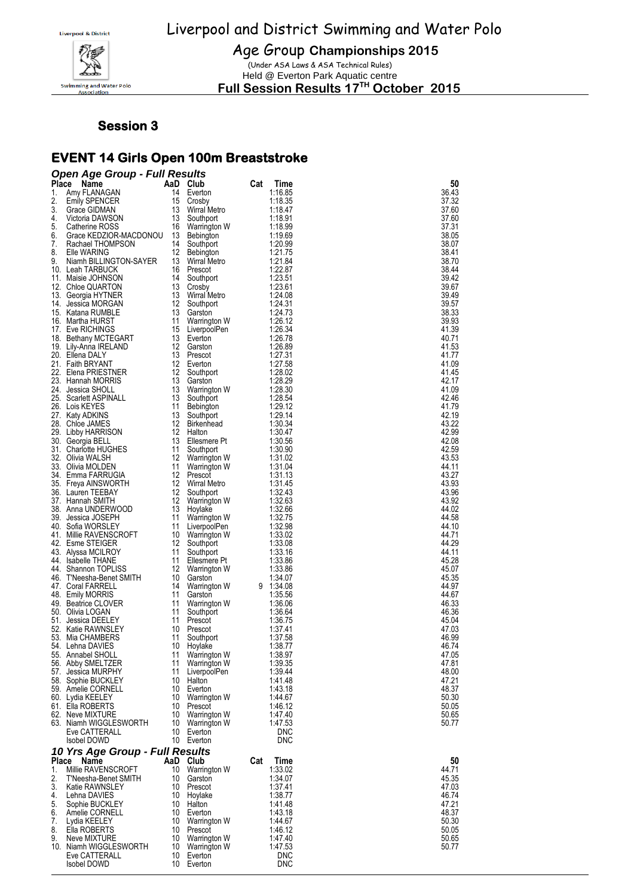Liverpool and District Swimming and Water Polo

Age Group **Championships 2015**

(Under ASA Laws & ASA Technical Rules)

Held @ Everton Park Aquatic centre

**Full Session Results 17TH October 2015**

## Session 3

## EVENT 14 Girls Open 100m Breaststroke

### *Open Age Group - Full Results*

| Place | Name | AaD | Club | Cat | Time | 50 |
|---|---|---|---|---|---|---|
| 1. | Amy FLANAGAN | 14 | Everton | | 1:16.85 | 36.43 |
| 2. | Emily SPENCER | 15 | Crosby | | 1:18.35 | 37.32 |
| 3. | Grace GIDMAN | 13 | Wirral Metro | | 1:18.47 | 37.60 |
| 4. | Victoria DAWSON | 13 | Southport | | 1:18.91 | 37.60 |
| 5. | Catherine ROSS | 16 | Warrington W | | 1:18.99 | 37.31 |
| 6. | Grace KEDZIOR-MACDONOU | 13 | Bebington | | 1:19.69 | 38.05 |
| 7. | Rachael THOMPSON | 14 | Southport | | 1:20.99 | 38.07 |
| 8. | Elle WARING | 12 | Bebington | | 1:21.75 | 38.41 |
| 9. | Niamh BILLINGTON-SAYER | 13 | Wirral Metro | | 1:21.84 | 38.70 |
| 10. | Leah TARBUCK | 16 | Prescot | | 1:22.87 | 38.44 |
| 11. | Maisie JOHNSON | 14 | Southport | | 1:23.51 | 39.42 |
| 12. | Chloe QUARTON | 13 | Crosby | | 1:23.61 | 39.67 |
| 13. | Georgia HYTNER | 13 | Wirral Metro | | 1:24.08 | 39.49 |
| 14. | Jessica MORGAN | 12 | Southport | | 1:24.31 | 39.57 |
| 15. | Katana RUMBLE | 13 | Garston | | 1:24.73 | 38.33 |
| 16. | Martha HURST | 11 | Warrington W | | 1:26.12 | 39.93 |
| 17. | Eve RICHINGS | 15 | LiverpoolPen | | 1:26.34 | 41.39 |
| 18. | Bethany MCTEGART | 13 | Everton | | 1:26.78 | 40.71 |
| 19. | Lily-Anna IRELAND | 12 | Garston | | 1:26.89 | 41.53 |
| 20. | Ellena DALY | 13 | Prescot | | 1:27.31 | 41.77 |
| 21. | Faith BRYANT | 12 | Everton | | 1:27.58 | 41.09 |
| 22. | Elena PRIESTNER | 12 | Southport | | 1:28.02 | 41.45 |
| 23. | Hannah MORRIS | 13 | Garston | | 1:28.29 | 42.17 |
| 24. | Jessica SHOLL | 13 | Warrington W | | 1:28.30 | 41.09 |
| 25. | Scarlett ASPINALL | 13 | Southport | | 1:28.54 | 42.46 |
| 26. | Lois KEYES | 11 | Bebington | | 1:29.12 | 41.79 |
| 27. | Katy ADKINS | 13 | Southport | | 1:29.14 | 42.19 |
| 28. | Chloe JAMES | 12 | Birkenhead | | 1:30.34 | 43.22 |
| 29. | Libby HARRISON | 12 | Halton | | 1:30.47 | 42.99 |
| 30. | Georgia BELL | 13 | Ellesmere Pt | | 1:30.56 | 42.08 |
| 31. | Charlotte HUGHES | 11 | Southport | | 1:30.90 | 42.59 |
| 32. | Olivia WALSH | 12 | Warrington W | | 1:31.02 | 43.53 |
| 33. | Olivia MOLDEN | 11 | Warrington W | | 1:31.04 | 44.11 |
| 34. | Emma FARRUGIA | 12 | Prescot | | 1:31.13 | 43.27 |
| 35. | Freya AINSWORTH | 12 | Wirral Metro | | 1:31.45 | 43.93 |
| 36. | Lauren TEEBAY | 12 | Southport | | 1:32.43 | 43.96 |
| 37. | Hannah SMITH | 12 | Warrington W | | 1:32.63 | 43.92 |
| 38. | Anna UNDERWOOD | 13 | Hoylake | | 1:32.66 | 44.02 |
| 39. | Jessica JOSEPH | 11 | Warrington W | | 1:32.75 | 44.58 |
| 40. | Sofia WORSLEY | 11 | LiverpoolPen | | 1:32.98 | 44.10 |
| 41. | Millie RAVENSCROFT | 10 | Warrington W | | 1:33.02 | 44.71 |
| 42. | Esme STEIGER | 12 | Southport | | 1:33.08 | 44.29 |
| 43. | Alyssa MCILROY | 11 | Southport | | 1:33.16 | 44.11 |
| 44. | Isabelle THANE | 11 | Ellesmere Pt | | 1:33.86 | 45.28 |
| 44. | Shannon TOPLISS | 12 | Warrington W | | 1:33.86 | 45.07 |
| 46. | T'Neesha-Benet SMITH | 10 | Garston | | 1:34.07 | 45.35 |
| 47. | Coral FARRELL | 14 | Warrington W | 9 | 1:34.08 | 44.97 |
| 48. | Emily MORRIS | 11 | Garston | | 1:35.56 | 44.67 |
| 49. | Beatrice CLOVER | 11 | Warrington W | | 1:36.06 | 46.33 |
| 50. | Olivia LOGAN | 11 | Southport | | 1:36.64 | 46.36 |
| 51. | Jessica DEELEY | 11 | Prescot | | 1:36.75 | 45.04 |
| 52. | Katie RAWNSLEY | 10 | Prescot | | 1:37.41 | 47.03 |
| 53. | Mia CHAMBERS | 11 | Southport | | 1:37.58 | 46.99 |
| 54. | Lehna DAVIES | 10 | Hoylake | | 1:38.77 | 46.74 |
| 55. | Annabel SHOLL | 11 | Warrington W | | 1:38.97 | 47.05 |
| 56. | Abby SMELTZER | 11 | Warrington W | | 1:39.35 | 47.81 |
| 57. | Jessica MURPHY | 11 | LiverpoolPen | | 1:39.44 | 48.00 |
| 58. | Sophie BUCKLEY | 10 | Halton | | 1:41.48 | 47.21 |
| 59. | Amelie CORNELL | 10 | Everton | | 1:43.18 | 48.37 |
| 60. | Lydia KEELEY | 10 | Warrington W | | 1:44.67 | 50.30 |
| 61. | Ella ROBERTS | 10 | Prescot | | 1:46.12 | 50.05 |
| 62. | Neve MIXTURE | 10 | Warrington W | | 1:47.40 | 50.65 |
| 63. | Niamh WIGGLESWORTH | 10 | Warrington W | | 1:47.53 | 50.77 |
| | Eve CATTERALL | 10 | Everton | | DNC | |
| | Isobel DOWD | 10 | Everton | | DNC | |

### *10 Yrs Age Group - Full Results*

| Place | Name | AaD | Club | Cat | Time | 50 |
|---|---|---|---|---|---|---|
| 1. | Millie RAVENSCROFT | 10 | Warrington W | | 1:33.02 | 44.71 |
| 2. | T'Neesha-Benet SMITH | 10 | Garston | | 1:34.07 | 45.35 |
| 3. | Katie RAWNSLEY | 10 | Prescot | | 1:37.41 | 47.03 |
| 4. | Lehna DAVIES | 10 | Hoylake | | 1:38.77 | 46.74 |
| 5. | Sophie BUCKLEY | 10 | Halton | | 1:41.48 | 47.21 |
| 6. | Amelie CORNELL | 10 | Everton | | 1:43.18 | 48.37 |
| 7. | Lydia KEELEY | 10 | Warrington W | | 1:44.67 | 50.30 |
| 8. | Ella ROBERTS | 10 | Prescot | | 1:46.12 | 50.05 |
| 9. | Neve MIXTURE | 10 | Warrington W | | 1:47.40 | 50.65 |
| 10. | Niamh WIGGLESWORTH | 10 | Warrington W | | 1:47.53 | 50.77 |
| | Eve CATTERALL | 10 | Everton | | DNC | |
| | Isobel DOWD | 10 | Everton | | DNC | |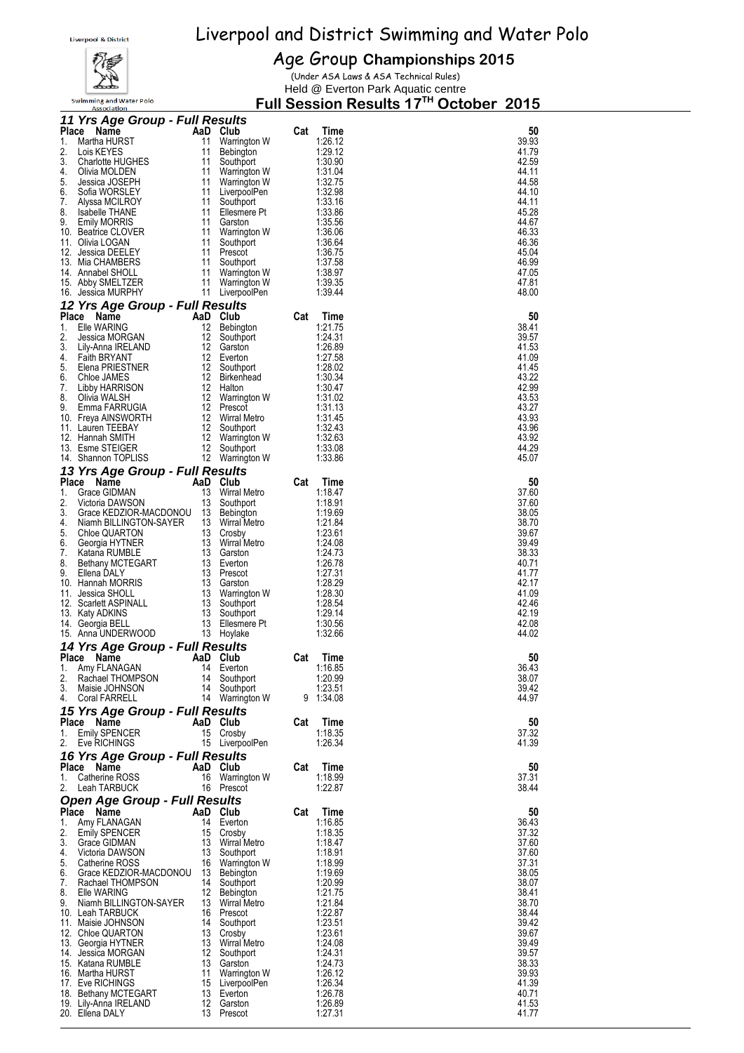# Liverpool and District Swimming and Water Polo

## Age Group Championships 2015

(Under ASA Laws & ASA Technical Rules)

Held @ Everton Park Aquatic centre

## Full Session Results 17[TH] October 2015

### 11 Yrs Age Group - Full Results

| Place | Name | AaD | Club | Cat | Time | 50 |
|---|---|---|---|---|---|---|
| 1. | Martha HURST | 11 | Warrington W | | 1:26.12 | 39.93 |
| 2. | Lois KEYES | 11 | Bebington | | 1:29.12 | 41.79 |
| 3. | Charlotte HUGHES | 11 | Southport | | 1:30.90 | 42.59 |
| 4. | Olivia MOLDEN | 11 | Warrington W | | 1:31.04 | 44.11 |
| 5. | Jessica JOSEPH | 11 | Warrington W | | 1:32.75 | 44.58 |
| 6. | Sofia WORSLEY | 11 | LiverpoolPen | | 1:32.98 | 44.10 |
| 7. | Alyssa MCILROY | 11 | Southport | | 1:33.16 | 44.11 |
| 8. | Isabelle THANE | 11 | Ellesmere Pt | | 1:33.86 | 45.28 |
| 9. | Emily MORRIS | 11 | Garston | | 1:35.56 | 44.67 |
| 10. | Beatrice CLOVER | 11 | Warrington W | | 1:36.06 | 46.33 |
| 11. | Olivia LOGAN | 11 | Southport | | 1:36.64 | 46.36 |
| 12. | Jessica DEELEY | 11 | Prescot | | 1:36.75 | 45.04 |
| 13. | Mia CHAMBERS | 11 | Southport | | 1:37.58 | 46.99 |
| 14. | Annabel SHOLL | 11 | Warrington W | | 1:38.97 | 47.05 |
| 15. | Abby SMELTZER | 11 | Warrington W | | 1:39.35 | 47.81 |
| 16. | Jessica MURPHY | 11 | LiverpoolPen | | 1:39.44 | 48.00 |

### 12 Yrs Age Group - Full Results

| Place | Name | AaD | Club | Cat | Time | 50 |
|---|---|---|---|---|---|---|
| 1. | Elle WARING | 12 | Bebington | | 1:21.75 | 38.41 |
| 2. | Jessica MORGAN | 12 | Southport | | 1:24.31 | 39.57 |
| 3. | Lily-Anna IRELAND | 12 | Garston | | 1:26.89 | 41.53 |
| 4. | Faith BRYANT | 12 | Everton | | 1:27.58 | 41.09 |
| 5. | Elena PRIESTNER | 12 | Southport | | 1:28.02 | 41.45 |
| 6. | Chloe JAMES | 12 | Birkenhead | | 1:30.34 | 43.22 |
| 7. | Libby HARRISON | 12 | Halton | | 1:30.47 | 42.99 |
| 8. | Olivia WALSH | 12 | Warrington W | | 1:31.02 | 43.53 |
| 9. | Emma FARRUGIA | 12 | Prescot | | 1:31.13 | 43.27 |
| 10. | Freya AINSWORTH | 12 | Wirral Metro | | 1:31.45 | 43.93 |
| 11. | Lauren TEEBAY | 12 | Southport | | 1:32.43 | 43.96 |
| 12. | Hannah SMITH | 12 | Warrington W | | 1:32.63 | 43.92 |
| 13. | Esme STEIGER | 12 | Southport | | 1:33.08 | 44.29 |
| 14. | Shannon TOPLISS | 12 | Warrington W | | 1:33.86 | 45.07 |

### 13 Yrs Age Group - Full Results

| Place | Name | AaD | Club | Cat | Time | 50 |
|---|---|---|---|---|---|---|
| 1. | Grace GIDMAN | 13 | Wirral Metro | | 1:18.47 | 37.60 |
| 2. | Victoria DAWSON | 13 | Southport | | 1:18.91 | 37.60 |
| 3. | Grace KEDZIOR-MACDONOU | 13 | Bebington | | 1:19.69 | 38.05 |
| 4. | Niamh BILLINGTON-SAYER | 13 | Wirral Metro | | 1:21.84 | 38.70 |
| 5. | Chloe QUARTON | 13 | Crosby | | 1:23.61 | 39.67 |
| 6. | Georgia HYTNER | 13 | Wirral Metro | | 1:24.08 | 39.49 |
| 7. | Katana RUMBLE | 13 | Garston | | 1:24.73 | 38.33 |
| 8. | Bethany MCTEGART | 13 | Everton | | 1:26.78 | 40.71 |
| 9. | Ellena DALY | 13 | Prescot | | 1:27.31 | 41.77 |
| 10. | Hannah MORRIS | 13 | Garston | | 1:28.29 | 42.17 |
| 11. | Jessica SHOLL | 13 | Warrington W | | 1:28.30 | 41.09 |
| 12. | Scarlett ASPINALL | 13 | Southport | | 1:28.54 | 42.46 |
| 13. | Katy ADKINS | 13 | Southport | | 1:29.14 | 42.19 |
| 14. | Georgia BELL | 13 | Ellesmere Pt | | 1:30.56 | 42.08 |
| 15. | Anna UNDERWOOD | 13 | Hoylake | | 1:32.66 | 44.02 |

### 14 Yrs Age Group - Full Results

| Place | Name | AaD | Club | Cat | Time | 50 |
|---|---|---|---|---|---|---|
| 1. | Amy FLANAGAN | 14 | Everton | | 1:16.85 | 36.43 |
| 2. | Rachael THOMPSON | 14 | Southport | | 1:20.99 | 38.07 |
| 3. | Maisie JOHNSON | 14 | Southport | | 1:23.51 | 39.42 |
| 4. | Coral FARRELL | 14 | Warrington W | 9 | 1:34.08 | 44.97 |

### 15 Yrs Age Group - Full Results

| Place | Name | AaD | Club | Cat | Time | 50 |
|---|---|---|---|---|---|---|
| 1. | Emily SPENCER | 15 | Crosby | | 1:18.35 | 37.32 |
| 2. | Eve RICHINGS | 15 | LiverpoolPen | | 1:26.34 | 41.39 |

### 16 Yrs Age Group - Full Results

| Place | Name | AaD | Club | Cat | Time | 50 |
|---|---|---|---|---|---|---|
| 1. | Catherine ROSS | 16 | Warrington W | | 1:18.99 | 37.31 |
| 2. | Leah TARBUCK | 16 | Prescot | | 1:22.87 | 38.44 |

### Open Age Group - Full Results

| Place | Name | AaD | Club | Cat | Time | 50 |
|---|---|---|---|---|---|---|
| 1. | Amy FLANAGAN | 14 | Everton | | 1:16.85 | 36.43 |
| 2. | Emily SPENCER | 15 | Crosby | | 1:18.35 | 37.32 |
| 3. | Grace GIDMAN | 13 | Wirral Metro | | 1:18.47 | 37.60 |
| 4. | Victoria DAWSON | 13 | Southport | | 1:18.91 | 37.60 |
| 5. | Catherine ROSS | 16 | Warrington W | | 1:18.99 | 37.31 |
| 6. | Grace KEDZIOR-MACDONOU | 13 | Bebington | | 1:19.69 | 38.05 |
| 7. | Rachael THOMPSON | 14 | Southport | | 1:20.99 | 38.07 |
| 8. | Elle WARING | 12 | Bebington | | 1:21.75 | 38.41 |
| 9. | Niamh BILLINGTON-SAYER | 13 | Wirral Metro | | 1:21.84 | 38.70 |
| 10. | Leah TARBUCK | 16 | Prescot | | 1:22.87 | 38.44 |
| 11. | Maisie JOHNSON | 14 | Southport | | 1:23.51 | 39.42 |
| 12. | Chloe QUARTON | 13 | Crosby | | 1:23.61 | 39.67 |
| 13. | Georgia HYTNER | 13 | Wirral Metro | | 1:24.08 | 39.49 |
| 14. | Jessica MORGAN | 12 | Southport | | 1:24.31 | 39.57 |
| 15. | Katana RUMBLE | 13 | Garston | | 1:24.73 | 38.33 |
| 16. | Martha HURST | 11 | Warrington W | | 1:26.12 | 39.93 |
| 17. | Eve RICHINGS | 15 | LiverpoolPen | | 1:26.34 | 41.39 |
| 18. | Bethany MCTEGART | 13 | Everton | | 1:26.78 | 40.71 |
| 19. | Lily-Anna IRELAND | 12 | Garston | | 1:26.89 | 41.53 |
| 20. | Ellena DALY | 13 | Prescot | | 1:27.31 | 41.77 |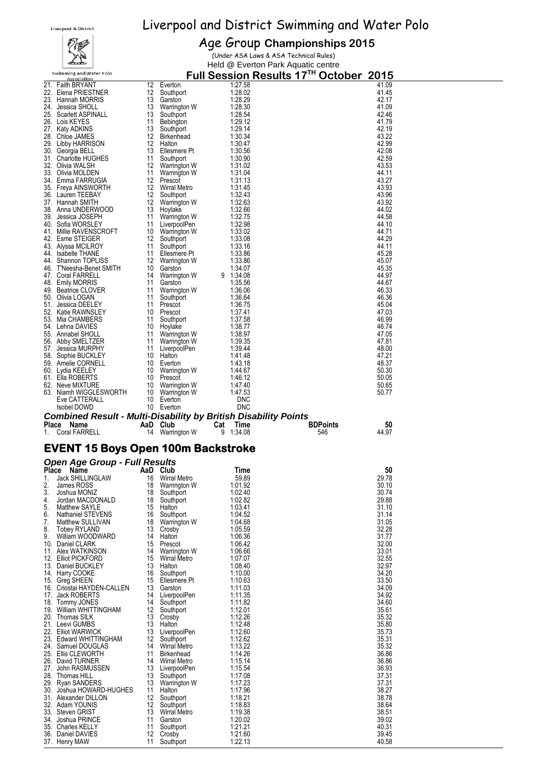# Liverpool and District Swimming and Water Polo

## Age Group Championships 2015

(Under ASA Laws & ASA Technical Rules)

Held @ Everton Park Aquatic centre

### Full Session Results 17TH October 2015

| Place | Name | AaD | Club | Cat | Time | 50 |
|---|---|---|---|---|---|---|
| 21. | Faith BRYANT | 12 | Everton | | 1:27.58 | 41.09 |
| 22. | Elena PRIESTNER | 12 | Southport | | 1:28.02 | 41.45 |
| 23. | Hannah MORRIS | 13 | Garston | | 1:28.29 | 42.17 |
| 24. | Jessica SHOLL | 13 | Warrington W | | 1:28.30 | 41.09 |
| 25. | Scarlett ASPINALL | 13 | Southport | | 1:28.54 | 42.46 |
| 26. | Lois KEYES | 11 | Bebington | | 1:29.12 | 41.79 |
| 27. | Katy ADKINS | 13 | Southport | | 1:29.14 | 42.19 |
| 28. | Chloe JAMES | 12 | Birkenhead | | 1:30.34 | 43.22 |
| 29. | Libby HARRISON | 12 | Halton | | 1:30.47 | 42.99 |
| 30. | Georgia BELL | 13 | Ellesmere Pt | | 1:30.56 | 42.08 |
| 31. | Charlotte HUGHES | 11 | Southport | | 1:30.90 | 42.59 |
| 32. | Olivia WALSH | 12 | Warrington W | | 1:31.02 | 43.53 |
| 33. | Olivia MOLDEN | 11 | Warrington W | | 1:31.04 | 44.11 |
| 34. | Emma FARRUGIA | 12 | Prescot | | 1:31.13 | 43.27 |
| 35. | Freya AINSWORTH | 12 | Wirral Metro | | 1:31.45 | 43.93 |
| 36. | Lauren TEEBAY | 12 | Southport | | 1:32.43 | 43.96 |
| 37. | Hannah SMITH | 12 | Warrington W | | 1:32.63 | 43.92 |
| 38. | Anna UNDERWOOD | 13 | Hoylake | | 1:32.66 | 44.02 |
| 39. | Jessica JOSEPH | 11 | Warrington W | | 1:32.75 | 44.58 |
| 40. | Sofia WORSLEY | 11 | LiverpoolPen | | 1:32.98 | 44.10 |
| 41. | Millie RAVENSCROFT | 10 | Warrington W | | 1:33.02 | 44.71 |
| 42. | Esme STEIGER | 12 | Southport | | 1:33.08 | 44.29 |
| 43. | Alyssa MCILROY | 11 | Southport | | 1:33.16 | 44.11 |
| 44. | Isabelle THANE | 11 | Ellesmere Pt | | 1:33.86 | 45.28 |
| 44. | Shannon TOPLISS | 12 | Warrington W | | 1:33.86 | 45.07 |
| 46. | T'Neesha-Benet SMITH | 10 | Garston | | 1:34.07 | 45.35 |
| 47. | Coral FARRELL | 14 | Warrington W | 9 | 1:34.08 | 44.97 |
| 48. | Emily MORRIS | 11 | Garston | | 1:35.56 | 44.67 |
| 49. | Beatrice CLOVER | 11 | Warrington W | | 1:36.06 | 46.33 |
| 50. | Olivia LOGAN | 11 | Southport | | 1:36.64 | 46.36 |
| 51. | Jessica DEELEY | 11 | Prescot | | 1:36.75 | 45.04 |
| 52. | Katie RAWNSLEY | 10 | Prescot | | 1:37.41 | 47.03 |
| 53. | Mia CHAMBERS | 11 | Southport | | 1:37.58 | 46.99 |
| 54. | Lehna DAVIES | 10 | Hoylake | | 1:38.77 | 46.74 |
| 55. | Annabel SHOLL | 11 | Warrington W | | 1:38.97 | 47.05 |
| 56. | Abby SMELTZER | 11 | Warrington W | | 1:39.35 | 47.81 |
| 57. | Jessica MURPHY | 11 | LiverpoolPen | | 1:39.44 | 48.00 |
| 58. | Sophie BUCKLEY | 10 | Halton | | 1:41.48 | 47.21 |
| 59. | Amelie CORNELL | 10 | Everton | | 1:43.18 | 48.37 |
| 60. | Lydia KEELEY | 10 | Warrington W | | 1:44.67 | 50.30 |
| 61. | Ella ROBERTS | 10 | Prescot | | 1:46.12 | 50.05 |
| 62. | Neve MIXTURE | 10 | Warrington W | | 1:47.40 | 50.65 |
| 63. | Niamh WIGGLESWORTH | 10 | Warrington W | | 1:47.53 | 50.77 |
| | Eve CATTERALL | 10 | Everton | | DNC | |
| | Isobel DOWD | 10 | Everton | | DNC | |

***Combined Result - Multi-Disability by British Disability Points***

| Place | Name | AaD | Club | Cat | Time | BDPoints | 50 |
|---|---|---|---|---|---|---|---|
| 1. | Coral FARRELL | 14 | Warrington W | 9 | 1:34.08 | 546 | 44.97 |

## EVENT 15 Boys Open 100m Backstroke

***Open Age Group - Full Results***

| Place | Name | AaD | Club | Time | 50 |
|---|---|---|---|---|---|
| 1. | Jack SHILLINGLAW | 16 | Wirral Metro | 59.89 | 29.78 |
| 2. | James ROSS | 18 | Warrington W | 1:01.92 | 30.10 |
| 3. | Joshua MONIZ | 18 | Southport | 1:02.40 | 30.74 |
| 4. | Jordan MACDONALD | 18 | Southport | 1:02.82 | 29.88 |
| 5. | Matthew SAYLE | 15 | Halton | 1:03.41 | 31.10 |
| 6. | Nathaniel STEVENS | 16 | Southport | 1:04.52 | 31.14 |
| 7. | Matthew SULLIVAN | 18 | Warrington W | 1:04.68 | 31.05 |
| 8. | Tobey RYLAND | 13 | Crosby | 1:05.59 | 32.28 |
| 9. | William WOODWARD | 14 | Halton | 1:06.36 | 31.77 |
| 10. | Daniel CLARK | 15 | Prescot | 1:06.42 | 32.00 |
| 11. | Alex WATKINSON | 14 | Warrington W | 1:06.66 | 33.01 |
| 12. | Elliot PICKFORD | 15 | Wirral Metro | 1:07.07 | 32.55 |
| 13. | Daniel BUCKLEY | 13 | Halton | 1:08.40 | 32.97 |
| 14. | Harry COOKE | 16 | Southport | 1:10.00 | 34.20 |
| 15. | Greg SHEEN | 15 | Ellesmere Pt | 1:10.63 | 33.50 |
| 16. | Criostai HAYDEN-CALLEN | 13 | Garston | 1:11.03 | 34.09 |
| 17. | Jack ROBERTS | 14 | LiverpoolPen | 1:11.35 | 34.92 |
| 18. | Tommy JONES | 14 | Southport | 1:11.82 | 34.60 |
| 19. | William WHITTINGHAM | 12 | Southport | 1:12.01 | 35.61 |
| 20. | Thomas SILK | 13 | Crosby | 1:12.26 | 35.32 |
| 21. | Leevi GUMBS | 13 | Halton | 1:12.48 | 35.80 |
| 22. | Elliot WARWICK | 13 | LiverpoolPen | 1:12.60 | 35.73 |
| 23. | Edward WHITTINGHAM | 12 | Southport | 1:12.62 | 35.31 |
| 24. | Samuel DOUGLAS | 14 | Wirral Metro | 1:13.22 | 35.32 |
| 25. | Ellis CLEWORTH | 11 | Birkenhead | 1:14.26 | 36.86 |
| 26. | David TURNER | 14 | Wirral Metro | 1:15.14 | 36.86 |
| 27. | John RASMUSSEN | 13 | LiverpoolPen | 1:15.54 | 36.93 |
| 28. | Thomas HILL | 13 | Southport | 1:17.08 | 37.31 |
| 29. | Ryan SANDERS | 13 | Warrington W | 1:17.23 | 37.31 |
| 30. | Joshua HOWARD-HUGHES | 11 | Halton | 1:17.96 | 38.27 |
| 31. | Alexander DILLON | 12 | Southport | 1:18.21 | 38.78 |
| 32. | Adam YOUNIS | 12 | Southport | 1:18.83 | 38.64 |
| 33. | Steven GRIST | 13 | Wirral Metro | 1:19.38 | 38.51 |
| 34. | Joshua PRINCE | 11 | Garston | 1:20.02 | 39.02 |
| 35. | Charles KELLY | 11 | Southport | 1:21.21 | 40.31 |
| 36. | Daniel DAVIES | 12 | Crosby | 1:21.60 | 39.45 |
| 37. | Henry MAW | 11 | Southport | 1:22.13 | 40.58 |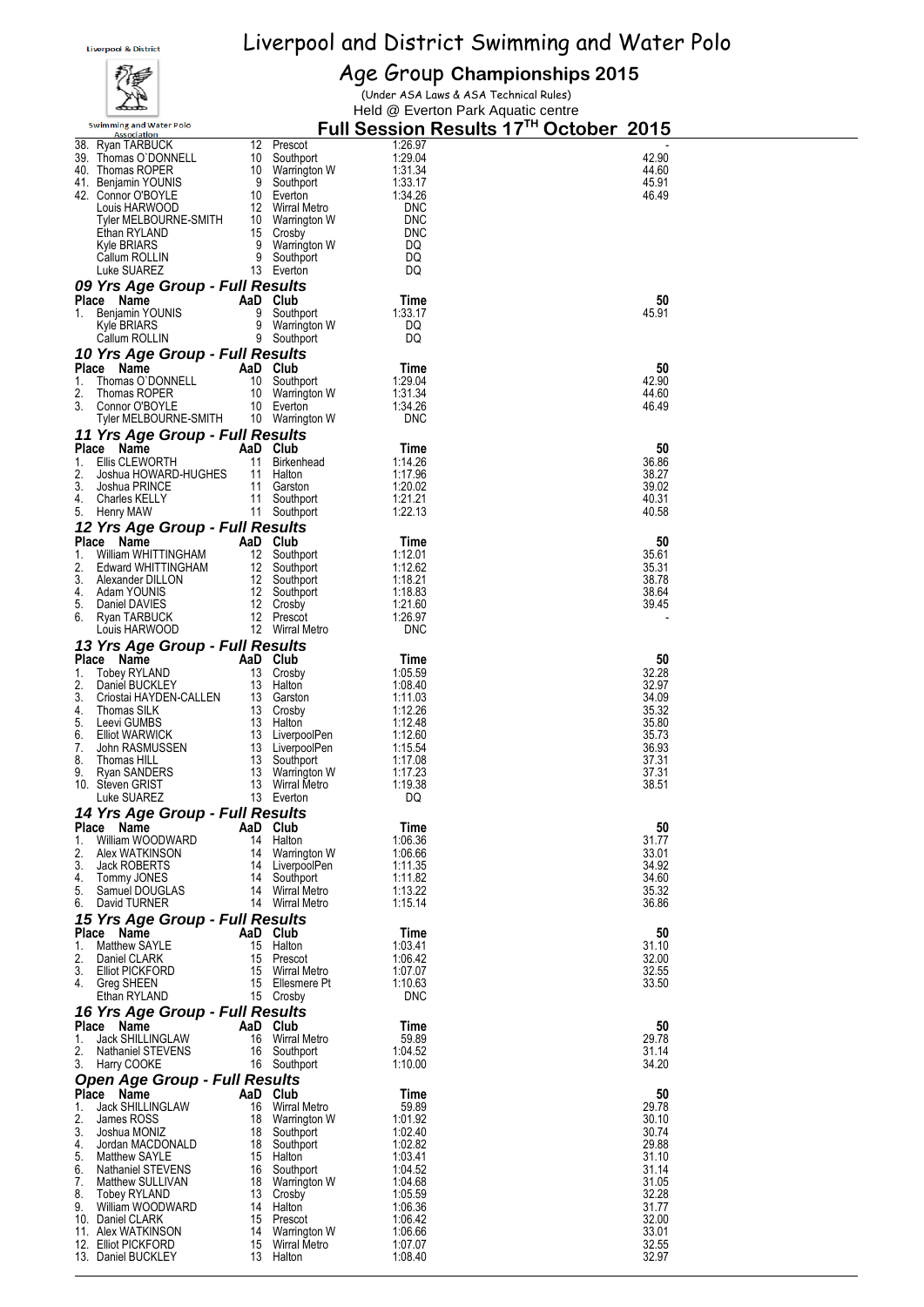# Liverpool and District Swimming and Water Polo

## Age Group Championships 2015

(Under ASA Laws & ASA Technical Rules)

Held @ Everton Park Aquatic centre

## Full Session Results 17TH October 2015

| Place | Name | AaD | Club | Time | 50 |
|---|---|---|---|---|---|
| 38. | Ryan TARBUCK | 12 | Prescot | 1:26.97 | - |
| 39. | Thomas O'DONNELL | 10 | Southport | 1:29.04 | 42.90 |
| 40. | Thomas ROPER | 10 | Warrington W | 1:31.34 | 44.60 |
| 41. | Benjamin YOUNIS | 9 | Southport | 1:33.17 | 45.91 |
| 42. | Connor O'BOYLE | 10 | Everton | 1:34.26 | 46.49 |
| | Louis HARWOOD | 12 | Wirral Metro | DNC | |
| | Tyler MELBOURNE-SMITH | 10 | Warrington W | DNC | |
| | Ethan RYLAND | 15 | Crosby | DNC | |
| | Kyle BRIARS | 9 | Warrington W | DQ | |
| | Callum ROLLIN | 9 | Southport | DQ | |
| | Luke SUAREZ | 13 | Everton | DQ | |

### 09 Yrs Age Group - Full Results

| Place | Name | AaD | Club | Time | 50 |
|---|---|---|---|---|---|
| 1. | Benjamin YOUNIS | 9 | Southport | 1:33.17 | 45.91 |
| | Kyle BRIARS | 9 | Warrington W | DQ | |
| | Callum ROLLIN | 9 | Southport | DQ | |

### 10 Yrs Age Group - Full Results

| Place | Name | AaD | Club | Time | 50 |
|---|---|---|---|---|---|
| 1. | Thomas O'DONNELL | 10 | Southport | 1:29.04 | 42.90 |
| 2. | Thomas ROPER | 10 | Warrington W | 1:31.34 | 44.60 |
| 3. | Connor O'BOYLE | 10 | Everton | 1:34.26 | 46.49 |
| | Tyler MELBOURNE-SMITH | 10 | Warrington W | DNC | |

### 11 Yrs Age Group - Full Results

| Place | Name | AaD | Club | Time | 50 |
|---|---|---|---|---|---|
| 1. | Ellis CLEWORTH | 11 | Birkenhead | 1:14.26 | 36.86 |
| 2. | Joshua HOWARD-HUGHES | 11 | Halton | 1:17.96 | 38.27 |
| 3. | Joshua PRINCE | 11 | Garston | 1:20.02 | 39.02 |
| 4. | Charles KELLY | 11 | Southport | 1:21.21 | 40.31 |
| 5. | Henry MAW | 11 | Southport | 1:22.13 | 40.58 |

### 12 Yrs Age Group - Full Results

| Place | Name | AaD | Club | Time | 50 |
|---|---|---|---|---|---|
| 1. | William WHITTINGHAM | 12 | Southport | 1:12.01 | 35.61 |
| 2. | Edward WHITTINGHAM | 12 | Southport | 1:12.62 | 35.31 |
| 3. | Alexander DILLON | 12 | Southport | 1:18.21 | 38.78 |
| 4. | Adam YOUNIS | 12 | Southport | 1:18.83 | 38.64 |
| 5. | Daniel DAVIES | 12 | Crosby | 1:21.60 | 39.45 |
| 6. | Ryan TARBUCK | 12 | Prescot | 1:26.97 | - |
| | Louis HARWOOD | 12 | Wirral Metro | DNC | |

### 13 Yrs Age Group - Full Results

| Place | Name | AaD | Club | Time | 50 |
|---|---|---|---|---|---|
| 1. | Tobey RYLAND | 13 | Crosby | 1:05.59 | 32.28 |
| 2. | Daniel BUCKLEY | 13 | Halton | 1:08.40 | 32.97 |
| 3. | Criostai HAYDEN-CALLEN | 13 | Garston | 1:11.03 | 34.09 |
| 4. | Thomas SILK | 13 | Crosby | 1:12.26 | 35.32 |
| 5. | Leevi GUMBS | 13 | Halton | 1:12.48 | 35.80 |
| 6. | Elliot WARWICK | 13 | LiverpoolPen | 1:12.60 | 35.73 |
| 7. | John RASMUSSEN | 13 | LiverpoolPen | 1:15.54 | 36.93 |
| 8. | Thomas HILL | 13 | Southport | 1:17.08 | 37.31 |
| 9. | Ryan SANDERS | 13 | Warrington W | 1:17.23 | 37.31 |
| 10. | Steven GRIST | 13 | Wirral Metro | 1:19.38 | 38.51 |
| | Luke SUAREZ | 13 | Everton | DQ | |

### 14 Yrs Age Group - Full Results

| Place | Name | AaD | Club | Time | 50 |
|---|---|---|---|---|---|
| 1. | William WOODWARD | 14 | Halton | 1:06.36 | 31.77 |
| 2. | Alex WATKINSON | 14 | Warrington W | 1:06.66 | 33.01 |
| 3. | Jack ROBERTS | 14 | LiverpoolPen | 1:11.35 | 34.92 |
| 4. | Tommy JONES | 14 | Southport | 1:11.82 | 34.60 |
| 5. | Samuel DOUGLAS | 14 | Wirral Metro | 1:13.22 | 35.32 |
| 6. | David TURNER | 14 | Wirral Metro | 1:15.14 | 36.86 |

### 15 Yrs Age Group - Full Results

| Place | Name | AaD | Club | Time | 50 |
|---|---|---|---|---|---|
| 1. | Matthew SAYLE | 15 | Halton | 1:03.41 | 31.10 |
| 2. | Daniel CLARK | 15 | Prescot | 1:06.42 | 32.00 |
| 3. | Elliot PICKFORD | 15 | Wirral Metro | 1:07.07 | 32.55 |
| 4. | Greg SHEEN | 15 | Ellesmere Pt | 1:10.63 | 33.50 |
| | Ethan RYLAND | 15 | Crosby | DNC | |

### 16 Yrs Age Group - Full Results

| Place | Name | AaD | Club | Time | 50 |
|---|---|---|---|---|---|
| 1. | Jack SHILLINGLAW | 16 | Wirral Metro | 59.89 | 29.78 |
| 2. | Nathaniel STEVENS | 16 | Southport | 1:04.52 | 31.14 |
| 3. | Harry COOKE | 16 | Southport | 1:10.00 | 34.20 |

### Open Age Group - Full Results

| Place | Name | AaD | Club | Time | 50 |
|---|---|---|---|---|---|
| 1. | Jack SHILLINGLAW | 16 | Wirral Metro | 59.89 | 29.78 |
| 2. | James ROSS | 18 | Warrington W | 1:01.92 | 30.10 |
| 3. | Joshua MONIZ | 18 | Southport | 1:02.40 | 30.74 |
| 4. | Jordan MACDONALD | 18 | Southport | 1:02.82 | 29.88 |
| 5. | Matthew SAYLE | 15 | Halton | 1:03.41 | 31.10 |
| 6. | Nathaniel STEVENS | 16 | Southport | 1:04.52 | 31.14 |
| 7. | Matthew SULLIVAN | 18 | Warrington W | 1:04.68 | 31.05 |
| 8. | Tobey RYLAND | 13 | Crosby | 1:05.59 | 32.28 |
| 9. | William WOODWARD | 14 | Halton | 1:06.36 | 31.77 |
| 10. | Daniel CLARK | 15 | Prescot | 1:06.42 | 32.00 |
| 11. | Alex WATKINSON | 14 | Warrington W | 1:06.66 | 33.01 |
| 12. | Elliot PICKFORD | 15 | Wirral Metro | 1:07.07 | 32.55 |
| 13. | Daniel BUCKLEY | 13 | Halton | 1:08.40 | 32.97 |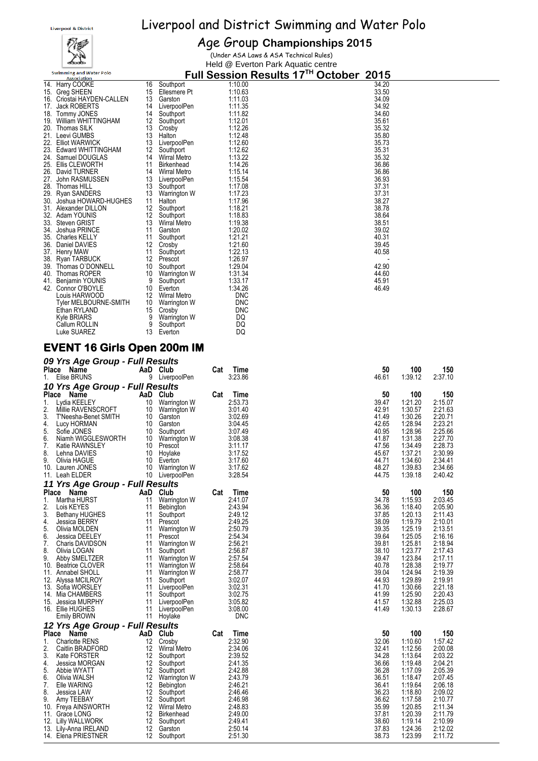# Liverpool and District Swimming and Water Polo

## Age Group Championships 2015

(Under ASA Laws & ASA Technical Rules)

Held @ Everton Park Aquatic centre

**Full Session Results 17TH October 2015**

| Place | Name | AaD | Club | Time | 50 |
|---|---|---|---|---|---|
| 14. | Harry COOKE | 16 | Southport | 1:10.00 | 34.20 |
| 15. | Greg SHEEN | 15 | Ellesmere Pt | 1:10.63 | 33.50 |
| 16. | Criostai HAYDEN-CALLEN | 13 | Garston | 1:11.03 | 34.09 |
| 17. | Jack ROBERTS | 14 | LiverpoolPen | 1:11.35 | 34.92 |
| 18. | Tommy JONES | 14 | Southport | 1:11.82 | 34.60 |
| 19. | William WHITTINGHAM | 12 | Southport | 1:12.01 | 35.61 |
| 20. | Thomas SILK | 13 | Crosby | 1:12.26 | 35.32 |
| 21. | Leevi GUMBS | 13 | Halton | 1:12.48 | 35.80 |
| 22. | Elliot WARWICK | 13 | LiverpoolPen | 1:12.60 | 35.73 |
| 23. | Edward WHITTINGHAM | 12 | Southport | 1:12.62 | 35.31 |
| 24. | Samuel DOUGLAS | 14 | Wirral Metro | 1:13.22 | 35.32 |
| 25. | Ellis CLEWORTH | 11 | Birkenhead | 1:14.26 | 36.86 |
| 26. | David TURNER | 14 | Wirral Metro | 1:15.14 | 36.86 |
| 27. | John RASMUSSEN | 13 | LiverpoolPen | 1:15.54 | 36.93 |
| 28. | Thomas HILL | 13 | Southport | 1:17.08 | 37.31 |
| 29. | Ryan SANDERS | 13 | Warrington W | 1:17.23 | 37.31 |
| 30. | Joshua HOWARD-HUGHES | 11 | Halton | 1:17.96 | 38.27 |
| 31. | Alexander DILLON | 12 | Southport | 1:18.21 | 38.78 |
| 32. | Adam YOUNIS | 12 | Southport | 1:18.83 | 38.64 |
| 33. | Steven GRIST | 13 | Wirral Metro | 1:19.38 | 38.51 |
| 34. | Joshua PRINCE | 11 | Garston | 1:20.02 | 39.02 |
| 35. | Charles KELLY | 11 | Southport | 1:21.21 | 40.31 |
| 36. | Daniel DAVIES | 12 | Crosby | 1:21.60 | 39.45 |
| 37. | Henry MAW | 11 | Southport | 1:22.13 | 40.58 |
| 38. | Ryan TARBUCK | 12 | Prescot | 1:26.97 | - |
| 39. | Thomas O`DONNELL | 10 | Southport | 1:29.04 | 42.90 |
| 40. | Thomas ROPER | 10 | Warrington W | 1:31.34 | 44.60 |
| 41. | Benjamin YOUNIS | 9 | Southport | 1:33.17 | 45.91 |
| 42. | Connor O'BOYLE | 10 | Everton | 1:34.26 | 46.49 |
| | Louis HARWOOD | 12 | Wirral Metro | DNC | |
| | Tyler MELBOURNE-SMITH | 10 | Warrington W | DNC | |
| | Ethan RYLAND | 15 | Crosby | DNC | |
| | Kyle BRIARS | 9 | Warrington W | DQ | |
| | Callum ROLLIN | 9 | Southport | DQ | |
| | Luke SUAREZ | 13 | Everton | DQ | |

## EVENT 16 Girls Open 200m IM

### 09 Yrs Age Group - Full Results

| Place | Name | AaD | Club | Cat | Time | 50 | 100 | 150 |
|---|---|---|---|---|---|---|---|---|
| 1. | Elise BRUNS | 9 | LiverpoolPen | | 3:23.86 | 46.61 | 1:39.12 | 2:37.10 |

### 10 Yrs Age Group - Full Results

| Place | Name | AaD | Club | Cat | Time | 50 | 100 | 150 |
|---|---|---|---|---|---|---|---|---|
| 1. | Lydia KEELEY | 10 | Warrington W | | 2:53.73 | 39.47 | 1:21.20 | 2:15.07 |
| 2. | Millie RAVENSCROFT | 10 | Warrington W | | 3:01.40 | 42.91 | 1:30.57 | 2:21.63 |
| 3. | T'Neesha-Benet SMITH | 10 | Garston | | 3:02.69 | 41.49 | 1:30.26 | 2:20.71 |
| 4. | Lucy HORMAN | 10 | Garston | | 3:04.45 | 42.65 | 1:28.94 | 2:23.21 |
| 5. | Sofie JONES | 10 | Southport | | 3:07.49 | 40.95 | 1:28.96 | 2:25.66 |
| 6. | Niamh WIGGLESWORTH | 10 | Warrington W | | 3:08.38 | 41.87 | 1:31.38 | 2:27.70 |
| 7. | Katie RAWNSLEY | 10 | Prescot | | 3:11.17 | 47.56 | 1:34.49 | 2:28.73 |
| 8. | Lehna DAVIES | 10 | Hoylake | | 3:17.52 | 45.67 | 1:37.21 | 2:30.99 |
| 9. | Olivia HAGUE | 10 | Everton | | 3:17.60 | 44.71 | 1:34.60 | 2:34.41 |
| 10. | Lauren JONES | 10 | Warrington W | | 3:17.62 | 48.27 | 1:39.83 | 2:34.66 |
| 11. | Leah ELDER | 10 | LiverpoolPen | | 3:28.54 | 44.75 | 1:39.18 | 2:40.42 |

### 11 Yrs Age Group - Full Results

| Place | Name | AaD | Club | Cat | Time | 50 | 100 | 150 |
|---|---|---|---|---|---|---|---|---|
| 1. | Martha HURST | 11 | Warrington W | | 2:41.07 | 34.78 | 1:15.93 | 2:03.45 |
| 2. | Lois KEYES | 11 | Bebington | | 2:43.94 | 36.36 | 1:18.40 | 2:05.90 |
| 3. | Bethany HUGHES | 11 | Southport | | 2:49.12 | 37.85 | 1:20.13 | 2:11.43 |
| 4. | Jessica BERRY | 11 | Prescot | | 2:49.25 | 38.09 | 1:19.79 | 2:10.01 |
| 5. | Olivia MOLDEN | 11 | Warrington W | | 2:50.79 | 39.35 | 1:25.19 | 2:13.51 |
| 6. | Jessica DEELEY | 11 | Prescot | | 2:54.34 | 39.64 | 1:25.05 | 2:16.16 |
| 7. | Charis DAVIDSON | 11 | Warrington W | | 2:56.21 | 39.81 | 1:25.81 | 2:18.94 |
| 8. | Olivia LOGAN | 11 | Southport | | 2:56.87 | 38.10 | 1:23.77 | 2:17.43 |
| 9. | Abby SMELTZER | 11 | Warrington W | | 2:57.54 | 39.47 | 1:23.84 | 2:17.11 |
| 10. | Beatrice CLOVER | 11 | Warrington W | | 2:58.64 | 40.78 | 1:28.38 | 2:19.77 |
| 11. | Annabel SHOLL | 11 | Warrington W | | 2:58.77 | 39.04 | 1:24.94 | 2:19.39 |
| 12. | Alyssa MCILROY | 11 | Southport | | 3:02.07 | 44.93 | 1:29.89 | 2:19.91 |
| 13. | Sofia WORSLEY | 11 | LiverpoolPen | | 3:02.31 | 41.70 | 1:30.66 | 2:21.18 |
| 14. | Mia CHAMBERS | 11 | Southport | | 3:02.75 | 41.99 | 1:25.90 | 2:20.43 |
| 15. | Jessica MURPHY | 11 | LiverpoolPen | | 3:05.82 | 41.57 | 1:32.88 | 2:25.03 |
| 16. | Ellie HUGHES | 11 | LiverpoolPen | | 3:08.00 | 41.49 | 1:30.13 | 2:28.67 |
| | Emily BROWN | 11 | Hoylake | | DNC | | | |

### 12 Yrs Age Group - Full Results

| Place | Name | AaD | Club | Cat | Time | 50 | 100 | 150 |
|---|---|---|---|---|---|---|---|---|
| 1. | Charlotte RENS | 12 | Crosby | | 2:32.90 | 32.06 | 1:10.60 | 1:57.42 |
| 2. | Caitlin BRADFORD | 12 | Wirral Metro | | 2:34.06 | 32.41 | 1:12.56 | 2:00.08 |
| 3. | Kate FORSTER | 12 | Southport | | 2:39.52 | 34.28 | 1:13.64 | 2:03.22 |
| 4. | Jessica MORGAN | 12 | Southport | | 2:41.35 | 36.66 | 1:19.48 | 2:04.21 |
| 5. | Abbie WYATT | 12 | Southport | | 2:42.88 | 36.28 | 1:17.09 | 2:05.39 |
| 6. | Olivia WALSH | 12 | Warrington W | | 2:43.79 | 36.51 | 1:18.47 | 2:07.45 |
| 7. | Elle WARING | 12 | Bebington | | 2:46.21 | 36.41 | 1:19.64 | 2:06.18 |
| 8. | Jessica LAW | 12 | Southport | | 2:46.46 | 36.23 | 1:18.80 | 2:09.02 |
| 9. | Amy TEEBAY | 12 | Southport | | 2:46.98 | 36.62 | 1:17.58 | 2:10.77 |
| 10. | Freya AINSWORTH | 12 | Wirral Metro | | 2:48.83 | 35.99 | 1:20.85 | 2:11.34 |
| 11. | Grace LONG | 12 | Birkenhead | | 2:49.00 | 37.81 | 1:20.39 | 2:11.79 |
| 12. | Lilly WALLWORK | 12 | Southport | | 2:49.41 | 38.60 | 1:19.14 | 2:10.99 |
| 13. | Lily-Anna IRELAND | 12 | Garston | | 2:50.14 | 37.83 | 1:24.36 | 2:12.02 |
| 14. | Elena PRIESTNER | 12 | Southport | | 2:51.30 | 38.73 | 1:23.99 | 2:11.72 |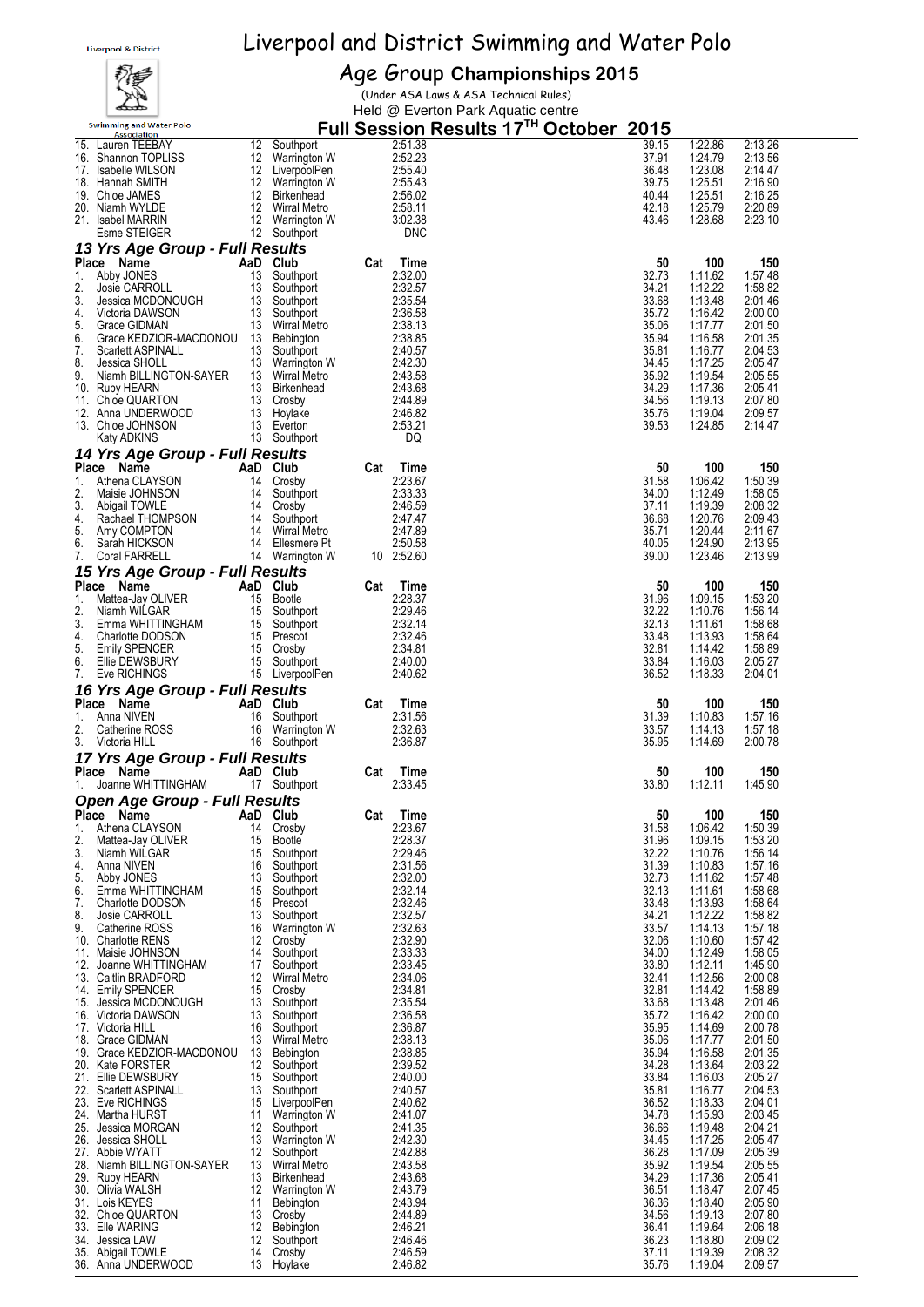# Liverpool and District Swimming and Water Polo

## Age Group Championships 2015

(Under ASA Laws & ASA Technical Rules)

Held @ Everton Park Aquatic centre

### Full Session Results 17[TH] October 2015

| Place | Name | AaD | Club | Cat | Time | 50 | 100 | 150 |
|---|---|---|---|---|---|---|---|---|
| 15. | Lauren TEEBAY | 12 | Southport | | 2:51.38 | 39.15 | 1:22.86 | 2:13.26 |
| 16. | Shannon TOPLISS | 12 | Warrington W | | 2:52.23 | 37.91 | 1:24.79 | 2:13.56 |
| 17. | Isabelle WILSON | 12 | LiverpoolPen | | 2:55.40 | 36.48 | 1:23.08 | 2:14.47 |
| 18. | Hannah SMITH | 12 | Warrington W | | 2:55.43 | 39.75 | 1:25.51 | 2:16.90 |
| 19. | Chloe JAMES | 12 | Birkenhead | | 2:56.02 | 40.44 | 1:25.51 | 2:16.25 |
| 20. | Niamh WYLDE | 12 | Wirral Metro | | 2:58.11 | 42.18 | 1:25.79 | 2:20.89 |
| 21. | Isabel MARRIN | 12 | Warrington W | | 3:02.38 | 43.46 | 1:28.68 | 2:23.10 |
| | Esme STEIGER | 12 | Southport | | DNC | | | |

### 13 Yrs Age Group - Full Results

| Place | Name | AaD | Club | Cat | Time | 50 | 100 | 150 |
|---|---|---|---|---|---|---|---|---|
| 1. | Abby JONES | 13 | Southport | | 2:32.00 | 32.73 | 1:11.62 | 1:57.48 |
| 2. | Josie CARROLL | 13 | Southport | | 2:32.57 | 34.21 | 1:12.22 | 1:58.82 |
| 3. | Jessica MCDONOUGH | 13 | Southport | | 2:35.54 | 33.68 | 1:13.48 | 2:01.46 |
| 4. | Victoria DAWSON | 13 | Southport | | 2:36.58 | 35.72 | 1:16.42 | 2:00.00 |
| 5. | Grace GIDMAN | 13 | Wirral Metro | | 2:38.13 | 35.06 | 1:17.77 | 2:01.50 |
| 6. | Grace KEDZIOR-MACDONOU | 13 | Bebington | | 2:38.85 | 35.94 | 1:16.58 | 2:01.35 |
| 7. | Scarlett ASPINALL | 13 | Southport | | 2:40.57 | 35.81 | 1:16.77 | 2:04.53 |
| 8. | Jessica SHOLL | 13 | Warrington W | | 2:42.30 | 34.45 | 1:17.25 | 2:05.47 |
| 9. | Niamh BILLINGTON-SAYER | 13 | Wirral Metro | | 2:43.58 | 35.92 | 1:19.54 | 2:05.55 |
| 10. | Ruby HEARN | 13 | Birkenhead | | 2:43.68 | 34.29 | 1:17.36 | 2:05.41 |
| 11. | Chloe QUARTON | 13 | Crosby | | 2:44.89 | 34.56 | 1:19.13 | 2:07.80 |
| 12. | Anna UNDERWOOD | 13 | Hoylake | | 2:46.82 | 35.76 | 1:19.04 | 2:09.57 |
| 13. | Chloe JOHNSON | 13 | Everton | | 2:53.21 | 39.53 | 1:24.85 | 2:14.47 |
| | Katy ADKINS | 13 | Southport | | DQ | | | |

### 14 Yrs Age Group - Full Results

| Place | Name | AaD | Club | Cat | Time | 50 | 100 | 150 |
|---|---|---|---|---|---|---|---|---|
| 1. | Athena CLAYSON | 14 | Crosby | | 2:23.67 | 31.58 | 1:06.42 | 1:50.39 |
| 2. | Maisie JOHNSON | 14 | Southport | | 2:33.33 | 34.00 | 1:12.49 | 1:58.05 |
| 3. | Abigail TOWLE | 14 | Crosby | | 2:46.59 | 37.11 | 1:19.39 | 2:08.32 |
| 4. | Rachael THOMPSON | 14 | Southport | | 2:47.47 | 36.68 | 1:20.76 | 2:09.43 |
| 5. | Amy COMPTON | 14 | Wirral Metro | | 2:47.89 | 35.71 | 1:20.44 | 2:11.67 |
| 6. | Sarah HICKSON | 14 | Ellesmere Pt | | 2:50.58 | 40.05 | 1:24.90 | 2:13.95 |
| 7. | Coral FARRELL | 14 | Warrington W | 10 | 2:52.60 | 39.00 | 1:23.46 | 2:13.99 |

### 15 Yrs Age Group - Full Results

| Place | Name | AaD | Club | Cat | Time | 50 | 100 | 150 |
|---|---|---|---|---|---|---|---|---|
| 1. | Mattea-Jay OLIVER | 15 | Bootle | | 2:28.37 | 31.96 | 1:09.15 | 1:53.20 |
| 2. | Niamh WILGAR | 15 | Southport | | 2:29.46 | 32.22 | 1:10.76 | 1:56.14 |
| 3. | Emma WHITTINGHAM | 15 | Southport | | 2:32.14 | 32.13 | 1:11.61 | 1:58.68 |
| 4. | Charlotte DODSON | 15 | Prescot | | 2:32.46 | 33.48 | 1:13.93 | 1:58.64 |
| 5. | Emily SPENCER | 15 | Crosby | | 2:34.81 | 32.81 | 1:14.42 | 1:58.89 |
| 6. | Ellie DEWSBURY | 15 | Southport | | 2:40.00 | 33.84 | 1:16.03 | 2:05.27 |
| 7. | Eve RICHINGS | 15 | LiverpoolPen | | 2:40.62 | 36.52 | 1:18.33 | 2:04.01 |

### 16 Yrs Age Group - Full Results

| Place | Name | AaD | Club | Cat | Time | 50 | 100 | 150 |
|---|---|---|---|---|---|---|---|---|
| 1. | Anna NIVEN | 16 | Southport | | 2:31.56 | 31.39 | 1:10.83 | 1:57.16 |
| 2. | Catherine ROSS | 16 | Warrington W | | 2:32.63 | 33.57 | 1:14.13 | 1:57.18 |
| 3. | Victoria HILL | 16 | Southport | | 2:36.87 | 35.95 | 1:14.69 | 2:00.78 |

### 17 Yrs Age Group - Full Results

| Place | Name | AaD | Club | Cat | Time | 50 | 100 | 150 |
|---|---|---|---|---|---|---|---|---|
| 1. | Joanne WHITTINGHAM | 17 | Southport | | 2:33.45 | 33.80 | 1:12.11 | 1:45.90 |

### Open Age Group - Full Results

| Place | Name | AaD | Club | Cat | Time | 50 | 100 | 150 |
|---|---|---|---|---|---|---|---|---|
| 1. | Athena CLAYSON | 14 | Crosby | | 2:23.67 | 31.58 | 1:06.42 | 1:50.39 |
| 2. | Mattea-Jay OLIVER | 15 | Bootle | | 2:28.37 | 31.96 | 1:09.15 | 1:53.20 |
| 3. | Niamh WILGAR | 15 | Southport | | 2:29.46 | 32.22 | 1:10.76 | 1:56.14 |
| 4. | Anna NIVEN | 16 | Southport | | 2:31.56 | 31.39 | 1:10.83 | 1:57.16 |
| 5. | Abby JONES | 13 | Southport | | 2:32.00 | 32.73 | 1:11.62 | 1:57.48 |
| 6. | Emma WHITTINGHAM | 15 | Southport | | 2:32.14 | 32.13 | 1:11.61 | 1:58.68 |
| 7. | Charlotte DODSON | 15 | Prescot | | 2:32.46 | 33.48 | 1:13.93 | 1:58.64 |
| 8. | Josie CARROLL | 13 | Southport | | 2:32.57 | 34.21 | 1:12.22 | 1:58.82 |
| 9. | Catherine ROSS | 16 | Warrington W | | 2:32.63 | 33.57 | 1:14.13 | 1:57.18 |
| 10. | Charlotte RENS | 12 | Crosby | | 2:32.90 | 32.06 | 1:10.60 | 1:57.42 |
| 11. | Maisie JOHNSON | 14 | Southport | | 2:33.33 | 34.00 | 1:12.49 | 1:58.05 |
| 12. | Joanne WHITTINGHAM | 17 | Southport | | 2:33.45 | 33.80 | 1:12.11 | 1:45.90 |
| 13. | Caitlin BRADFORD | 12 | Wirral Metro | | 2:34.06 | 32.41 | 1:12.56 | 2:00.08 |
| 14. | Emily SPENCER | 15 | Crosby | | 2:34.81 | 32.81 | 1:14.42 | 1:58.89 |
| 15. | Jessica MCDONOUGH | 13 | Southport | | 2:35.54 | 33.68 | 1:13.48 | 2:01.46 |
| 16. | Victoria DAWSON | 13 | Southport | | 2:36.58 | 35.72 | 1:16.42 | 2:00.00 |
| 17. | Victoria HILL | 16 | Southport | | 2:36.87 | 35.95 | 1:14.69 | 2:00.78 |
| 18. | Grace GIDMAN | 13 | Wirral Metro | | 2:38.13 | 35.06 | 1:17.77 | 2:01.50 |
| 19. | Grace KEDZIOR-MACDONOU | 13 | Bebington | | 2:38.85 | 35.94 | 1:16.58 | 2:01.35 |
| 20. | Kate FORSTER | 12 | Southport | | 2:39.52 | 34.28 | 1:13.64 | 2:03.22 |
| 21. | Ellie DEWSBURY | 15 | Southport | | 2:40.00 | 33.84 | 1:16.03 | 2:05.27 |
| 22. | Scarlett ASPINALL | 13 | Southport | | 2:40.57 | 35.81 | 1:16.77 | 2:04.53 |
| 23. | Eve RICHINGS | 15 | LiverpoolPen | | 2:40.62 | 36.52 | 1:18.33 | 2:04.01 |
| 24. | Martha HURST | 11 | Warrington W | | 2:41.07 | 34.78 | 1:15.93 | 2:03.45 |
| 25. | Jessica MORGAN | 12 | Southport | | 2:41.35 | 36.66 | 1:19.48 | 2:04.21 |
| 26. | Jessica SHOLL | 13 | Warrington W | | 2:42.30 | 34.45 | 1:17.25 | 2:05.47 |
| 27. | Abbie WYATT | 12 | Southport | | 2:42.88 | 36.28 | 1:17.09 | 2:05.39 |
| 28. | Niamh BILLINGTON-SAYER | 13 | Wirral Metro | | 2:43.58 | 35.92 | 1:19.54 | 2:05.55 |
| 29. | Ruby HEARN | 13 | Birkenhead | | 2:43.68 | 34.29 | 1:17.36 | 2:05.41 |
| 30. | Olivia WALSH | 12 | Warrington W | | 2:43.79 | 36.51 | 1:18.47 | 2:07.45 |
| 31. | Lois KEYES | 11 | Bebington | | 2:43.94 | 36.36 | 1:18.40 | 2:05.90 |
| 32. | Chloe QUARTON | 13 | Crosby | | 2:44.89 | 34.56 | 1:19.13 | 2:07.80 |
| 33. | Elle WARING | 12 | Bebington | | 2:46.21 | 36.41 | 1:19.64 | 2:06.18 |
| 34. | Jessica LAW | 12 | Southport | | 2:46.46 | 36.23 | 1:18.80 | 2:09.02 |
| 35. | Abigail TOWLE | 14 | Crosby | | 2:46.59 | 37.11 | 1:19.39 | 2:08.32 |
| 36. | Anna UNDERWOOD | 13 | Hoylake | | 2:46.82 | 35.76 | 1:19.04 | 2:09.57 |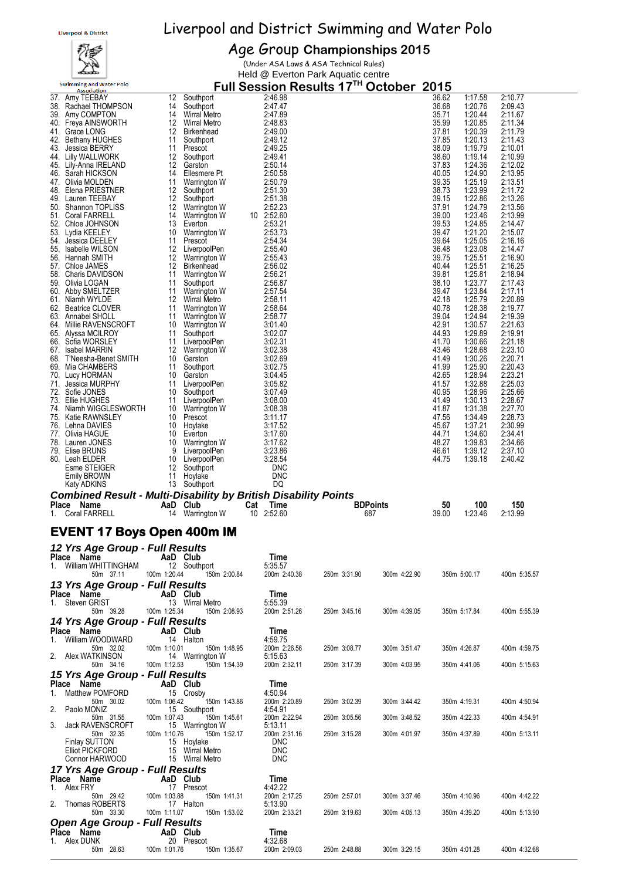# Liverpool and District Swimming and Water Polo

## Age Group Championships 2015

(Under ASA Laws & ASA Technical Rules)

Held @ Everton Park Aquatic centre

### Full Session Results 17TH October 2015

| Place | Name | AaD | Club | Cat | Time | 50 | 100 | 150 |
|---|---|---|---|---|---|---|---|---|
| 37. | Amy TEEBAY | 12 | Southport | | 2:46.98 | 36.62 | 1:17.58 | 2:10.77 |
| 38. | Rachael THOMPSON | 14 | Southport | | 2:47.47 | 36.68 | 1:20.76 | 2:09.43 |
| 39. | Amy COMPTON | 14 | Wirral Metro | | 2:47.89 | 35.71 | 1:20.44 | 2:11.67 |
| 40. | Freya AINSWORTH | 12 | Wirral Metro | | 2:48.83 | 35.99 | 1:20.85 | 2:11.34 |
| 41. | Grace LONG | 12 | Birkenhead | | 2:49.00 | 37.81 | 1:20.39 | 2:11.79 |
| 42. | Bethany HUGHES | 11 | Southport | | 2:49.12 | 37.85 | 1:20.13 | 2:11.43 |
| 43. | Jessica BERRY | 11 | Prescot | | 2:49.25 | 38.09 | 1:19.79 | 2:10.01 |
| 44. | Lilly WALLWORK | 12 | Southport | | 2:49.41 | 38.60 | 1:19.14 | 2:10.99 |
| 45. | Lily-Anna IRELAND | 12 | Garston | | 2:50.14 | 37.83 | 1:24.36 | 2:12.02 |
| 46. | Sarah HICKSON | 14 | Ellesmere Pt | | 2:50.58 | 40.05 | 1:24.90 | 2:13.95 |
| 47. | Olivia MOLDEN | 11 | Warrington W | | 2:50.79 | 39.35 | 1:25.19 | 2:13.51 |
| 48. | Elena PRIESTNER | 12 | Southport | | 2:51.30 | 38.73 | 1:23.99 | 2:11.72 |
| 49. | Lauren TEEBAY | 12 | Southport | | 2:51.38 | 39.15 | 1:22.86 | 2:13.26 |
| 50. | Shannon TOPLISS | 12 | Warrington W | | 2:52.23 | 37.91 | 1:24.79 | 2:13.56 |
| 51. | Coral FARRELL | 14 | Warrington W | 10 | 2:52.60 | 39.00 | 1:23.46 | 2:13.99 |
| 52. | Chloe JOHNSON | 13 | Everton | | 2:53.21 | 39.53 | 1:24.85 | 2:14.47 |
| 53. | Lydia KEELEY | 10 | Warrington W | | 2:53.73 | 39.47 | 1:21.20 | 2:15.07 |
| 54. | Jessica DEELEY | 11 | Prescot | | 2:54.34 | 39.64 | 1:25.05 | 2:16.16 |
| 55. | Isabelle WILSON | 12 | LiverpoolPen | | 2:55.40 | 36.48 | 1:23.08 | 2:14.47 |
| 56. | Hannah SMITH | 12 | Warrington W | | 2:55.43 | 39.75 | 1:25.51 | 2:16.90 |
| 57. | Chloe JAMES | 12 | Birkenhead | | 2:56.02 | 40.44 | 1:25.51 | 2:16.25 |
| 58. | Charis DAVIDSON | 11 | Warrington W | | 2:56.21 | 39.81 | 1:25.81 | 2:18.94 |
| 59. | Olivia LOGAN | 11 | Southport | | 2:56.87 | 38.10 | 1:23.77 | 2:17.43 |
| 60. | Abby SMELTZER | 11 | Warrington W | | 2:57.54 | 39.47 | 1:23.84 | 2:17.11 |
| 61. | Niamh WYLDE | 12 | Wirral Metro | | 2:58.11 | 42.18 | 1:25.79 | 2:20.89 |
| 62. | Beatrice CLOVER | 11 | Warrington W | | 2:58.64 | 40.78 | 1:28.38 | 2:19.77 |
| 63. | Annabel SHOLL | 11 | Warrington W | | 2:58.77 | 39.04 | 1:24.94 | 2:19.39 |
| 64. | Millie RAVENSCROFT | 10 | Warrington W | | 3:01.40 | 42.91 | 1:30.57 | 2:21.63 |
| 65. | Alyssa MCILROY | 11 | Southport | | 3:02.07 | 44.93 | 1:29.89 | 2:19.91 |
| 66. | Sofia WORSLEY | 11 | LiverpoolPen | | 3:02.31 | 41.70 | 1:30.66 | 2:21.18 |
| 67. | Isabel MARRIN | 12 | Warrington W | | 3:02.38 | 43.46 | 1:28.68 | 2:23.10 |
| 68. | T'Neesha-Benet SMITH | 10 | Garston | | 3:02.69 | 41.49 | 1:30.26 | 2:20.71 |
| 69. | Mia CHAMBERS | 11 | Southport | | 3:02.75 | 41.99 | 1:25.90 | 2:20.43 |
| 70. | Lucy HORMAN | 10 | Garston | | 3:04.45 | 42.65 | 1:28.94 | 2:23.21 |
| 71. | Jessica MURPHY | 11 | LiverpoolPen | | 3:05.82 | 41.57 | 1:32.88 | 2:25.03 |
| 72. | Sofie JONES | 10 | Southport | | 3:07.49 | 40.95 | 1:28.96 | 2:25.66 |
| 73. | Ellie HUGHES | 11 | LiverpoolPen | | 3:08.00 | 41.49 | 1:30.13 | 2:28.67 |
| 74. | Niamh WIGGLESWORTH | 10 | Warrington W | | 3:08.38 | 41.87 | 1:31.38 | 2:27.70 |
| 75. | Katie RAWNSLEY | 10 | Prescot | | 3:11.17 | 47.56 | 1:34.49 | 2:28.73 |
| 76. | Lehna DAVIES | 10 | Hoylake | | 3:17.52 | 45.67 | 1:37.21 | 2:30.99 |
| 77. | Olivia HAGUE | 10 | Everton | | 3:17.60 | 44.71 | 1:34.60 | 2:34.41 |
| 78. | Lauren JONES | 10 | Warrington W | | 3:17.62 | 48.27 | 1:39.83 | 2:34.66 |
| 79. | Elise BRUNS | 9 | LiverpoolPen | | 3:23.86 | 46.61 | 1:39.12 | 2:37.10 |
| 80. | Leah ELDER | 10 | LiverpoolPen | | 3:28.54 | 44.75 | 1:39.18 | 2:40.42 |
| | Esme STEIGER | 12 | Southport | | DNC | | | |
| | Emily BROWN | 11 | Hoylake | | DNC | | | |
| | Katy ADKINS | 13 | Southport | | DQ | | | |

***Combined Result - Multi-Disability by British Disability Points***

| Place | Name | AaD | Club | Cat | Time | BDPoints | 50 | 100 | 150 |
|---|---|---|---|---|---|---|---|---|---|
| 1. | Coral FARRELL | 14 | Warrington W | 10 | 2:52.60 | 687 | 39.00 | 1:23.46 | 2:13.99 |

## EVENT 17 Boys Open 400m IM

### *12 Yrs Age Group - Full Results*

| Place | Name | AaD | Club | Time |
|---|---|---|---|---|
| 1. | William WHITTINGHAM | 12 | Southport | 5:35.57 |

50m 37.11 · 100m 1:20.44 · 150m 2:00.84 · 200m 2:40.38 · 250m 3:31.90 · 300m 4:22.90 · 350m 5:00.17 · 400m 5:35.57

### *13 Yrs Age Group - Full Results*

| Place | Name | AaD | Club | Time |
|---|---|---|---|---|
| 1. | Steven GRIST | 13 | Wirral Metro | 5:55.39 |

50m 39.28 · 100m 1:25.34 · 150m 2:08.93 · 200m 2:51.26 · 250m 3:45.16 · 300m 4:39.05 · 350m 5:17.84 · 400m 5:55.39

### *14 Yrs Age Group - Full Results*

| Place | Name | AaD | Club | Time |
|---|---|---|---|---|
| 1. | William WOODWARD | 14 | Halton | 4:59.75 |
| 2. | Alex WATKINSON | 14 | Warrington W | 5:15.63 |

1. William WOODWARD: 50m 32.02 · 100m 1:10.01 · 150m 1:48.95 · 200m 2:26.56 · 250m 3:08.77 · 300m 3:51.47 · 350m 4:26.87 · 400m 4:59.75
2. Alex WATKINSON: 50m 34.16 · 100m 1:12.53 · 150m 1:54.39 · 200m 2:32.11 · 250m 3:17.39 · 300m 4:03.95 · 350m 4:41.06 · 400m 5:15.63

### *15 Yrs Age Group - Full Results*

| Place | Name | AaD | Club | Time |
|---|---|---|---|---|
| 1. | Matthew POMFORD | 15 | Crosby | 4:50.94 |
| 2. | Paolo MONIZ | 15 | Southport | 4:54.91 |
| 3. | Jack RAVENSCROFT | 15 | Warrington W | 5:13.11 |
| | Finlay SUTTON | 15 | Hoylake | DNC |
| | Elliot PICKFORD | 15 | Wirral Metro | DNC |
| | Connor HARWOOD | 15 | Wirral Metro | DNC |

1. Matthew POMFORD: 50m 30.02 · 100m 1:06.42 · 150m 1:43.86 · 200m 2:20.89 · 250m 3:02.39 · 300m 3:44.42 · 350m 4:19.31 · 400m 4:50.94
2. Paolo MONIZ: 50m 31.55 · 100m 1:07.43 · 150m 1:45.61 · 200m 2:22.94 · 250m 3:05.56 · 300m 3:48.52 · 350m 4:22.33 · 400m 4:54.91
3. Jack RAVENSCROFT: 50m 32.35 · 100m 1:10.76 · 150m 1:52.17 · 200m 2:31.16 · 250m 3:15.28 · 300m 4:01.97 · 350m 4:37.89 · 400m 5:13.11

### *17 Yrs Age Group - Full Results*

| Place | Name | AaD | Club | Time |
|---|---|---|---|---|
| 1. | Alex FRY | 17 | Prescot | 4:42.22 |
| 2. | Thomas ROBERTS | 17 | Halton | 5:13.90 |

1. Alex FRY: 50m 29.42 · 100m 1:03.88 · 150m 1:41.31 · 200m 2:17.25 · 250m 2:57.01 · 300m 3:37.46 · 350m 4:10.96 · 400m 4:42.22
2. Thomas ROBERTS: 50m 33.30 · 100m 1:11.07 · 150m 1:53.02 · 200m 2:33.21 · 250m 3:19.63 · 300m 4:05.13 · 350m 4:39.20 · 400m 5:13.90

### *Open Age Group - Full Results*

| Place | Name | AaD | Club | Time |
|---|---|---|---|---|
| 1. | Alex DUNK | 20 | Prescot | 4:32.68 |

50m 28.63 · 100m 1:01.76 · 150m 1:35.67 · 200m 2:09.03 · 250m 2:48.88 · 300m 3:29.15 · 350m 4:01.28 · 400m 4:32.68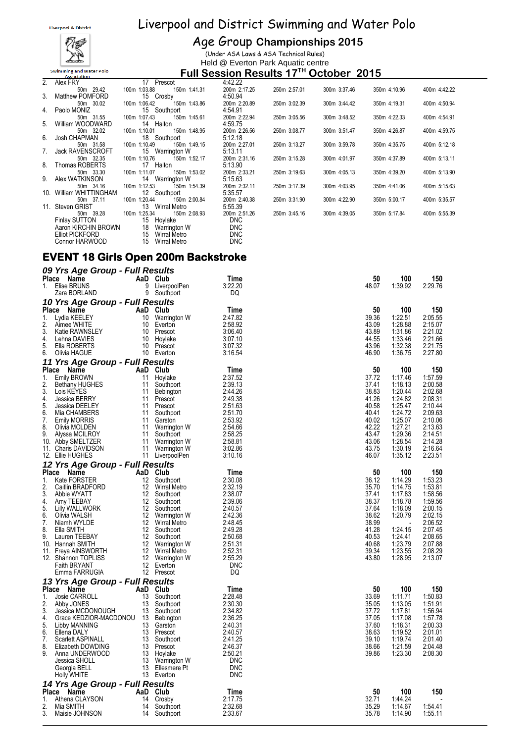| Place | Name | AaD | Club | Time | | | | | | |
|---|---|---|---|---|---|---|---|---|---|---|
| 2. | Alex FRY | 17 | Prescot | 4:42.22 | | | | | | |
| | 50m 29.42 | 100m 1:03.88 | 150m 1:41.31 | 200m 2:17.25 | 250m 2:57.01 | 300m 3:37.46 | 350m 4:10.96 | 400m 4:42.22 | | |
| 3. | Matthew POMFORD | 15 | Crosby | 4:50.94 | | | | | | |
| | 50m 30.02 | 100m 1:06.42 | 150m 1:43.86 | 200m 2:20.89 | 250m 3:02.39 | 300m 3:44.42 | 350m 4:19.31 | 400m 4:50.94 | | |
| 4. | Paolo MONIZ | 15 | Southport | 4:54.91 | | | | | | |
| | 50m 31.55 | 100m 1:07.43 | 150m 1:45.61 | 200m 2:22.94 | 250m 3:05.56 | 300m 3:48.52 | 350m 4:22.33 | 400m 4:54.91 | | |
| 5. | William WOODWARD | 14 | Halton | 4:59.75 | | | | | | |
| | 50m 32.02 | 100m 1:10.01 | 150m 1:48.95 | 200m 2:26.56 | 250m 3:08.77 | 300m 3:51.47 | 350m 4:26.87 | 400m 4:59.75 | | |
| 6. | Josh CHAPMAN | 18 | Southport | 5:12.18 | | | | | | |
| | 50m 31.58 | 100m 1:10.49 | 150m 1:49.15 | 200m 2:27.01 | 250m 3:13.27 | 300m 3:59.78 | 350m 4:35.75 | 400m 5:12.18 | | |
| 7. | Jack RAVENSCROFT | 15 | Warrington W | 5:13.11 | | | | | | |
| | 50m 32.35 | 100m 1:10.76 | 150m 1:52.17 | 200m 2:31.16 | 250m 3:15.28 | 300m 4:01.97 | 350m 4:37.89 | 400m 5:13.11 | | |
| 8. | Thomas ROBERTS | 17 | Halton | 5:13.90 | | | | | | |
| | 50m 33.30 | 100m 1:11.07 | 150m 1:53.02 | 200m 2:33.21 | 250m 3:19.63 | 300m 4:05.13 | 350m 4:39.20 | 400m 5:13.90 | | |
| 9. | Alex WATKINSON | 14 | Warrington W | 5:15.63 | | | | | | |
| | 50m 34.16 | 100m 1:12.53 | 150m 1:54.39 | 200m 2:32.11 | 250m 3:17.39 | 300m 4:03.95 | 350m 4:41.06 | 400m 5:15.63 | | |
| 10. | William WHITTINGHAM | 12 | Southport | 5:35.57 | | | | | | |
| | 50m 37.11 | 100m 1:20.44 | 150m 2:00.84 | 200m 2:40.38 | 250m 3:31.90 | 300m 4:22.90 | 350m 5:00.17 | 400m 5:35.57 | | |
| 11. | Steven GRIST | 13 | Wirral Metro | 5:55.39 | | | | | | |
| | 50m 39.28 | 100m 1:25.34 | 150m 2:08.93 | 200m 2:51.26 | 250m 3:45.16 | 300m 4:39.05 | 350m 5:17.84 | 400m 5:55.39 | | |
| | Finlay SUTTON | 15 | Hoylake | DNC | | | | | | |
| | Aaron KIRCHIN BROWN | 18 | Warrington W | DNC | | | | | | |
| | Elliot PICKFORD | 15 | Wirral Metro | DNC | | | | | | |
| | Connor HARWOOD | 15 | Wirral Metro | DNC | | | | | | |

## EVENT 18 Girls Open 200m Backstroke

### 09 Yrs Age Group - Full Results

| Place | Name | AaD | Club | Time | 50 | 100 | 150 |
|---|---|---|---|---|---|---|---|
| 1. | Elise BRUNS | 9 | LiverpoolPen | 3:22.20 | 48.07 | 1:39.92 | 2:29.76 |
| | Zara BORLAND | 9 | Southport | DQ | | | |

### 10 Yrs Age Group - Full Results

| Place | Name | AaD | Club | Time | 50 | 100 | 150 |
|---|---|---|---|---|---|---|---|
| 1. | Lydia KEELEY | 10 | Warrington W | 2:47.82 | 39.36 | 1:22.51 | 2:05.55 |
| 2. | Aimee WHITE | 10 | Everton | 2:58.92 | 43.09 | 1:28.88 | 2:15.07 |
| 3. | Katie RAWNSLEY | 10 | Prescot | 3:06.40 | 43.89 | 1:31.86 | 2:21.02 |
| 4. | Lehna DAVIES | 10 | Hoylake | 3:07.10 | 44.55 | 1:33.46 | 2:21.66 |
| 5. | Ella ROBERTS | 10 | Prescot | 3:07.32 | 43.96 | 1:32.38 | 2:21.75 |
| 6. | Olivia HAGUE | 10 | Everton | 3:16.54 | 46.90 | 1:36.75 | 2:27.80 |

### 11 Yrs Age Group - Full Results

| Place | Name | AaD | Club | Time | 50 | 100 | 150 |
|---|---|---|---|---|---|---|---|
| 1. | Emily BROWN | 11 | Hoylake | 2:37.52 | 37.72 | 1:17.46 | 1:57.59 |
| 2. | Bethany HUGHES | 11 | Southport | 2:39.13 | 37.41 | 1:18.13 | 2:00.58 |
| 3. | Lois KEYES | 11 | Bebington | 2:44.26 | 38.83 | 1:20.44 | 2:02.68 |
| 4. | Jessica BERRY | 11 | Prescot | 2:49.38 | 41.26 | 1:24.82 | 2:08.31 |
| 5. | Jessica DEELEY | 11 | Prescot | 2:51.63 | 40.58 | 1:25.47 | 2:10.44 |
| 6. | Mia CHAMBERS | 11 | Southport | 2:51.70 | 40.41 | 1:24.72 | 2:09.63 |
| 7. | Emily MORRIS | 11 | Garston | 2:53.92 | 40.02 | 1:25.07 | 2:10.06 |
| 8. | Olivia MOLDEN | 11 | Warrington W | 2:54.66 | 42.22 | 1:27.21 | 2:13.63 |
| 9. | Alyssa MCILROY | 11 | Southport | 2:58.25 | 43.47 | 1:29.36 | 2:14.51 |
| 10. | Abby SMELTZER | 11 | Warrington W | 2:58.81 | 43.06 | 1:28.54 | 2:14.28 |
| 11. | Charis DAVIDSON | 11 | Warrington W | 3:02.86 | 43.75 | 1:30.19 | 2:16.64 |
| 12. | Ellie HUGHES | 11 | LiverpoolPen | 3:10.16 | 46.07 | 1:35.12 | 2:23.51 |

### 12 Yrs Age Group - Full Results

| Place | Name | AaD | Club | Time | 50 | 100 | 150 |
|---|---|---|---|---|---|---|---|
| 1. | Kate FORSTER | 12 | Southport | 2:30.08 | 36.12 | 1:14.29 | 1:53.23 |
| 2. | Caitlin BRADFORD | 12 | Wirral Metro | 2:32.19 | 35.70 | 1:14.75 | 1:53.81 |
| 3. | Abbie WYATT | 12 | Southport | 2:38.07 | 37.41 | 1:17.83 | 1:58.56 |
| 4. | Amy TEEBAY | 12 | Southport | 2:39.06 | 38.37 | 1:18.78 | 1:59.56 |
| 5. | Lilly WALLWORK | 12 | Southport | 2:40.57 | 37.64 | 1:18.09 | 2:00.15 |
| 6. | Olivia WALSH | 12 | Warrington W | 2:42.36 | 38.62 | 1:20.79 | 2:02.15 |
| 7. | Niamh WYLDE | 12 | Wirral Metro | 2:48.45 | 38.99 | - | 2:06.52 |
| 8. | Ella SMITH | 12 | Southport | 2:49.28 | 41.28 | 1:24.15 | 2:07.45 |
| 9. | Lauren TEEBAY | 12 | Southport | 2:50.68 | 40.53 | 1:24.41 | 2:08.65 |
| 10. | Hannah SMITH | 12 | Warrington W | 2:51.31 | 40.68 | 1:23.79 | 2:07.88 |
| 11. | Freya AINSWORTH | 12 | Wirral Metro | 2:52.31 | 39.34 | 1:23.55 | 2:08.29 |
| 12. | Shannon TOPLISS | 12 | Warrington W | 2:55.29 | 43.80 | 1:28.95 | 2:13.07 |
| | Faith BRYANT | 12 | Everton | DNC | | | |
| | Emma FARRUGIA | 12 | Prescot | DQ | | | |

### 13 Yrs Age Group - Full Results

| Place | Name | AaD | Club | Time | 50 | 100 | 150 |
|---|---|---|---|---|---|---|---|
| 1. | Josie CARROLL | 13 | Southport | 2:28.48 | 33.69 | 1:11.71 | 1:50.83 |
| 2. | Abby JONES | 13 | Southport | 2:30.30 | 35.05 | 1:13.05 | 1:51.91 |
| 3. | Jessica MCDONOUGH | 13 | Southport | 2:34.82 | 37.72 | 1:17.81 | 1:56.94 |
| 4. | Grace KEDZIOR-MACDONOU | 13 | Bebington | 2:36.25 | 37.05 | 1:17.08 | 1:57.78 |
| 5. | Libby MANNING | 13 | Garston | 2:40.31 | 37.60 | 1:18.31 | 2:00.33 |
| 6. | Ellena DALY | 13 | Prescot | 2:40.57 | 38.63 | 1:19.52 | 2:01.01 |
| 7. | Scarlett ASPINALL | 13 | Southport | 2:41.25 | 39.10 | 1:19.74 | 2:01.40 |
| 8. | Elizabeth DOWDING | 13 | Prescot | 2:46.37 | 38.66 | 1:21.59 | 2:04.48 |
| 9. | Anna UNDERWOOD | 13 | Hoylake | 2:50.21 | 39.86 | 1:23.30 | 2:08.30 |
| | Jessica SHOLL | 13 | Warrington W | DNC | | | |
| | Georgia BELL | 13 | Ellesmere Pt | DNC | | | |
| | Holly WHITE | 13 | Everton | DNC | | | |

### 14 Yrs Age Group - Full Results

| Place | Name | AaD | Club | Time | 50 | 100 | 150 |
|---|---|---|---|---|---|---|---|
| 1. | Athena CLAYSON | 14 | Crosby | 2:17.75 | 32.71 | 1:44.24 | - |
| 2. | Mia SMITH | 14 | Southport | 2:32.68 | 35.29 | 1:14.67 | 1:54.41 |
| 3. | Maisie JOHNSON | 14 | Southport | 2:33.67 | 35.78 | 1:14.90 | 1:55.11 |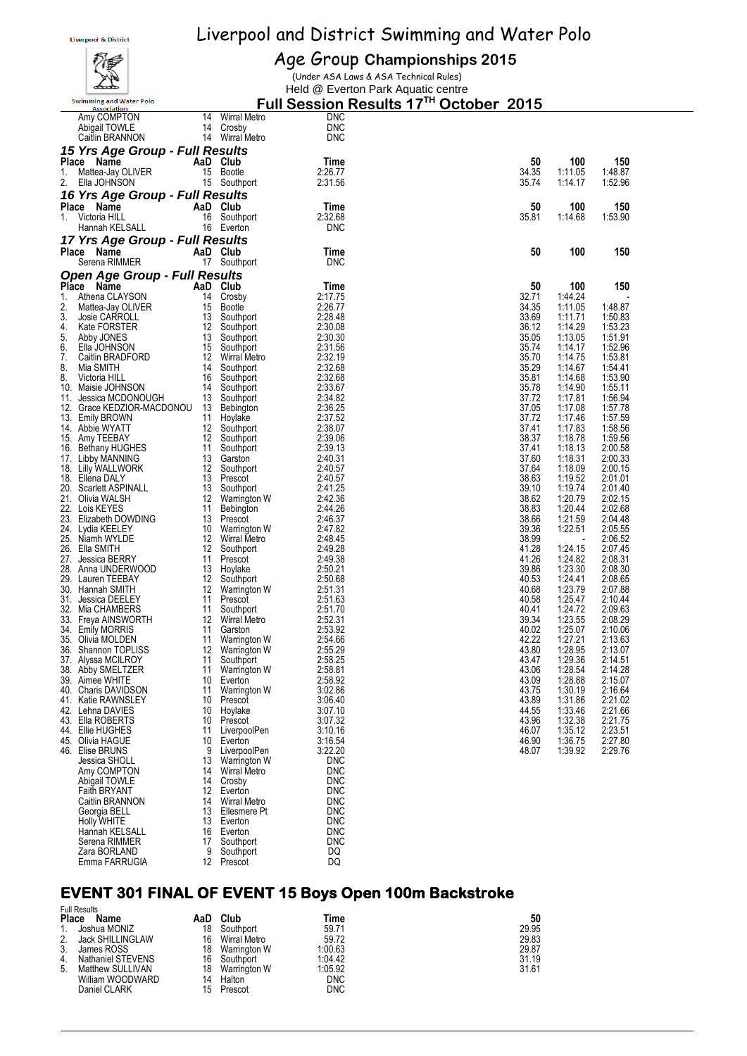# Liverpool and District Swimming and Water Polo

## Age Group Championships 2015

(Under ASA Laws & ASA Technical Rules)

Held @ Everton Park Aquatic centre

**Full Session Results 17TH October 2015**

| Place | Name | AaD | Club | Time | 50 | 100 | 150 |
|---|---|---|---|---|---|---|---|
| | Amy COMPTON | 14 | Wirral Metro | DNC | | | |
| | Abigail TOWLE | 14 | Crosby | DNC | | | |
| | Caitlin BRANNON | 14 | Wirral Metro | DNC | | | |

### 15 Yrs Age Group - Full Results

| Place | Name | AaD | Club | Time | 50 | 100 | 150 |
|---|---|---|---|---|---|---|---|
| 1. | Mattea-Jay OLIVER | 15 | Bootle | 2:26.77 | 34.35 | 1:11.05 | 1:48.87 |
| 2. | Ella JOHNSON | 15 | Southport | 2:31.56 | 35.74 | 1:14.17 | 1:52.96 |

### 16 Yrs Age Group - Full Results

| Place | Name | AaD | Club | Time | 50 | 100 | 150 |
|---|---|---|---|---|---|---|---|
| 1. | Victoria HILL | 16 | Southport | 2:32.68 | 35.81 | 1:14.68 | 1:53.90 |
| | Hannah KELSALL | 16 | Everton | DNC | | | |

### 17 Yrs Age Group - Full Results

| Place | Name | AaD | Club | Time | 50 | 100 | 150 |
|---|---|---|---|---|---|---|---|
| | Serena RIMMER | 17 | Southport | DNC | | | |

### Open Age Group - Full Results

| Place | Name | AaD | Club | Time | 50 | 100 | 150 |
|---|---|---|---|---|---|---|---|
| 1. | Athena CLAYSON | 14 | Crosby | 2:17.75 | 32.71 | 1:44.24 | - |
| 2. | Mattea-Jay OLIVER | 15 | Bootle | 2:26.77 | 34.35 | 1:11.05 | 1:48.87 |
| 3. | Josie CARROLL | 13 | Southport | 2:28.48 | 33.69 | 1:11.71 | 1:50.83 |
| 4. | Kate FORSTER | 12 | Southport | 2:30.08 | 36.12 | 1:14.29 | 1:53.23 |
| 5. | Abby JONES | 13 | Southport | 2:30.30 | 35.05 | 1:13.05 | 1:51.91 |
| 6. | Ella JOHNSON | 15 | Southport | 2:31.56 | 35.74 | 1:14.17 | 1:52.96 |
| 7. | Caitlin BRADFORD | 12 | Wirral Metro | 2:32.19 | 35.70 | 1:14.75 | 1:53.81 |
| 8. | Mia SMITH | 14 | Southport | 2:32.68 | 35.29 | 1:14.67 | 1:54.41 |
| 8. | Victoria HILL | 16 | Southport | 2:32.68 | 35.81 | 1:14.68 | 1:53.90 |
| 10. | Maisie JOHNSON | 14 | Southport | 2:33.67 | 35.78 | 1:14.90 | 1:55.11 |
| 11. | Jessica MCDONOUGH | 13 | Southport | 2:34.82 | 37.72 | 1:17.81 | 1:56.94 |
| 12. | Grace KEDZIOR-MACDONOU | 13 | Bebington | 2:36.25 | 37.05 | 1:17.08 | 1:57.78 |
| 13. | Emily BROWN | 11 | Hoylake | 2:37.52 | 37.72 | 1:17.46 | 1:57.59 |
| 14. | Abbie WYATT | 12 | Southport | 2:38.07 | 37.41 | 1:17.83 | 1:58.56 |
| 15. | Amy TEEBAY | 12 | Southport | 2:39.06 | 38.37 | 1:18.78 | 1:59.56 |
| 16. | Bethany HUGHES | 11 | Southport | 2:39.13 | 37.41 | 1:18.13 | 2:00.58 |
| 17. | Libby MANNING | 13 | Garston | 2:40.31 | 37.60 | 1:18.31 | 2:00.33 |
| 18. | Lilly WALLWORK | 12 | Southport | 2:40.57 | 37.64 | 1:18.09 | 2:00.15 |
| 18. | Ellena DALY | 13 | Prescot | 2:40.57 | 38.63 | 1:19.52 | 2:01.01 |
| 20. | Scarlett ASPINALL | 13 | Southport | 2:41.25 | 39.10 | 1:19.74 | 2:01.40 |
| 21. | Olivia WALSH | 12 | Warrington W | 2:42.36 | 38.62 | 1:20.79 | 2:02.15 |
| 22. | Lois KEYES | 11 | Bebington | 2:44.26 | 38.83 | 1:20.44 | 2:02.68 |
| 23. | Elizabeth DOWDING | 13 | Prescot | 2:46.37 | 38.66 | 1:21.59 | 2:04.48 |
| 24. | Lydia KEELEY | 10 | Warrington W | 2:47.82 | 39.36 | 1:22.51 | 2:05.55 |
| 25. | Niamh WYLDE | 12 | Wirral Metro | 2:48.45 | 38.99 | - | 2:06.52 |
| 26. | Ella SMITH | 12 | Southport | 2:49.28 | 41.28 | 1:24.15 | 2:07.45 |
| 27. | Jessica BERRY | 11 | Prescot | 2:49.38 | 41.26 | 1:24.82 | 2:08.31 |
| 28. | Anna UNDERWOOD | 13 | Hoylake | 2:50.21 | 39.86 | 1:23.30 | 2:08.30 |
| 29. | Lauren TEEBAY | 12 | Southport | 2:50.68 | 40.53 | 1:24.41 | 2:08.65 |
| 30. | Hannah SMITH | 12 | Warrington W | 2:51.31 | 40.68 | 1:23.79 | 2:07.88 |
| 31. | Jessica DEELEY | 11 | Prescot | 2:51.63 | 40.58 | 1:25.47 | 2:10.44 |
| 32. | Mia CHAMBERS | 11 | Southport | 2:51.70 | 40.41 | 1:24.72 | 2:09.63 |
| 33. | Freya AINSWORTH | 12 | Wirral Metro | 2:52.31 | 39.34 | 1:23.55 | 2:08.29 |
| 34. | Emily MORRIS | 11 | Garston | 2:53.92 | 40.02 | 1:25.07 | 2:10.06 |
| 35. | Olivia MOLDEN | 11 | Warrington W | 2:54.66 | 42.22 | 1:27.21 | 2:13.63 |
| 36. | Shannon TOPLISS | 12 | Warrington W | 2:55.29 | 43.80 | 1:28.95 | 2:13.07 |
| 37. | Alyssa MCILROY | 11 | Southport | 2:58.25 | 43.47 | 1:29.36 | 2:14.51 |
| 38. | Abby SMELTZER | 11 | Warrington W | 2:58.81 | 43.06 | 1:28.54 | 2:14.28 |
| 39. | Aimee WHITE | 10 | Everton | 2:58.92 | 43.09 | 1:28.88 | 2:15.07 |
| 40. | Charis DAVIDSON | 11 | Warrington W | 3:02.86 | 43.75 | 1:30.19 | 2:16.64 |
| 41. | Katie RAWNSLEY | 10 | Prescot | 3:06.40 | 43.89 | 1:31.86 | 2:21.02 |
| 42. | Lehna DAVIES | 10 | Hoylake | 3:07.10 | 44.55 | 1:33.46 | 2:21.66 |
| 43. | Ella ROBERTS | 10 | Prescot | 3:07.32 | 43.96 | 1:32.38 | 2:21.75 |
| 44. | Ellie HUGHES | 11 | LiverpoolPen | 3:10.16 | 46.07 | 1:35.12 | 2:23.51 |
| 45. | Olivia HAGUE | 10 | Everton | 3:16.54 | 46.90 | 1:36.75 | 2:27.80 |
| 46. | Elise BRUNS | 9 | LiverpoolPen | 3:22.20 | 48.07 | 1:39.92 | 2:29.76 |
| | Jessica SHOLL | 13 | Warrington W | DNC | | | |
| | Amy COMPTON | 14 | Wirral Metro | DNC | | | |
| | Abigail TOWLE | 14 | Crosby | DNC | | | |
| | Faith BRYANT | 12 | Everton | DNC | | | |
| | Caitlin BRANNON | 14 | Wirral Metro | DNC | | | |
| | Georgia BELL | 13 | Ellesmere Pt | DNC | | | |
| | Holly WHITE | 13 | Everton | DNC | | | |
| | Hannah KELSALL | 16 | Everton | DNC | | | |
| | Serena RIMMER | 17 | Southport | DNC | | | |
| | Zara BORLAND | 9 | Southport | DQ | | | |
| | Emma FARRUGIA | 12 | Prescot | DQ | | | |

## EVENT 301 FINAL OF EVENT 15 Boys Open 100m Backstroke

Full Results

| Place | Name | AaD | Club | Time | 50 |
|---|---|---|---|---|---|
| 1. | Joshua MONIZ | 18 | Southport | 59.71 | 29.95 |
| 2. | Jack SHILLINGLAW | 16 | Wirral Metro | 59.72 | 29.83 |
| 3. | James ROSS | 18 | Warrington W | 1:00.63 | 29.87 |
| 4. | Nathaniel STEVENS | 16 | Southport | 1:04.42 | 31.19 |
| 5. | Matthew SULLIVAN | 18 | Warrington W | 1:05.92 | 31.61 |
| | William WOODWARD | 14 | Halton | DNC | |
| | Daniel CLARK | 15 | Prescot | DNC | |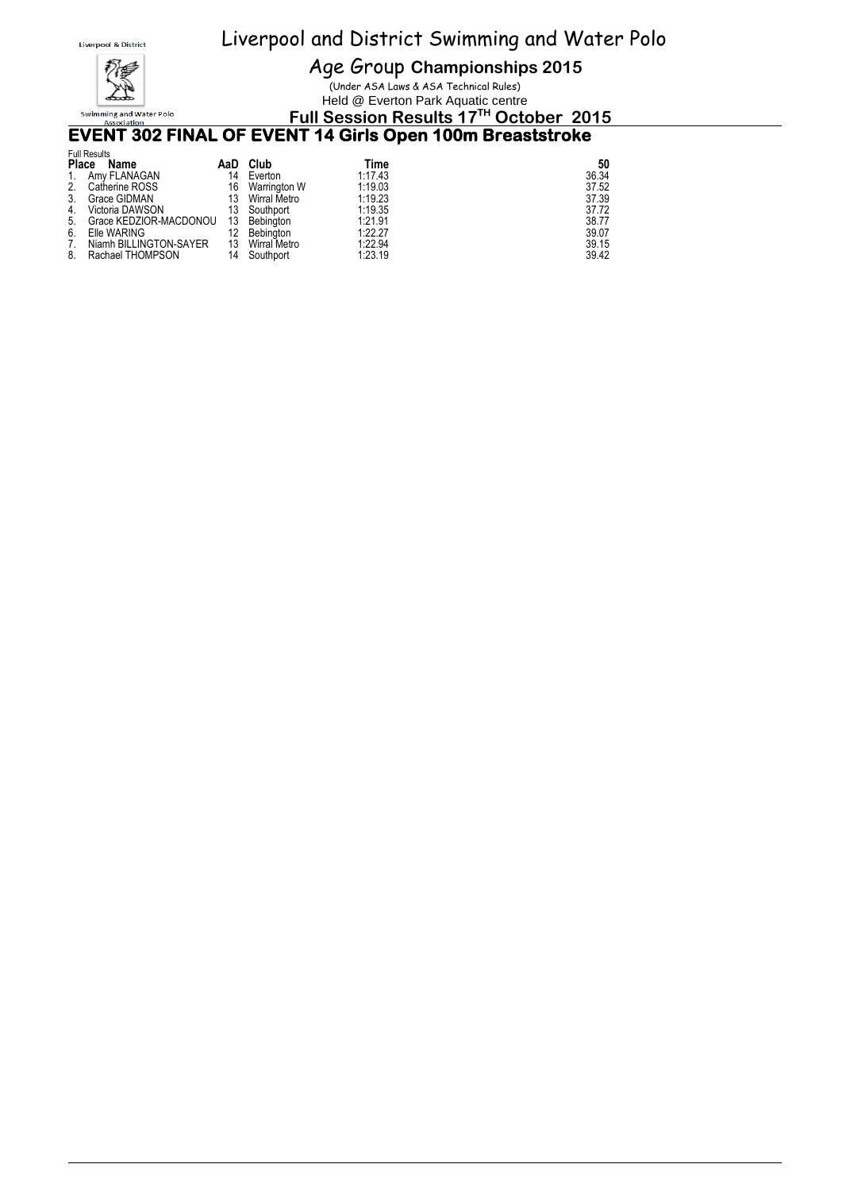Liverpool & District

Swimming and Water Polo Association

# Liverpool and District Swimming and Water Polo

## Age Group Championships 2015

(Under ASA Laws & ASA Technical Rules)

Held @ Everton Park Aquatic centre

**Full Session Results 17[TH] October 2015**

## EVENT 302 FINAL OF EVENT 14 Girls Open 100m Breaststroke

Full Results

| Place | Name | AaD | Club | Time | 50 |
|---|---|---|---|---|---|
| 1. | Amy FLANAGAN | 14 | Everton | 1:17.43 | 36.34 |
| 2. | Catherine ROSS | 16 | Warrington W | 1:19.03 | 37.52 |
| 3. | Grace GIDMAN | 13 | Wirral Metro | 1:19.23 | 37.39 |
| 4. | Victoria DAWSON | 13 | Southport | 1:19.35 | 37.72 |
| 5. | Grace KEDZIOR-MACDONOU | 13 | Bebington | 1:21.91 | 38.77 |
| 6. | Elle WARING | 12 | Bebington | 1:22.27 | 39.07 |
| 7. | Niamh BILLINGTON-SAYER | 13 | Wirral Metro | 1:22.94 | 39.15 |
| 8. | Rachael THOMPSON | 14 | Southport | 1:23.19 | 39.42 |